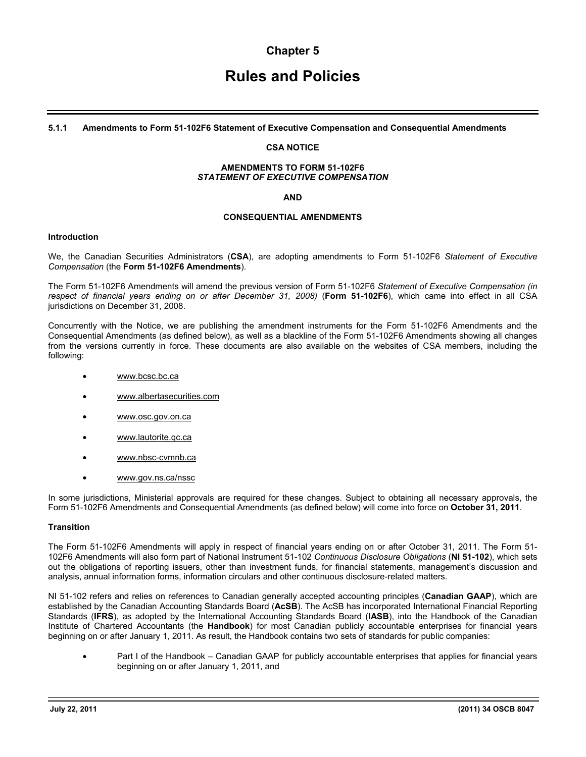# Chapter 5

# Rules and Policies

### 5.1.1 Amendments to Form 51-102F6 Statement of Executive Compensation and Consequential Amendments

**CSA NOTICE**

**AMENDMENTS TO FORM 51-102F6**
***STATEMENT OF EXECUTIVE COMPENSATION***

**AND**

**CONSEQUENTIAL AMENDMENTS**

#### Introduction

We, the Canadian Securities Administrators (**CSA**), are adopting amendments to Form 51-102F6 *Statement of Executive Compensation* (the **Form 51-102F6 Amendments**).

The Form 51-102F6 Amendments will amend the previous version of Form 51-102F6 *Statement of Executive Compensation (in respect of financial years ending on or after December 31, 2008)* (**Form 51-102F6**), which came into effect in all CSA jurisdictions on December 31, 2008.

Concurrently with the Notice, we are publishing the amendment instruments for the Form 51-102F6 Amendments and the Consequential Amendments (as defined below), as well as a blackline of the Form 51-102F6 Amendments showing all changes from the versions currently in force. These documents are also available on the websites of CSA members, including the following:

- www.bcsc.bc.ca
- www.albertasecurities.com
- www.osc.gov.on.ca
- www.lautorite.qc.ca
- www.nbsc-cvmnb.ca
- www.gov.ns.ca/nssc

In some jurisdictions, Ministerial approvals are required for these changes. Subject to obtaining all necessary approvals, the Form 51-102F6 Amendments and Consequential Amendments (as defined below) will come into force on **October 31, 2011**.

#### Transition

The Form 51-102F6 Amendments will apply in respect of financial years ending on or after October 31, 2011. The Form 51-102F6 Amendments will also form part of National Instrument 51-102 *Continuous Disclosure Obligations* (**NI 51-102**), which sets out the obligations of reporting issuers, other than investment funds, for financial statements, management's discussion and analysis, annual information forms, information circulars and other continuous disclosure-related matters.

NI 51-102 refers and relies on references to Canadian generally accepted accounting principles (**Canadian GAAP**), which are established by the Canadian Accounting Standards Board (**AcSB**). The AcSB has incorporated International Financial Reporting Standards (**IFRS**), as adopted by the International Accounting Standards Board (**IASB**), into the Handbook of the Canadian Institute of Chartered Accountants (the **Handbook**) for most Canadian publicly accountable enterprises for financial years beginning on or after January 1, 2011. As result, the Handbook contains two sets of standards for public companies:

- Part I of the Handbook – Canadian GAAP for publicly accountable enterprises that applies for financial years beginning on or after January 1, 2011, and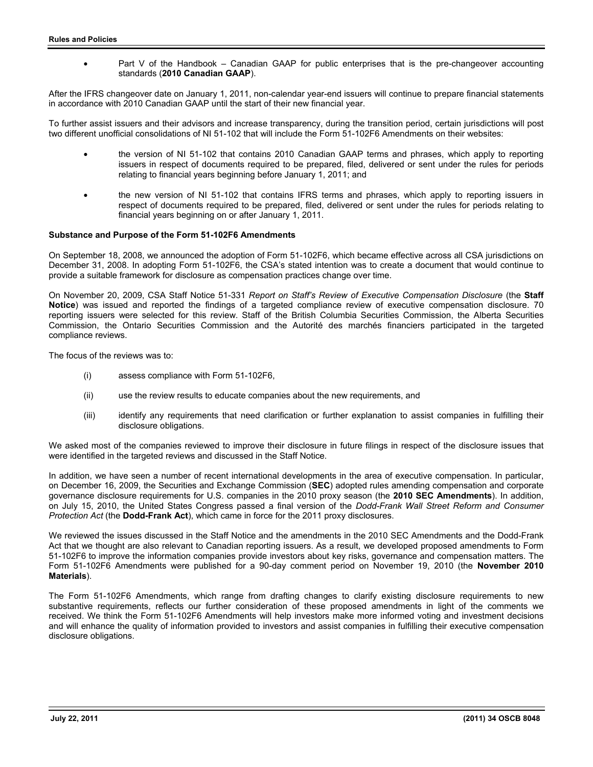- Part V of the Handbook – Canadian GAAP for public enterprises that is the pre-changeover accounting standards (**2010 Canadian GAAP**).

After the IFRS changeover date on January 1, 2011, non-calendar year-end issuers will continue to prepare financial statements in accordance with 2010 Canadian GAAP until the start of their new financial year.

To further assist issuers and their advisors and increase transparency, during the transition period, certain jurisdictions will post two different unofficial consolidations of NI 51-102 that will include the Form 51-102F6 Amendments on their websites:

- the version of NI 51-102 that contains 2010 Canadian GAAP terms and phrases, which apply to reporting issuers in respect of documents required to be prepared, filed, delivered or sent under the rules for periods relating to financial years beginning before January 1, 2011; and

- the new version of NI 51-102 that contains IFRS terms and phrases, which apply to reporting issuers in respect of documents required to be prepared, filed, delivered or sent under the rules for periods relating to financial years beginning on or after January 1, 2011.

**Substance and Purpose of the Form 51-102F6 Amendments**

On September 18, 2008, we announced the adoption of Form 51-102F6, which became effective across all CSA jurisdictions on December 31, 2008. In adopting Form 51-102F6, the CSA's stated intention was to create a document that would continue to provide a suitable framework for disclosure as compensation practices change over time.

On November 20, 2009, CSA Staff Notice 51-331 *Report on Staff's Review of Executive Compensation Disclosure* (the **Staff Notice**) was issued and reported the findings of a targeted compliance review of executive compensation disclosure. 70 reporting issuers were selected for this review. Staff of the British Columbia Securities Commission, the Alberta Securities Commission, the Ontario Securities Commission and the Autorité des marchés financiers participated in the targeted compliance reviews.

The focus of the reviews was to:

(i) assess compliance with Form 51-102F6,

(ii) use the review results to educate companies about the new requirements, and

(iii) identify any requirements that need clarification or further explanation to assist companies in fulfilling their disclosure obligations.

We asked most of the companies reviewed to improve their disclosure in future filings in respect of the disclosure issues that were identified in the targeted reviews and discussed in the Staff Notice.

In addition, we have seen a number of recent international developments in the area of executive compensation. In particular, on December 16, 2009, the Securities and Exchange Commission (**SEC**) adopted rules amending compensation and corporate governance disclosure requirements for U.S. companies in the 2010 proxy season (the **2010 SEC Amendments**). In addition, on July 15, 2010, the United States Congress passed a final version of the *Dodd-Frank Wall Street Reform and Consumer Protection Act* (the **Dodd-Frank Act**), which came in force for the 2011 proxy disclosures.

We reviewed the issues discussed in the Staff Notice and the amendments in the 2010 SEC Amendments and the Dodd-Frank Act that we thought are also relevant to Canadian reporting issuers. As a result, we developed proposed amendments to Form 51-102F6 to improve the information companies provide investors about key risks, governance and compensation matters. The Form 51-102F6 Amendments were published for a 90-day comment period on November 19, 2010 (the **November 2010 Materials**).

The Form 51-102F6 Amendments, which range from drafting changes to clarify existing disclosure requirements to new substantive requirements, reflects our further consideration of these proposed amendments in light of the comments we received. We think the Form 51-102F6 Amendments will help investors make more informed voting and investment decisions and will enhance the quality of information provided to investors and assist companies in fulfilling their executive compensation disclosure obligations.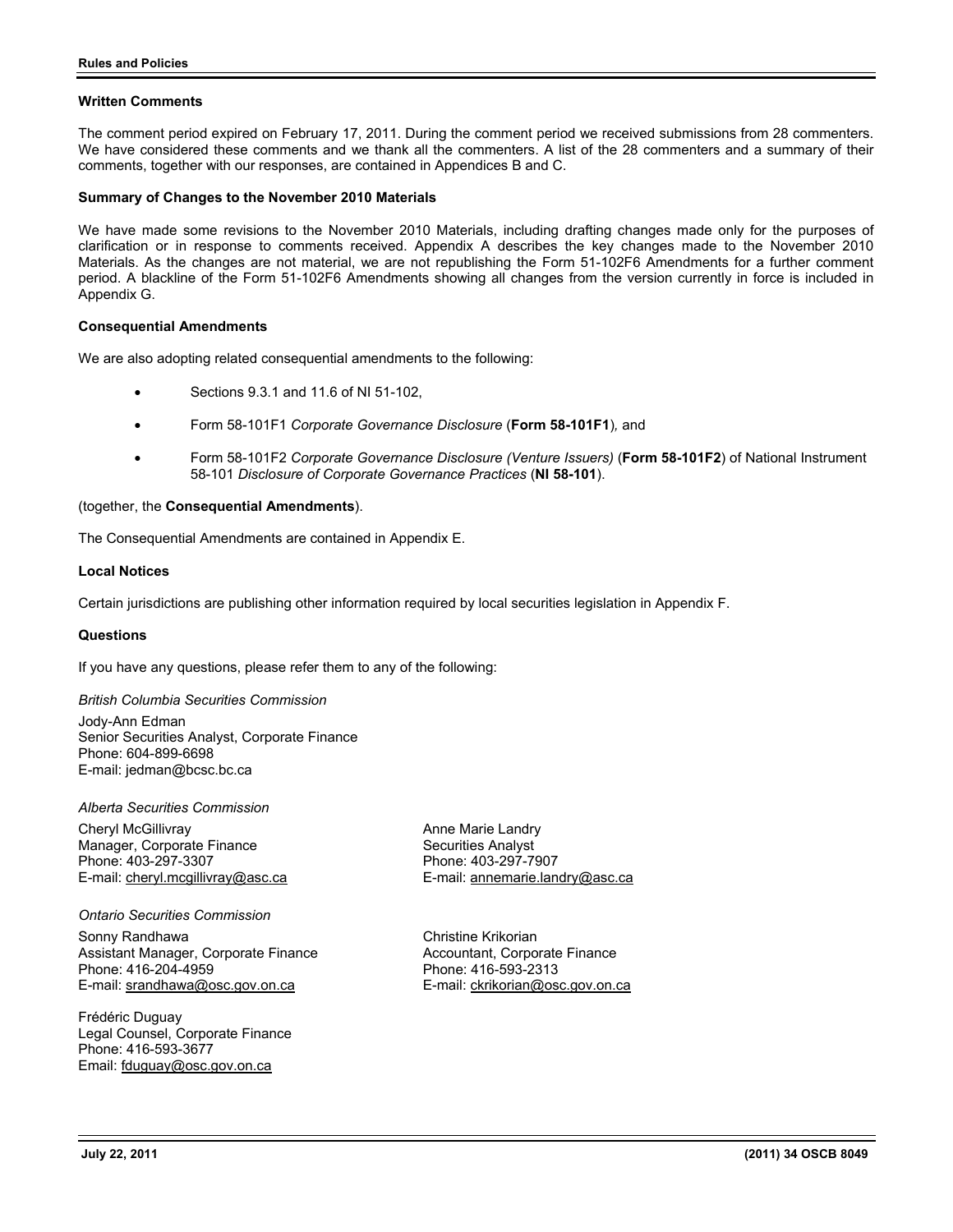### Written Comments

The comment period expired on February 17, 2011. During the comment period we received submissions from 28 commenters. We have considered these comments and we thank all the commenters. A list of the 28 commenters and a summary of their comments, together with our responses, are contained in Appendices B and C.

### Summary of Changes to the November 2010 Materials

We have made some revisions to the November 2010 Materials, including drafting changes made only for the purposes of clarification or in response to comments received. Appendix A describes the key changes made to the November 2010 Materials. As the changes are not material, we are not republishing the Form 51-102F6 Amendments for a further comment period. A blackline of the Form 51-102F6 Amendments showing all changes from the version currently in force is included in Appendix G.

### Consequential Amendments

We are also adopting related consequential amendments to the following:

- Sections 9.3.1 and 11.6 of NI 51-102,
- Form 58-101F1 *Corporate Governance Disclosure* (**Form 58-101F1**), and
- Form 58-101F2 *Corporate Governance Disclosure (Venture Issuers)* (**Form 58-101F2**) of National Instrument 58-101 *Disclosure of Corporate Governance Practices* (**NI 58-101**).

(together, the **Consequential Amendments**).

The Consequential Amendments are contained in Appendix E.

### Local Notices

Certain jurisdictions are publishing other information required by local securities legislation in Appendix F.

### Questions

If you have any questions, please refer them to any of the following:

*British Columbia Securities Commission*

Jody-Ann Edman
Senior Securities Analyst, Corporate Finance
Phone: 604-899-6698
E-mail: jedman@bcsc.bc.ca

*Alberta Securities Commission*

Cheryl McGillivray
Manager, Corporate Finance
Phone: 403-297-3307
E-mail: cheryl.mcgillivray@asc.ca

Anne Marie Landry
Securities Analyst
Phone: 403-297-7907
E-mail: annemarie.landry@asc.ca

*Ontario Securities Commission*

Sonny Randhawa
Assistant Manager, Corporate Finance
Phone: 416-204-4959
E-mail: srandhawa@osc.gov.on.ca

Christine Krikorian
Accountant, Corporate Finance
Phone: 416-593-2313
E-mail: ckrikorian@osc.gov.on.ca

Frédéric Duguay
Legal Counsel, Corporate Finance
Phone: 416-593-3677
Email: fduguay@osc.gov.on.ca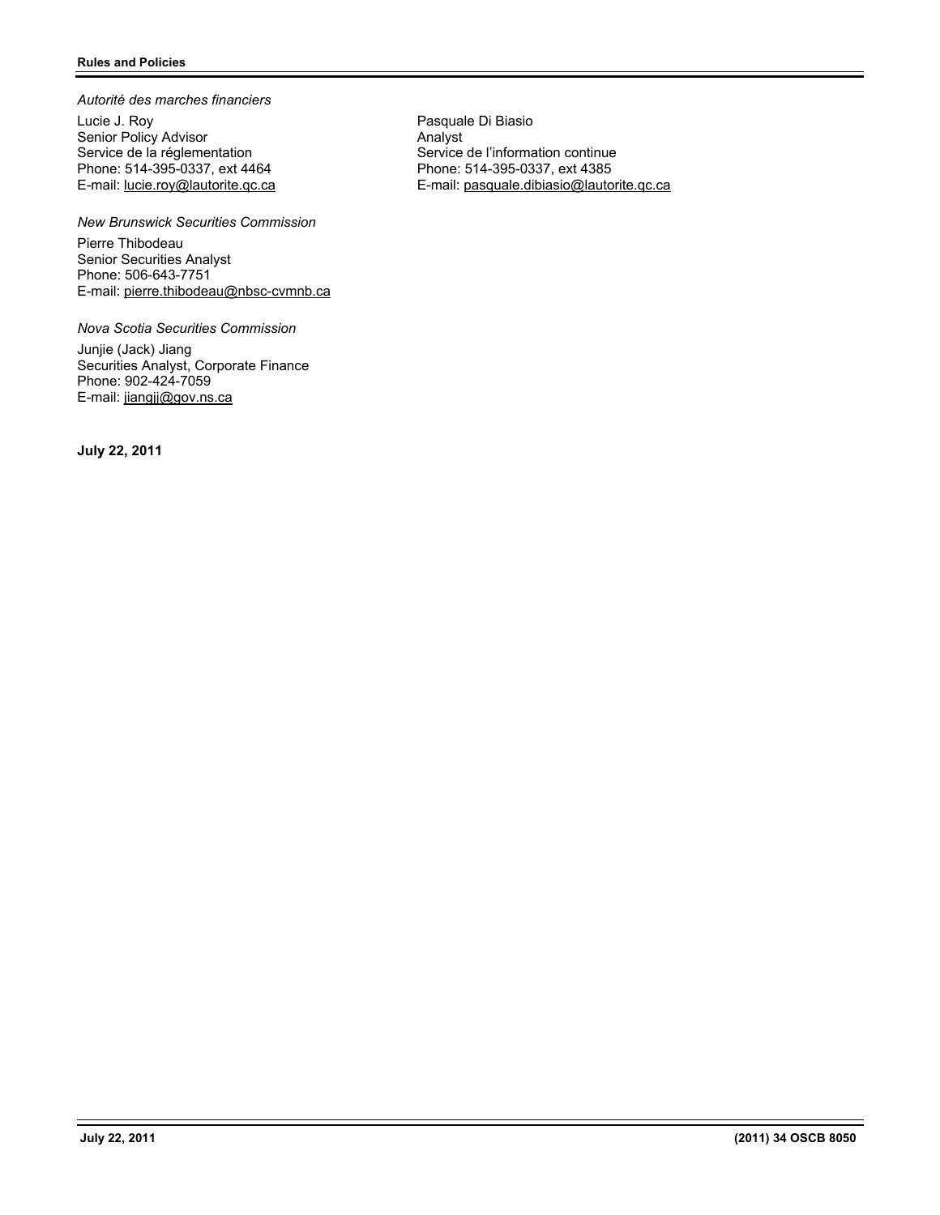*Autorité des marches financiers*

Lucie J. Roy
Senior Policy Advisor
Service de la réglementation
Phone: 514-395-0337, ext 4464
E-mail: lucie.roy@lautorite.qc.ca

Pasquale Di Biasio
Analyst
Service de l'information continue
Phone: 514-395-0337, ext 4385
E-mail: pasquale.dibiasio@lautorite.qc.ca

*New Brunswick Securities Commission*

Pierre Thibodeau
Senior Securities Analyst
Phone: 506-643-7751
E-mail: pierre.thibodeau@nbsc-cvmnb.ca

*Nova Scotia Securities Commission*

Junjie (Jack) Jiang
Securities Analyst, Corporate Finance
Phone: 902-424-7059
E-mail: jiangjj@gov.ns.ca

**July 22, 2011**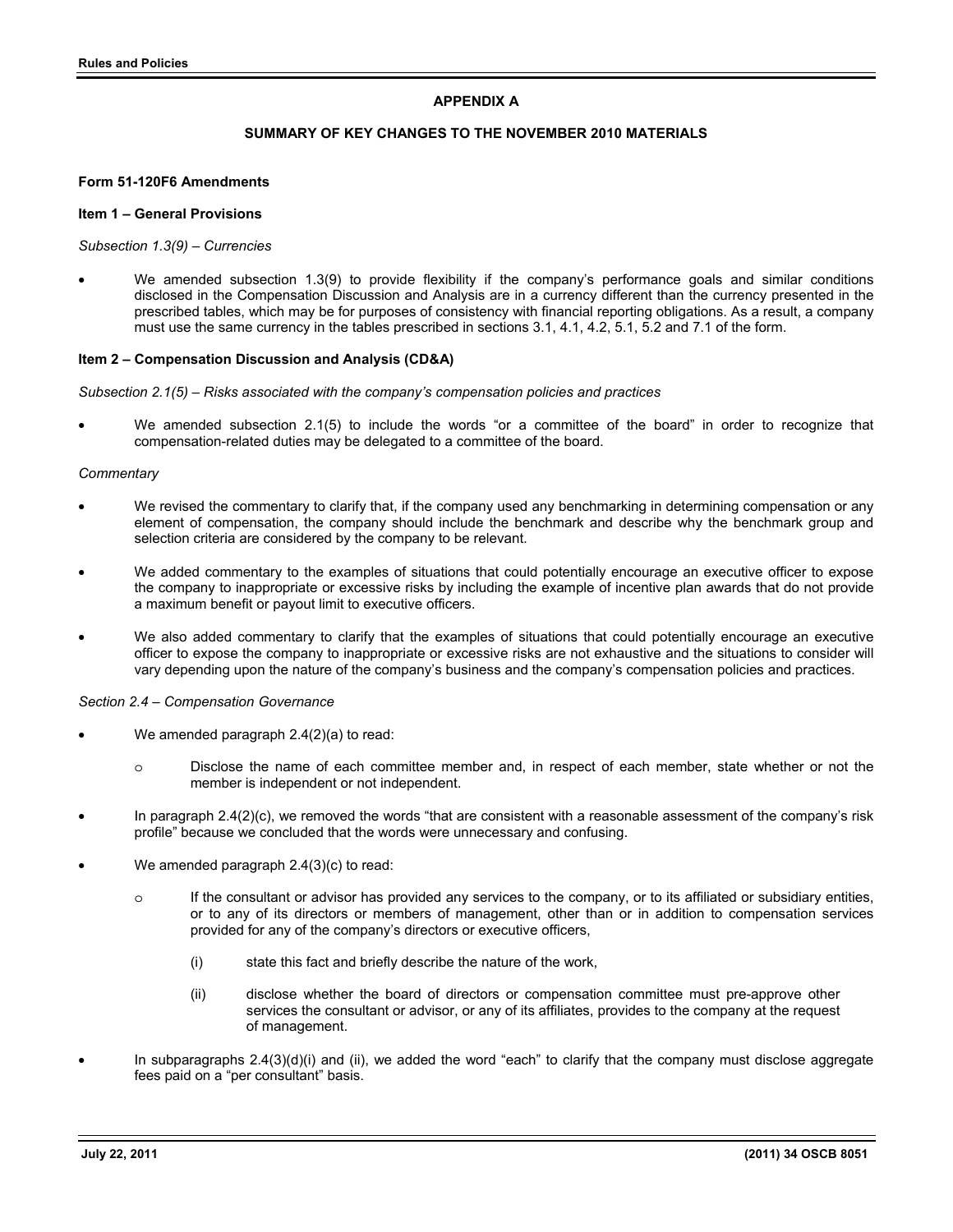## APPENDIX A

## SUMMARY OF KEY CHANGES TO THE NOVEMBER 2010 MATERIALS

### Form 51-120F6 Amendments

### Item 1 – General Provisions

*Subsection 1.3(9) – Currencies*

- We amended subsection 1.3(9) to provide flexibility if the company's performance goals and similar conditions disclosed in the Compensation Discussion and Analysis are in a currency different than the currency presented in the prescribed tables, which may be for purposes of consistency with financial reporting obligations. As a result, a company must use the same currency in the tables prescribed in sections 3.1, 4.1, 4.2, 5.1, 5.2 and 7.1 of the form.

### Item 2 – Compensation Discussion and Analysis (CD&A)

*Subsection 2.1(5) – Risks associated with the company's compensation policies and practices*

- We amended subsection 2.1(5) to include the words "or a committee of the board" in order to recognize that compensation-related duties may be delegated to a committee of the board.

*Commentary*

- We revised the commentary to clarify that, if the company used any benchmarking in determining compensation or any element of compensation, the company should include the benchmark and describe why the benchmark group and selection criteria are considered by the company to be relevant.
- We added commentary to the examples of situations that could potentially encourage an executive officer to expose the company to inappropriate or excessive risks by including the example of incentive plan awards that do not provide a maximum benefit or payout limit to executive officers.
- We also added commentary to clarify that the examples of situations that could potentially encourage an executive officer to expose the company to inappropriate or excessive risks are not exhaustive and the situations to consider will vary depending upon the nature of the company's business and the company's compensation policies and practices.

*Section 2.4 – Compensation Governance*

- We amended paragraph 2.4(2)(a) to read:
  - Disclose the name of each committee member and, in respect of each member, state whether or not the member is independent or not independent.
- In paragraph 2.4(2)(c), we removed the words "that are consistent with a reasonable assessment of the company's risk profile" because we concluded that the words were unnecessary and confusing.
- We amended paragraph 2.4(3)(c) to read:
  - If the consultant or advisor has provided any services to the company, or to its affiliated or subsidiary entities, or to any of its directors or members of management, other than or in addition to compensation services provided for any of the company's directors or executive officers,
    - (i) state this fact and briefly describe the nature of the work,
    - (ii) disclose whether the board of directors or compensation committee must pre-approve other services the consultant or advisor, or any of its affiliates, provides to the company at the request of management.
- In subparagraphs 2.4(3)(d)(i) and (ii), we added the word "each" to clarify that the company must disclose aggregate fees paid on a "per consultant" basis.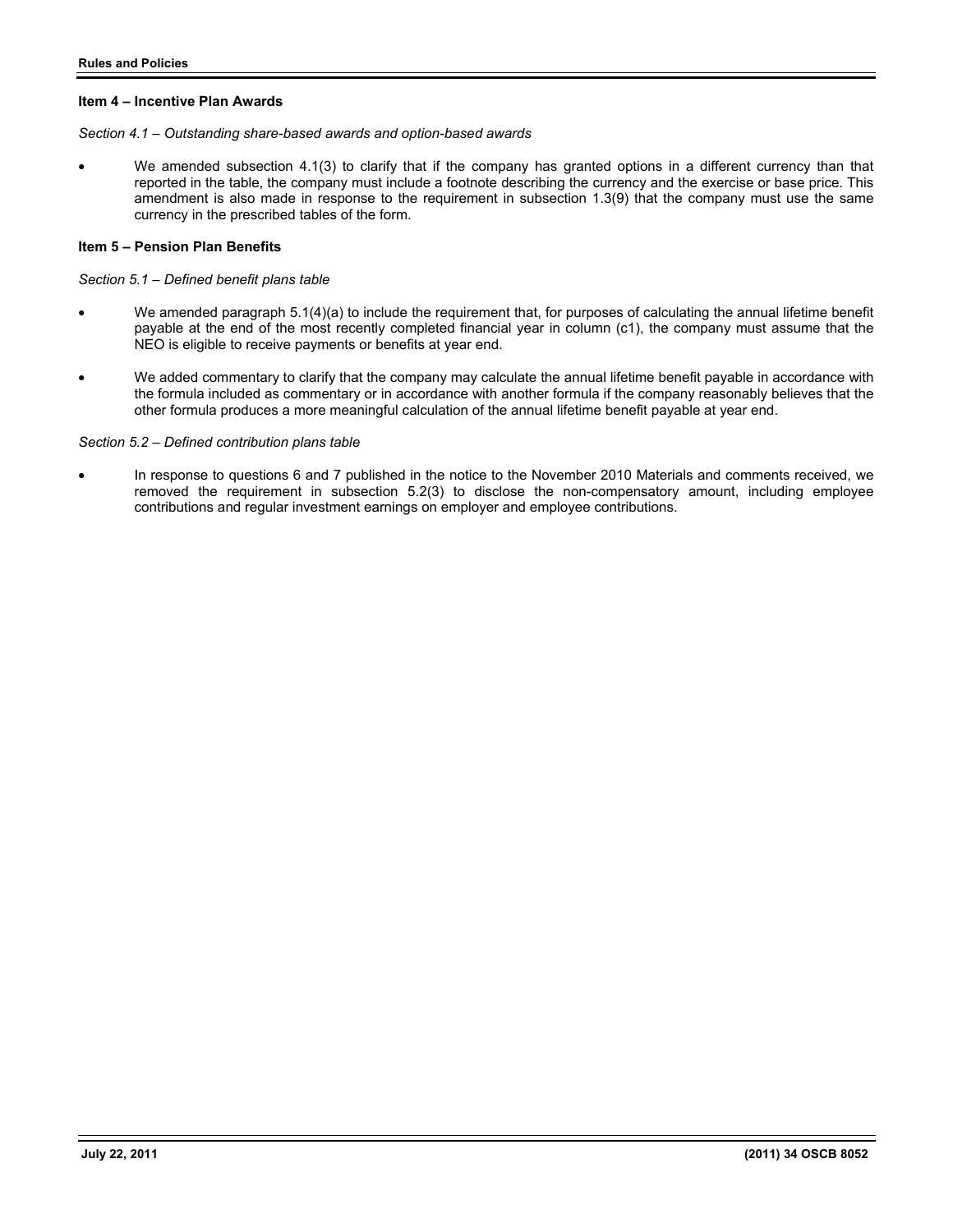### Item 4 – Incentive Plan Awards

*Section 4.1 – Outstanding share-based awards and option-based awards*

- We amended subsection 4.1(3) to clarify that if the company has granted options in a different currency than that reported in the table, the company must include a footnote describing the currency and the exercise or base price. This amendment is also made in response to the requirement in subsection 1.3(9) that the company must use the same currency in the prescribed tables of the form.

### Item 5 – Pension Plan Benefits

*Section 5.1 – Defined benefit plans table*

- We amended paragraph 5.1(4)(a) to include the requirement that, for purposes of calculating the annual lifetime benefit payable at the end of the most recently completed financial year in column (c1), the company must assume that the NEO is eligible to receive payments or benefits at year end.
- We added commentary to clarify that the company may calculate the annual lifetime benefit payable in accordance with the formula included as commentary or in accordance with another formula if the company reasonably believes that the other formula produces a more meaningful calculation of the annual lifetime benefit payable at year end.

*Section 5.2 – Defined contribution plans table*

- In response to questions 6 and 7 published in the notice to the November 2010 Materials and comments received, we removed the requirement in subsection 5.2(3) to disclose the non-compensatory amount, including employee contributions and regular investment earnings on employer and employee contributions.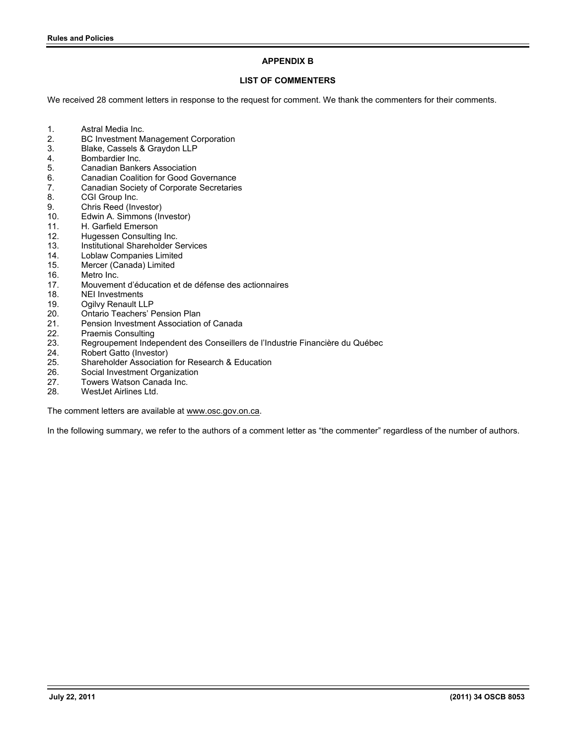## APPENDIX B

### LIST OF COMMENTERS

We received 28 comment letters in response to the request for comment. We thank the commenters for their comments.

1. Astral Media Inc.
2. BC Investment Management Corporation
3. Blake, Cassels & Graydon LLP
4. Bombardier Inc.
5. Canadian Bankers Association
6. Canadian Coalition for Good Governance
7. Canadian Society of Corporate Secretaries
8. CGI Group Inc.
9. Chris Reed (Investor)
10. Edwin A. Simmons (Investor)
11. H. Garfield Emerson
12. Hugessen Consulting Inc.
13. Institutional Shareholder Services
14. Loblaw Companies Limited
15. Mercer (Canada) Limited
16. Metro Inc.
17. Mouvement d'éducation et de défense des actionnaires
18. NEI Investments
19. Ogilvy Renault LLP
20. Ontario Teachers' Pension Plan
21. Pension Investment Association of Canada
22. Praemis Consulting
23. Regroupement Independent des Conseillers de l'Industrie Financière du Québec
24. Robert Gatto (Investor)
25. Shareholder Association for Research & Education
26. Social Investment Organization
27. Towers Watson Canada Inc.
28. WestJet Airlines Ltd.

The comment letters are available at www.osc.gov.on.ca.

In the following summary, we refer to the authors of a comment letter as "the commenter" regardless of the number of authors.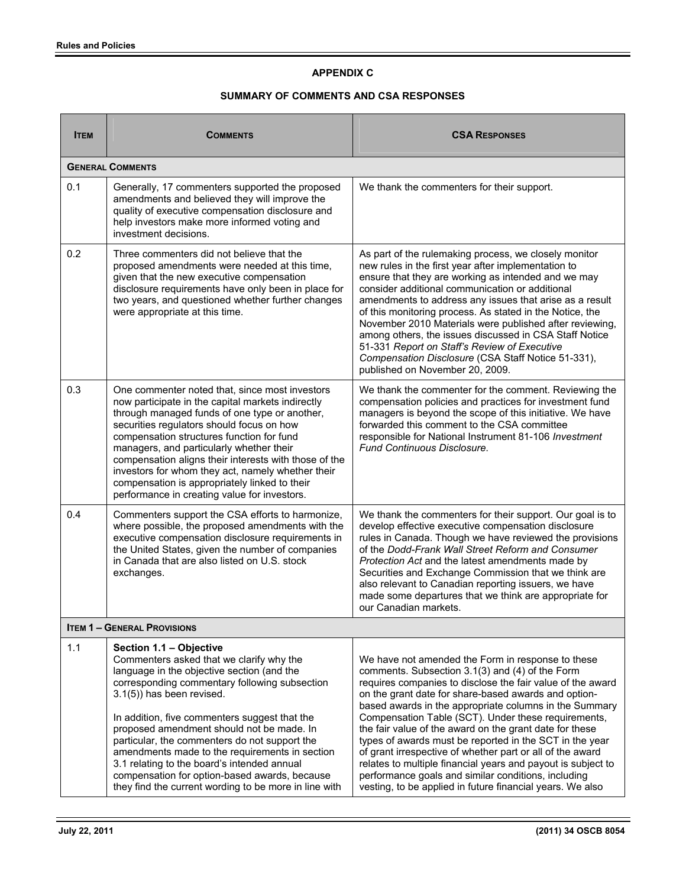## APPENDIX C

## SUMMARY OF COMMENTS AND CSA RESPONSES

| ITEM | COMMENTS | CSA RESPONSES |
|---|---|---|
| **GENERAL COMMENTS** | | |
| 0.1 | Generally, 17 commenters supported the proposed amendments and believed they will improve the quality of executive compensation disclosure and help investors make more informed voting and investment decisions. | We thank the commenters for their support. |
| 0.2 | Three commenters did not believe that the proposed amendments were needed at this time, given that the new executive compensation disclosure requirements have only been in place for two years, and questioned whether further changes were appropriate at this time. | As part of the rulemaking process, we closely monitor new rules in the first year after implementation to ensure that they are working as intended and we may consider additional communication or additional amendments to address any issues that arise as a result of this monitoring process. As stated in the Notice, the November 2010 Materials were published after reviewing, among others, the issues discussed in CSA Staff Notice 51-331 *Report on Staff's Review of Executive Compensation Disclosure* (CSA Staff Notice 51-331), published on November 20, 2009. |
| 0.3 | One commenter noted that, since most investors now participate in the capital markets indirectly through managed funds of one type or another, securities regulators should focus on how compensation structures function for fund managers, and particularly whether their compensation aligns their interests with those of the investors for whom they act, namely whether their compensation is appropriately linked to their performance in creating value for investors. | We thank the commenter for the comment. Reviewing the compensation policies and practices for investment fund managers is beyond the scope of this initiative. We have forwarded this comment to the CSA committee responsible for National Instrument 81-106 *Investment Fund Continuous Disclosure.* |
| 0.4 | Commenters support the CSA efforts to harmonize, where possible, the proposed amendments with the executive compensation disclosure requirements in the United States, given the number of companies in Canada that are also listed on U.S. stock exchanges. | We thank the commenters for their support. Our goal is to develop effective executive compensation disclosure rules in Canada. Though we have reviewed the provisions of the *Dodd-Frank Wall Street Reform and Consumer Protection Act* and the latest amendments made by Securities and Exchange Commission that we think are also relevant to Canadian reporting issuers, we have made some departures that we think are appropriate for our Canadian markets. |
| **ITEM 1 – GENERAL PROVISIONS** | | |
| 1.1 | **Section 1.1 – Objective**<br>Commenters asked that we clarify why the language in the objective section (and the corresponding commentary following subsection 3.1(5)) has been revised.<br><br>In addition, five commenters suggest that the proposed amendment should not be made. In particular, the commenters do not support the amendments made to the requirements in section 3.1 relating to the board's intended annual compensation for option-based awards, because they find the current wording to be more in line with | We have not amended the Form in response to these comments. Subsection 3.1(3) and (4) of the Form requires companies to disclose the fair value of the award on the grant date for share-based awards and option-based awards in the appropriate columns in the Summary Compensation Table (SCT). Under these requirements, the fair value of the award on the grant date for these types of awards must be reported in the SCT in the year of grant irrespective of whether part or all of the award relates to multiple financial years and payout is subject to performance goals and similar conditions, including vesting, to be applied in future financial years. We also |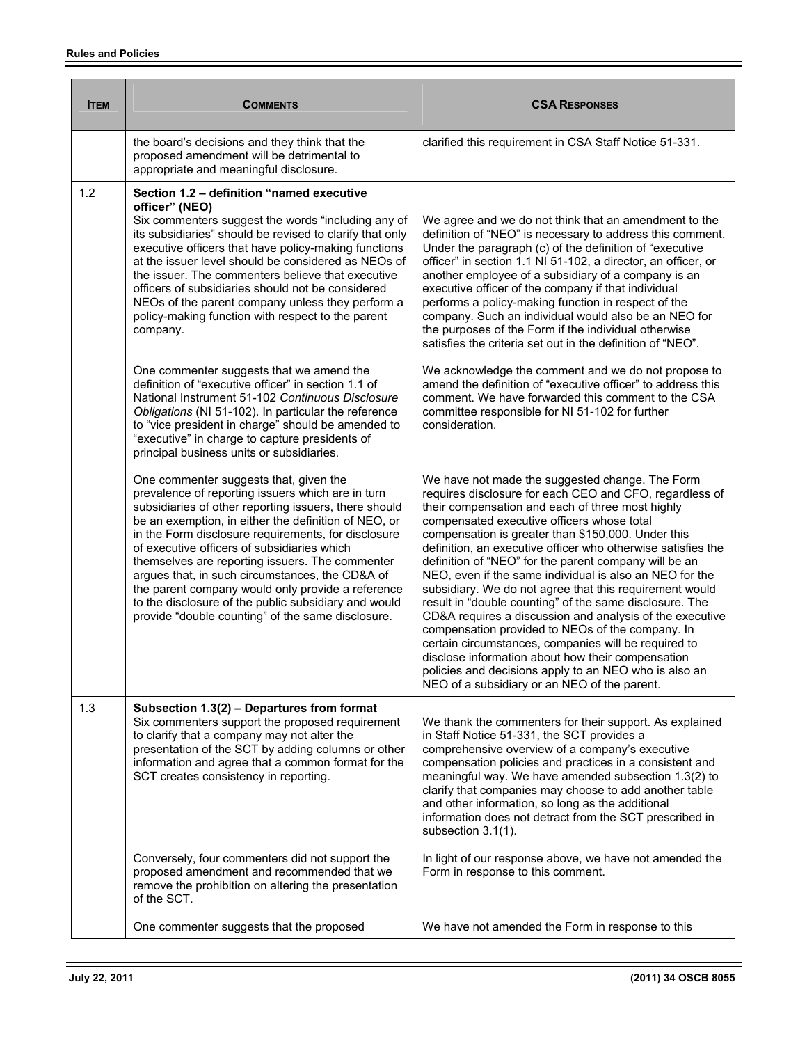| ITEM | COMMENTS | CSA RESPONSES |
|---|---|---|
| | the board's decisions and they think that the proposed amendment will be detrimental to appropriate and meaningful disclosure. | clarified this requirement in CSA Staff Notice 51-331. |
| 1.2 | **Section 1.2 – definition "named executive officer" (NEO)**<br>Six commenters suggest the words "including any of its subsidiaries" should be revised to clarify that only executive officers that have policy-making functions at the issuer level should be considered as NEOs of the issuer. The commenters believe that executive officers of subsidiaries should not be considered NEOs of the parent company unless they perform a policy-making function with respect to the parent company. | We agree and we do not think that an amendment to the definition of "NEO" is necessary to address this comment. Under the paragraph (c) of the definition of "executive officer" in section 1.1 NI 51-102, a director, an officer, or another employee of a subsidiary of a company is an executive officer of the company if that individual performs a policy-making function in respect of the company. Such an individual would also be an NEO for the purposes of the Form if the individual otherwise satisfies the criteria set out in the definition of "NEO". |
| | One commenter suggests that we amend the definition of "executive officer" in section 1.1 of National Instrument 51-102 *Continuous Disclosure Obligations* (NI 51-102). In particular the reference to "vice president in charge" should be amended to "executive" in charge to capture presidents of principal business units or subsidiaries. | We acknowledge the comment and we do not propose to amend the definition of "executive officer" to address this comment. We have forwarded this comment to the CSA committee responsible for NI 51-102 for further consideration. |
| | One commenter suggests that, given the prevalence of reporting issuers which are in turn subsidiaries of other reporting issuers, there should be an exemption, in either the definition of NEO, or in the Form disclosure requirements, for disclosure of executive officers of subsidiaries which themselves are reporting issuers. The commenter argues that, in such circumstances, the CD&A of the parent company would only provide a reference to the disclosure of the public subsidiary and would provide "double counting" of the same disclosure. | We have not made the suggested change. The Form requires disclosure for each CEO and CFO, regardless of their compensation and each of three most highly compensated executive officers whose total compensation is greater than $150,000. Under this definition, an executive officer who otherwise satisfies the definition of "NEO" for the parent company will be an NEO, even if the same individual is also an NEO for the subsidiary. We do not agree that this requirement would result in "double counting" of the same disclosure. The CD&A requires a discussion and analysis of the executive compensation provided to NEOs of the company. In certain circumstances, companies will be required to disclose information about how their compensation policies and decisions apply to an NEO who is also an NEO of a subsidiary or an NEO of the parent. |
| 1.3 | **Subsection 1.3(2) – Departures from format**<br>Six commenters support the proposed requirement to clarify that a company may not alter the presentation of the SCT by adding columns or other information and agree that a common format for the SCT creates consistency in reporting. | We thank the commenters for their support. As explained in Staff Notice 51-331, the SCT provides a comprehensive overview of a company's executive compensation policies and practices in a consistent and meaningful way. We have amended subsection 1.3(2) to clarify that companies may choose to add another table and other information, so long as the additional information does not detract from the SCT prescribed in subsection 3.1(1). |
| | Conversely, four commenters did not support the proposed amendment and recommended that we remove the prohibition on altering the presentation of the SCT. | In light of our response above, we have not amended the Form in response to this comment. |
| | One commenter suggests that the proposed | We have not amended the Form in response to this |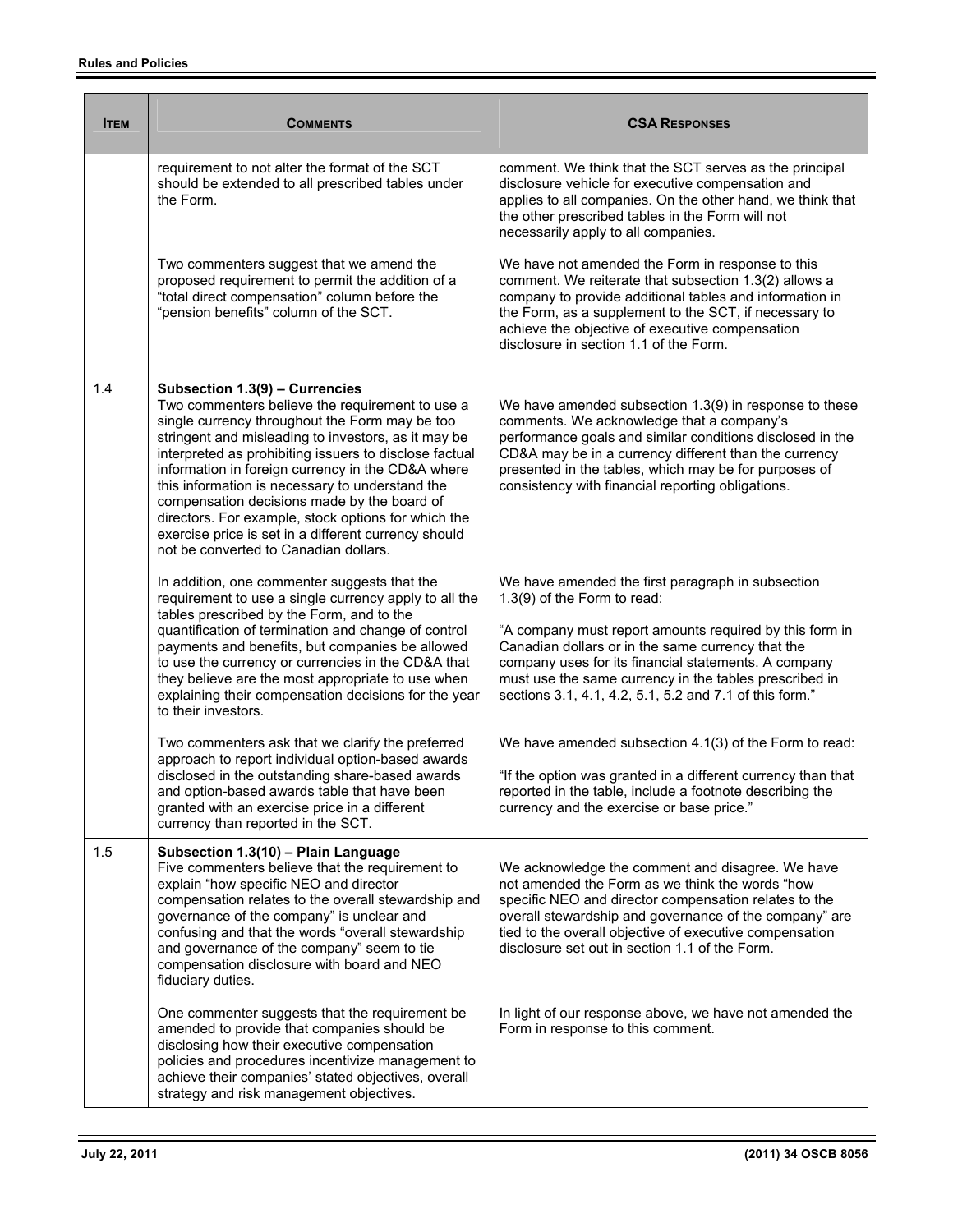| ITEM | COMMENTS | CSA RESPONSES |
|---|---|---|
| | requirement to not alter the format of the SCT should be extended to all prescribed tables under the Form.<br><br>Two commenters suggest that we amend the proposed requirement to permit the addition of a "total direct compensation" column before the "pension benefits" column of the SCT. | comment. We think that the SCT serves as the principal disclosure vehicle for executive compensation and applies to all companies. On the other hand, we think that the other prescribed tables in the Form will not necessarily apply to all companies.<br><br>We have not amended the Form in response to this comment. We reiterate that subsection 1.3(2) allows a company to provide additional tables and information in the Form, as a supplement to the SCT, if necessary to achieve the objective of executive compensation disclosure in section 1.1 of the Form. |
| 1.4 | **Subsection 1.3(9) – Currencies**<br>Two commenters believe the requirement to use a single currency throughout the Form may be too stringent and misleading to investors, as it may be interpreted as prohibiting issuers to disclose factual information in foreign currency in the CD&A where this information is necessary to understand the compensation decisions made by the board of directors. For example, stock options for which the exercise price is set in a different currency should not be converted to Canadian dollars.<br><br>In addition, one commenter suggests that the requirement to use a single currency apply to all the tables prescribed by the Form, and to the quantification of termination and change of control payments and benefits, but companies be allowed to use the currency or currencies in the CD&A that they believe are the most appropriate to use when explaining their compensation decisions for the year to their investors.<br><br>Two commenters ask that we clarify the preferred approach to report individual option-based awards disclosed in the outstanding share-based awards and option-based awards table that have been granted with an exercise price in a different currency than reported in the SCT. | We have amended subsection 1.3(9) in response to these comments. We acknowledge that a company's performance goals and similar conditions disclosed in the CD&A may be in a currency different than the currency presented in the tables, which may be for purposes of consistency with financial reporting obligations.<br><br>We have amended the first paragraph in subsection 1.3(9) of the Form to read:<br><br>"A company must report amounts required by this form in Canadian dollars or in the same currency that the company uses for its financial statements. A company must use the same currency in the tables prescribed in sections 3.1, 4.1, 4.2, 5.1, 5.2 and 7.1 of this form."<br><br>We have amended subsection 4.1(3) of the Form to read:<br><br>"If the option was granted in a different currency than that reported in the table, include a footnote describing the currency and the exercise or base price." |
| 1.5 | **Subsection 1.3(10) – Plain Language**<br>Five commenters believe that the requirement to explain "how specific NEO and director compensation relates to the overall stewardship and governance of the company" is unclear and confusing and that the words "overall stewardship and governance of the company" seem to tie compensation disclosure with board and NEO fiduciary duties.<br><br>One commenter suggests that the requirement be amended to provide that companies should be disclosing how their executive compensation policies and procedures incentivize management to achieve their companies' stated objectives, overall strategy and risk management objectives. | We acknowledge the comment and disagree. We have not amended the Form as we think the words "how specific NEO and director compensation relates to the overall stewardship and governance of the company" are tied to the overall objective of executive compensation disclosure set out in section 1.1 of the Form.<br><br>In light of our response above, we have not amended the Form in response to this comment. |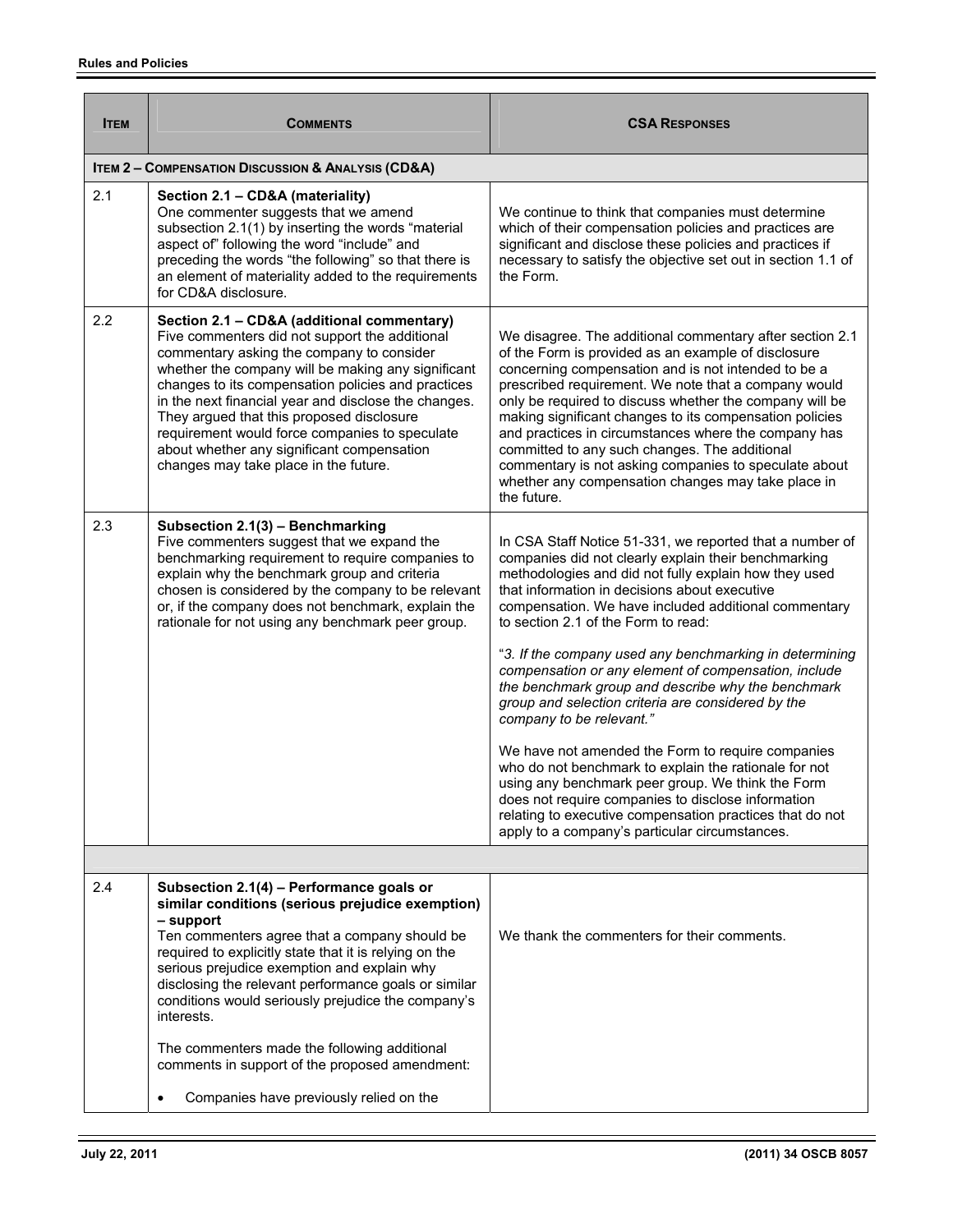| ITEM | COMMENTS | CSA RESPONSES |
|---|---|---|
| **ITEM 2 – COMPENSATION DISCUSSION & ANALYSIS (CD&A)** | | |
| 2.1 | **Section 2.1 – CD&A (materiality)** One commenter suggests that we amend subsection 2.1(1) by inserting the words "material aspect of" following the word "include" and preceding the words "the following" so that there is an element of materiality added to the requirements for CD&A disclosure. | We continue to think that companies must determine which of their compensation policies and practices are significant and disclose these policies and practices if necessary to satisfy the objective set out in section 1.1 of the Form. |
| 2.2 | **Section 2.1 – CD&A (additional commentary)** Five commenters did not support the additional commentary asking the company to consider whether the company will be making any significant changes to its compensation policies and practices in the next financial year and disclose the changes. They argued that this proposed disclosure requirement would force companies to speculate about whether any significant compensation changes may take place in the future. | We disagree. The additional commentary after section 2.1 of the Form is provided as an example of disclosure concerning compensation and is not intended to be a prescribed requirement. We note that a company would only be required to discuss whether the company will be making significant changes to its compensation policies and practices in circumstances where the company has committed to any such changes. The additional commentary is not asking companies to speculate about whether any compensation changes may take place in the future. |
| 2.3 | **Subsection 2.1(3) – Benchmarking** Five commenters suggest that we expand the benchmarking requirement to require companies to explain why the benchmark group and criteria chosen is considered by the company to be relevant or, if the company does not benchmark, explain the rationale for not using any benchmark peer group. | In CSA Staff Notice 51-331, we reported that a number of companies did not clearly explain their benchmarking methodologies and did not fully explain how they used that information in decisions about executive compensation. We have included additional commentary to section 2.1 of the Form to read:<br><br>"*3. If the company used any benchmarking in determining compensation or any element of compensation, include the benchmark group and describe why the benchmark group and selection criteria are considered by the company to be relevant.*"<br><br>We have not amended the Form to require companies who do not benchmark to explain the rationale for not using any benchmark peer group. We think the Form does not require companies to disclose information relating to executive compensation practices that do not apply to a company's particular circumstances. |
| | | |
| 2.4 | **Subsection 2.1(4) – Performance goals or similar conditions (serious prejudice exemption) – support** Ten commenters agree that a company should be required to explicitly state that it is relying on the serious prejudice exemption and explain why disclosing the relevant performance goals or similar conditions would seriously prejudice the company's interests.<br><br>The commenters made the following additional comments in support of the proposed amendment:<br><br>• Companies have previously relied on the | We thank the commenters for their comments. |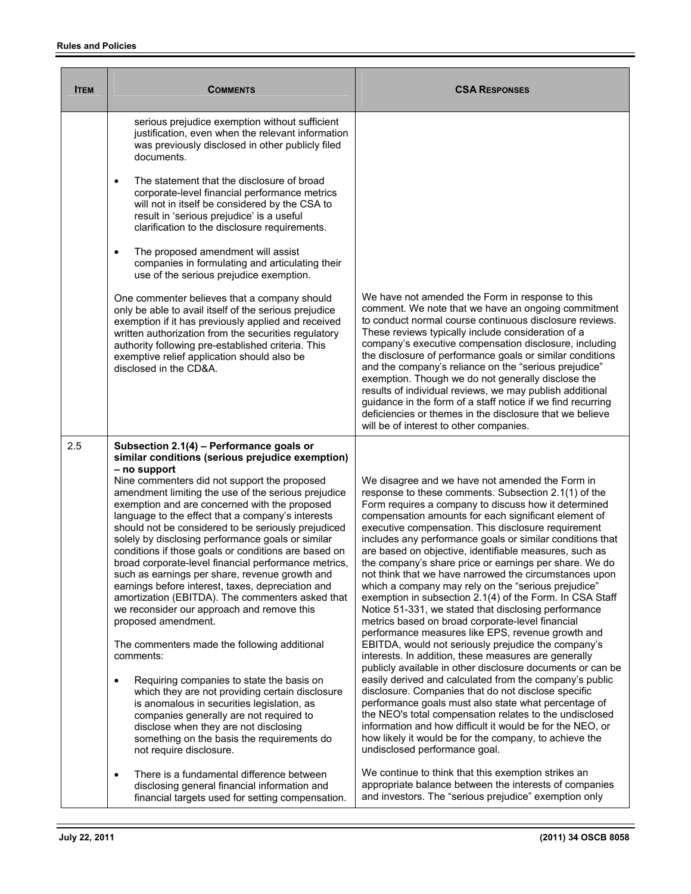| ITEM | COMMENTS | CSA RESPONSES |
|---|---|---|
| | serious prejudice exemption without sufficient justification, even when the relevant information was previously disclosed in other publicly filed documents.<br><br>• The statement that the disclosure of broad corporate-level financial performance metrics will not in itself be considered by the CSA to result in 'serious prejudice' is a useful clarification to the disclosure requirements.<br><br>• The proposed amendment will assist companies in formulating and articulating their use of the serious prejudice exemption. | |
| | One commenter believes that a company should only be able to avail itself of the serious prejudice exemption if it has previously applied and received written authorization from the securities regulatory authority following pre-established criteria. This exemptive relief application should also be disclosed in the CD&A. | We have not amended the Form in response to this comment. We note that we have an ongoing commitment to conduct normal course continuous disclosure reviews. These reviews typically include consideration of a company's executive compensation disclosure, including the disclosure of performance goals or similar conditions and the company's reliance on the "serious prejudice" exemption. Though we do not generally disclose the results of individual reviews, we may publish additional guidance in the form of a staff notice if we find recurring deficiencies or themes in the disclosure that we believe will be of interest to other companies. |
| 2.5 | **Subsection 2.1(4) – Performance goals or similar conditions (serious prejudice exemption) – no support**<br>Nine commenters did not support the proposed amendment limiting the use of the serious prejudice exemption and are concerned with the proposed language to the effect that a company's interests should not be considered to be seriously prejudiced solely by disclosing performance goals or similar conditions if those goals or conditions are based on broad corporate-level financial performance metrics, such as earnings per share, revenue growth and earnings before interest, taxes, depreciation and amortization (EBITDA). The commenters asked that we reconsider our approach and remove this proposed amendment.<br><br>The commenters made the following additional comments:<br><br>• Requiring companies to state the basis on which they are not providing certain disclosure is anomalous in securities legislation, as companies generally are not required to disclose when they are not disclosing something on the basis the requirements do not require disclosure.<br><br>• There is a fundamental difference between disclosing general financial information and financial targets used for setting compensation. | We disagree and we have not amended the Form in response to these comments. Subsection 2.1(1) of the Form requires a company to discuss how it determined compensation amounts for each significant element of executive compensation. This disclosure requirement includes any performance goals or similar conditions that are based on objective, identifiable measures, such as the company's share price or earnings per share. We do not think that we have narrowed the circumstances upon which a company may rely on the "serious prejudice" exemption in subsection 2.1(4) of the Form. In CSA Staff Notice 51-331, we stated that disclosing performance metrics based on broad corporate-level financial performance measures like EPS, revenue growth and EBITDA, would not seriously prejudice the company's interests. In addition, these measures are generally publicly available in other disclosure documents or can be easily derived and calculated from the company's public disclosure. Companies that do not disclose specific performance goals must also state what percentage of the NEO's total compensation relates to the undisclosed information and how difficult it would be for the NEO, or how likely it would be for the company, to achieve the undisclosed performance goal.<br><br>We continue to think that this exemption strikes an appropriate balance between the interests of companies and investors. The "serious prejudice" exemption only |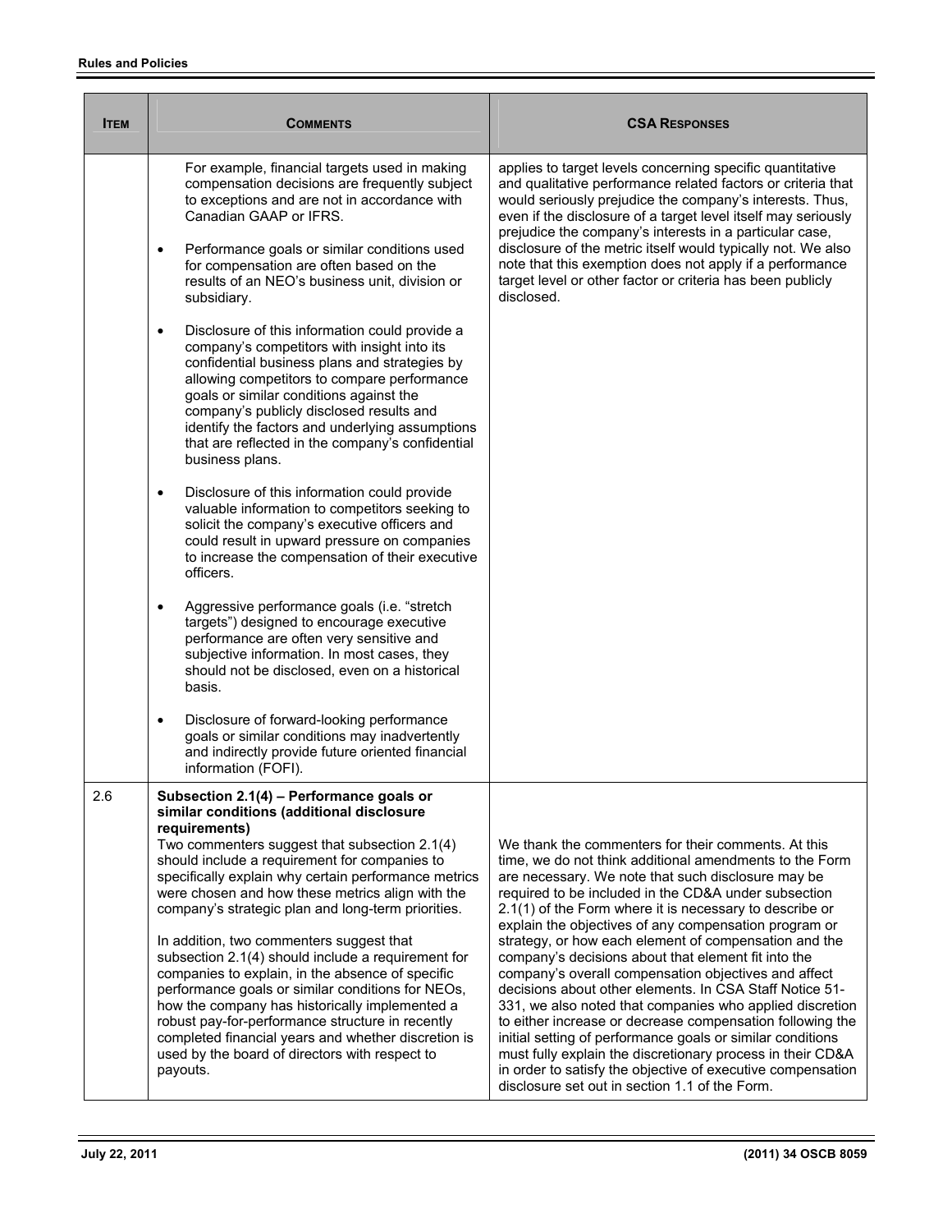| Item | Comments | CSA Responses |
|---|---|---|
| | For example, financial targets used in making compensation decisions are frequently subject to exceptions and are not in accordance with Canadian GAAP or IFRS.<br><br>• Performance goals or similar conditions used for compensation are often based on the results of an NEO's business unit, division or subsidiary.<br><br>• Disclosure of this information could provide a company's competitors with insight into its confidential business plans and strategies by allowing competitors to compare performance goals or similar conditions against the company's publicly disclosed results and identify the factors and underlying assumptions that are reflected in the company's confidential business plans.<br><br>• Disclosure of this information could provide valuable information to competitors seeking to solicit the company's executive officers and could result in upward pressure on companies to increase the compensation of their executive officers.<br><br>• Aggressive performance goals (i.e. "stretch targets") designed to encourage executive performance are often very sensitive and subjective information. In most cases, they should not be disclosed, even on a historical basis.<br><br>• Disclosure of forward-looking performance goals or similar conditions may inadvertently and indirectly provide future oriented financial information (FOFI). | applies to target levels concerning specific quantitative and qualitative performance related factors or criteria that would seriously prejudice the company's interests. Thus, even if the disclosure of a target level itself may seriously prejudice the company's interests in a particular case, disclosure of the metric itself would typically not. We also note that this exemption does not apply if a performance target level or other factor or criteria has been publicly disclosed. |
| 2.6 | **Subsection 2.1(4) – Performance goals or similar conditions (additional disclosure requirements)**<br>Two commenters suggest that subsection 2.1(4) should include a requirement for companies to specifically explain why certain performance metrics were chosen and how these metrics align with the company's strategic plan and long-term priorities.<br><br>In addition, two commenters suggest that subsection 2.1(4) should include a requirement for companies to explain, in the absence of specific performance goals or similar conditions for NEOs, how the company has historically implemented a robust pay-for-performance structure in recently completed financial years and whether discretion is used by the board of directors with respect to payouts. | We thank the commenters for their comments. At this time, we do not think additional amendments to the Form are necessary. We note that such disclosure may be required to be included in the CD&A under subsection 2.1(1) of the Form where it is necessary to describe or explain the objectives of any compensation program or strategy, or how each element of compensation and the company's decisions about that element fit into the company's overall compensation objectives and affect decisions about other elements. In CSA Staff Notice 51-331, we also noted that companies who applied discretion to either increase or decrease compensation following the initial setting of performance goals or similar conditions must fully explain the discretionary process in their CD&A in order to satisfy the objective of executive compensation disclosure set out in section 1.1 of the Form. |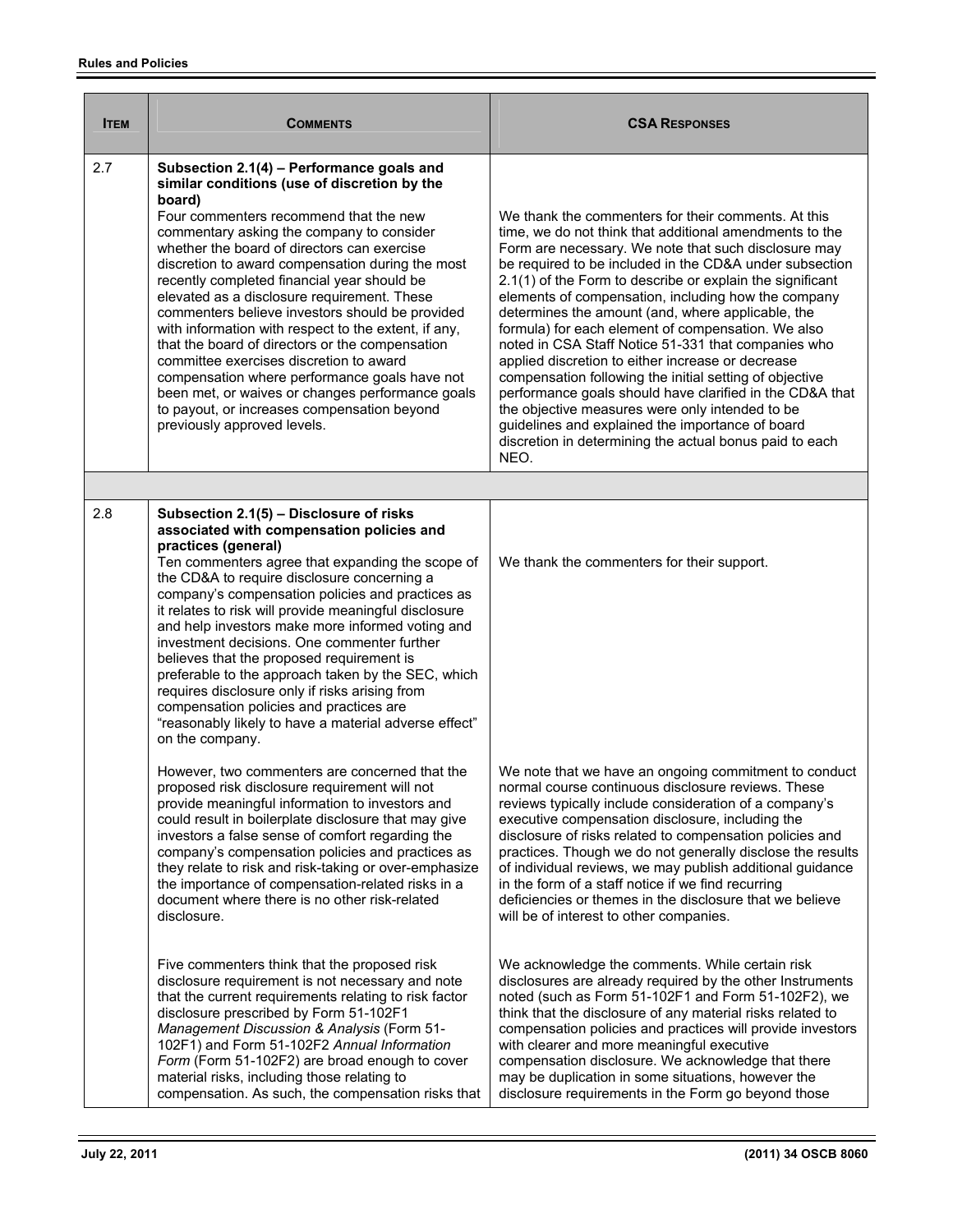| ITEM | COMMENTS | CSA RESPONSES |
|---|---|---|
| 2.7 | **Subsection 2.1(4) – Performance goals and similar conditions (use of discretion by the board)**<br>Four commenters recommend that the new commentary asking the company to consider whether the board of directors can exercise discretion to award compensation during the most recently completed financial year should be elevated as a disclosure requirement. These commenters believe investors should be provided with information with respect to the extent, if any, that the board of directors or the compensation committee exercises discretion to award compensation where performance goals have not been met, or waives or changes performance goals to payout, or increases compensation beyond previously approved levels. | We thank the commenters for their comments. At this time, we do not think that additional amendments to the Form are necessary. We note that such disclosure may be required to be included in the CD&A under subsection 2.1(1) of the Form to describe or explain the significant elements of compensation, including how the company determines the amount (and, where applicable, the formula) for each element of compensation. We also noted in CSA Staff Notice 51-331 that companies who applied discretion to either increase or decrease compensation following the initial setting of objective performance goals should have clarified in the CD&A that the objective measures were only intended to be guidelines and explained the importance of board discretion in determining the actual bonus paid to each NEO. |
| | | |
| 2.8 | **Subsection 2.1(5) – Disclosure of risks associated with compensation policies and practices (general)**<br>Ten commenters agree that expanding the scope of the CD&A to require disclosure concerning a company's compensation policies and practices as it relates to risk will provide meaningful disclosure and help investors make more informed voting and investment decisions. One commenter further believes that the proposed requirement is preferable to the approach taken by the SEC, which requires disclosure only if risks arising from compensation policies and practices are "reasonably likely to have a material adverse effect" on the company. | We thank the commenters for their support. |
| | However, two commenters are concerned that the proposed risk disclosure requirement will not provide meaningful information to investors and could result in boilerplate disclosure that may give investors a false sense of comfort regarding the company's compensation policies and practices as they relate to risk and risk-taking or over-emphasize the importance of compensation-related risks in a document where there is no other risk-related disclosure. | We note that we have an ongoing commitment to conduct normal course continuous disclosure reviews. These reviews typically include consideration of a company's executive compensation disclosure, including the disclosure of risks related to compensation policies and practices. Though we do not generally disclose the results of individual reviews, we may publish additional guidance in the form of a staff notice if we find recurring deficiencies or themes in the disclosure that we believe will be of interest to other companies. |
| | Five commenters think that the proposed risk disclosure requirement is not necessary and note that the current requirements relating to risk factor disclosure prescribed by Form 51-102F1 *Management Discussion & Analysis* (Form 51-102F1) and Form 51-102F2 *Annual Information Form* (Form 51-102F2) are broad enough to cover material risks, including those relating to compensation. As such, the compensation risks that | We acknowledge the comments. While certain risk disclosures are already required by the other Instruments noted (such as Form 51-102F1 and Form 51-102F2), we think that the disclosure of any material risks related to compensation policies and practices will provide investors with clearer and more meaningful executive compensation disclosure. We acknowledge that there may be duplication in some situations, however the disclosure requirements in the Form go beyond those |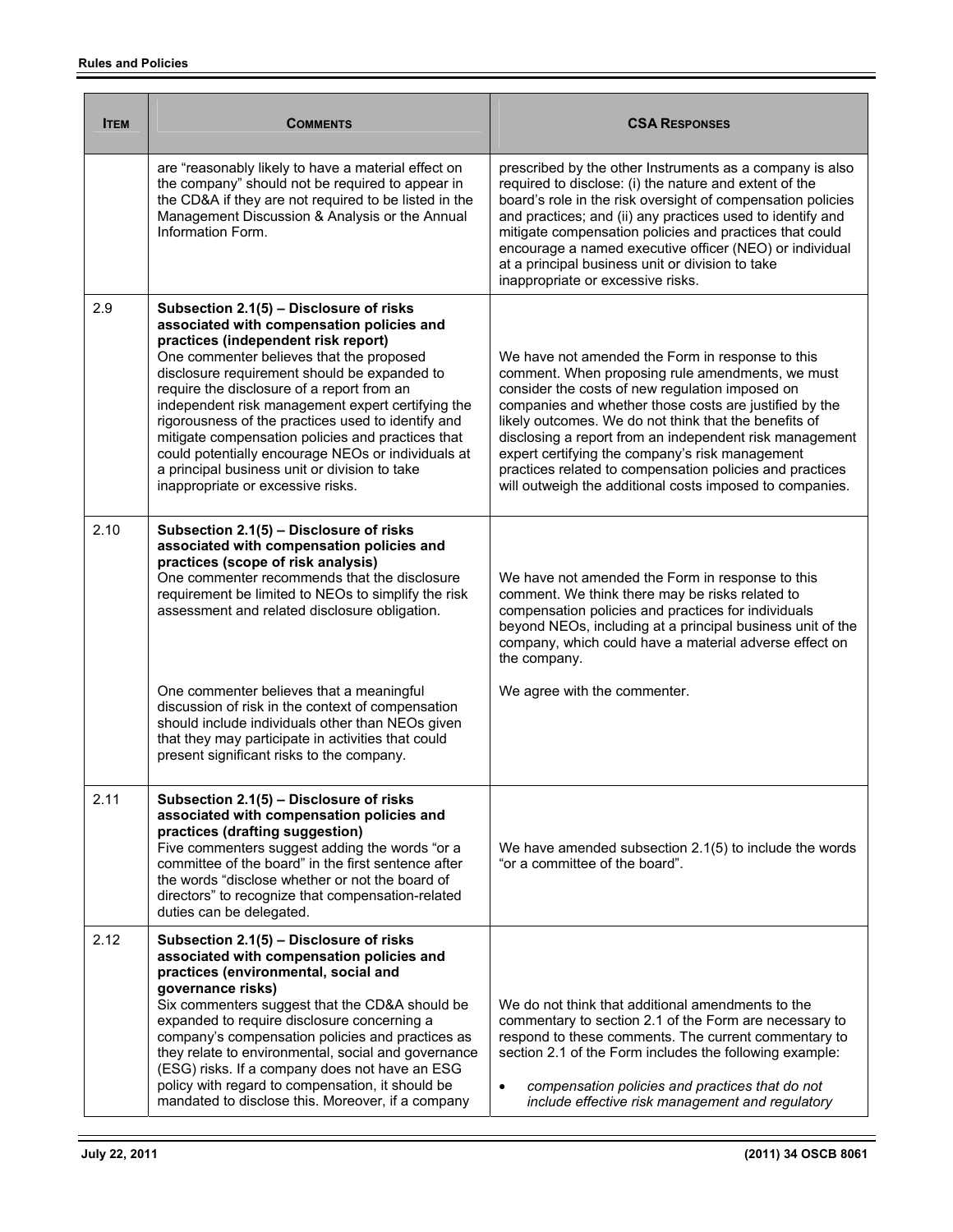| Item | Comments | CSA Responses |
| --- | --- | --- |
| | are "reasonably likely to have a material effect on the company" should not be required to appear in the CD&A if they are not required to be listed in the Management Discussion & Analysis or the Annual Information Form. | prescribed by the other Instruments as a company is also required to disclose: (i) the nature and extent of the board's role in the risk oversight of compensation policies and practices; and (ii) any practices used to identify and mitigate compensation policies and practices that could encourage a named executive officer (NEO) or individual at a principal business unit or division to take inappropriate or excessive risks. |
| 2.9 | **Subsection 2.1(5) – Disclosure of risks associated with compensation policies and practices (independent risk report)**<br>One commenter believes that the proposed disclosure requirement should be expanded to require the disclosure of a report from an independent risk management expert certifying the rigorousness of the practices used to identify and mitigate compensation policies and practices that could potentially encourage NEOs or individuals at a principal business unit or division to take inappropriate or excessive risks. | We have not amended the Form in response to this comment. When proposing rule amendments, we must consider the costs of new regulation imposed on companies and whether those costs are justified by the likely outcomes. We do not think that the benefits of disclosing a report from an independent risk management expert certifying the company's risk management practices related to compensation policies and practices will outweigh the additional costs imposed to companies. |
| 2.10 | **Subsection 2.1(5) – Disclosure of risks associated with compensation policies and practices (scope of risk analysis)**<br>One commenter recommends that the disclosure requirement be limited to NEOs to simplify the risk assessment and related disclosure obligation. | We have not amended the Form in response to this comment. We think there may be risks related to compensation policies and practices for individuals beyond NEOs, including at a principal business unit of the company, which could have a material adverse effect on the company. |
| | One commenter believes that a meaningful discussion of risk in the context of compensation should include individuals other than NEOs given that they may participate in activities that could present significant risks to the company. | We agree with the commenter. |
| 2.11 | **Subsection 2.1(5) – Disclosure of risks associated with compensation policies and practices (drafting suggestion)**<br>Five commenters suggest adding the words "or a committee of the board" in the first sentence after the words "disclose whether or not the board of directors" to recognize that compensation-related duties can be delegated. | We have amended subsection 2.1(5) to include the words "or a committee of the board". |
| 2.12 | **Subsection 2.1(5) – Disclosure of risks associated with compensation policies and practices (environmental, social and governance risks)**<br>Six commenters suggest that the CD&A should be expanded to require disclosure concerning a company's compensation policies and practices as they relate to environmental, social and governance (ESG) risks. If a company does not have an ESG policy with regard to compensation, it should be mandated to disclose this. Moreover, if a company | We do not think that additional amendments to the commentary to section 2.1 of the Form are necessary to respond to these comments. The current commentary to section 2.1 of the Form includes the following example:<br><br>• *compensation policies and practices that do not include effective risk management and regulatory* |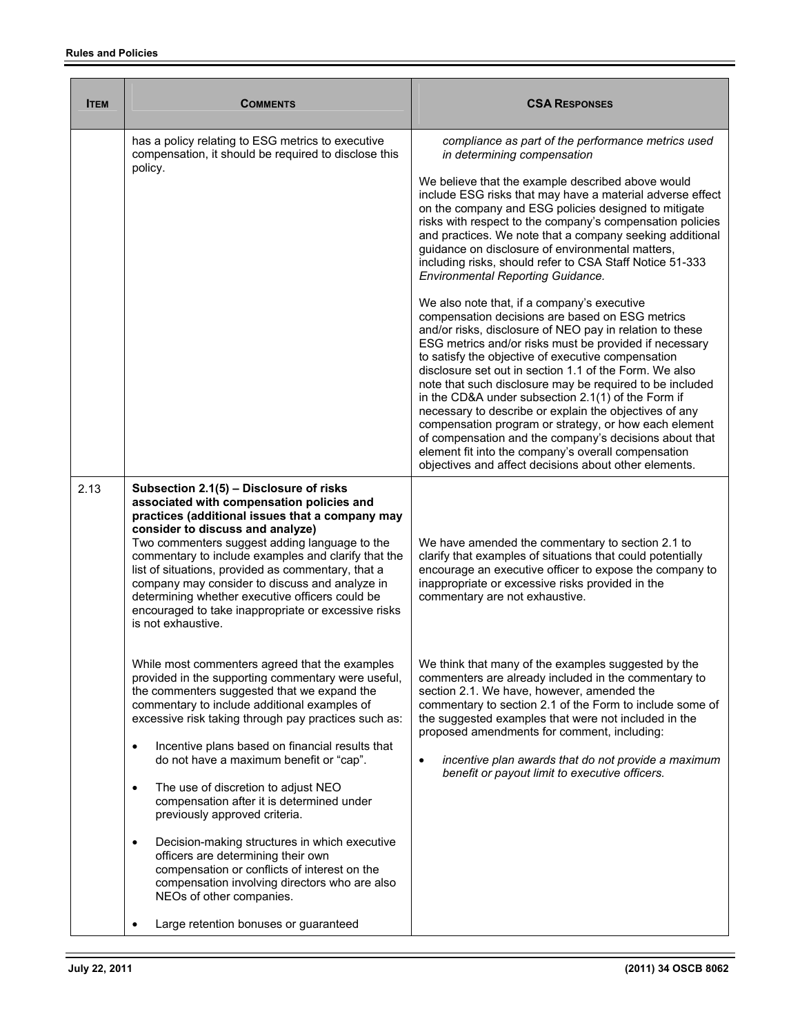| ITEM | COMMENTS | CSA RESPONSES |
|---|---|---|
| | has a policy relating to ESG metrics to executive compensation, it should be required to disclose this policy. | *compliance as part of the performance metrics used in determining compensation*<br><br>We believe that the example described above would include ESG risks that may have a material adverse effect on the company and ESG policies designed to mitigate risks with respect to the company's compensation policies and practices. We note that a company seeking additional guidance on disclosure of environmental matters, including risks, should refer to CSA Staff Notice 51-333 *Environmental Reporting Guidance.*<br><br>We also note that, if a company's executive compensation decisions are based on ESG metrics and/or risks, disclosure of NEO pay in relation to these ESG metrics and/or risks must be provided if necessary to satisfy the objective of executive compensation disclosure set out in section 1.1 of the Form. We also note that such disclosure may be required to be included in the CD&A under subsection 2.1(1) of the Form if necessary to describe or explain the objectives of any compensation program or strategy, or how each element of compensation and the company's decisions about that element fit into the company's overall compensation objectives and affect decisions about other elements. |
| 2.13 | **Subsection 2.1(5) – Disclosure of risks associated with compensation policies and practices (additional issues that a company may consider to discuss and analyze)**<br>Two commenters suggest adding language to the commentary to include examples and clarify that the list of situations, provided as commentary, that a company may consider to discuss and analyze in determining whether executive officers could be encouraged to take inappropriate or excessive risks is not exhaustive.<br><br>While most commenters agreed that the examples provided in the supporting commentary were useful, the commenters suggested that we expand the commentary to include additional examples of excessive risk taking through pay practices such as:<br><br>• Incentive plans based on financial results that do not have a maximum benefit or "cap".<br><br>• The use of discretion to adjust NEO compensation after it is determined under previously approved criteria.<br><br>• Decision-making structures in which executive officers are determining their own compensation or conflicts of interest on the compensation involving directors who are also NEOs of other companies.<br><br>• Large retention bonuses or guaranteed | We have amended the commentary to section 2.1 to clarify that examples of situations that could potentially encourage an executive officer to expose the company to inappropriate or excessive risks provided in the commentary are not exhaustive.<br><br>We think that many of the examples suggested by the commenters are already included in the commentary to section 2.1. We have, however, amended the commentary to section 2.1 of the Form to include some of the suggested examples that were not included in the proposed amendments for comment, including:<br><br>• *incentive plan awards that do not provide a maximum benefit or payout limit to executive officers.* |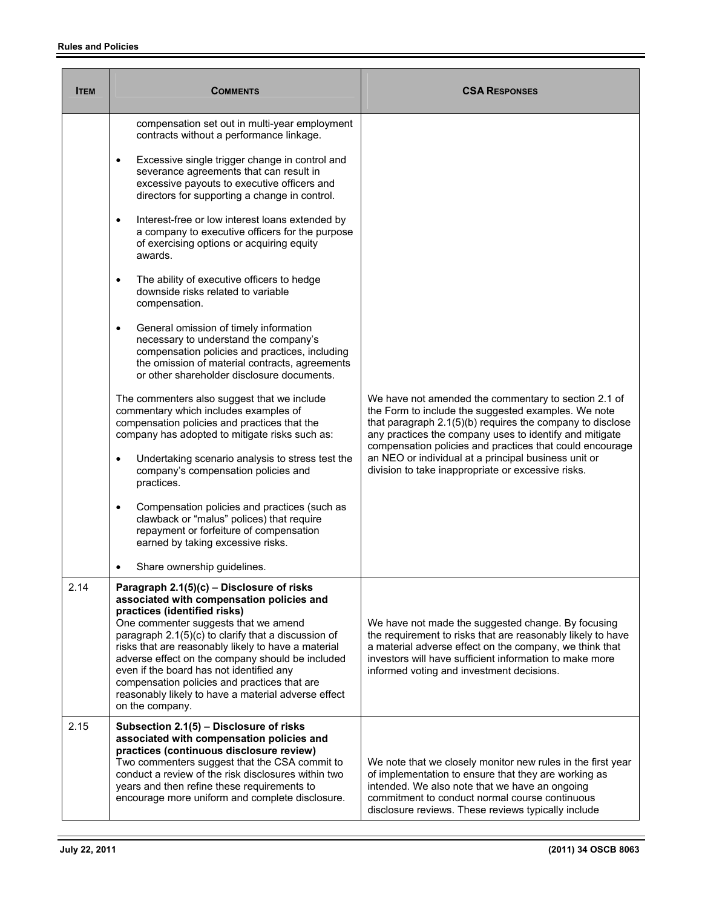| Item | Comments | CSA Responses |
|---|---|---|
| | compensation set out in multi-year employment contracts without a performance linkage.<br><br>• Excessive single trigger change in control and severance agreements that can result in excessive payouts to executive officers and directors for supporting a change in control.<br><br>• Interest-free or low interest loans extended by a company to executive officers for the purpose of exercising options or acquiring equity awards.<br><br>• The ability of executive officers to hedge downside risks related to variable compensation.<br><br>• General omission of timely information necessary to understand the company's compensation policies and practices, including the omission of material contracts, agreements or other shareholder disclosure documents. | |
| | The commenters also suggest that we include commentary which includes examples of compensation policies and practices that the company has adopted to mitigate risks such as:<br><br>• Undertaking scenario analysis to stress test the company's compensation policies and practices.<br><br>• Compensation policies and practices (such as clawback or "malus" polices) that require repayment or forfeiture of compensation earned by taking excessive risks.<br><br>• Share ownership guidelines. | We have not amended the commentary to section 2.1 of the Form to include the suggested examples. We note that paragraph 2.1(5)(b) requires the company to disclose any practices the company uses to identify and mitigate compensation policies and practices that could encourage an NEO or individual at a principal business unit or division to take inappropriate or excessive risks. |
| 2.14 | **Paragraph 2.1(5)(c) – Disclosure of risks associated with compensation policies and practices (identified risks)**<br>One commenter suggests that we amend paragraph 2.1(5)(c) to clarify that a discussion of risks that are reasonably likely to have a material adverse effect on the company should be included even if the board has not identified any compensation policies and practices that are reasonably likely to have a material adverse effect on the company. | We have not made the suggested change. By focusing the requirement to risks that are reasonably likely to have a material adverse effect on the company, we think that investors will have sufficient information to make more informed voting and investment decisions. |
| 2.15 | **Subsection 2.1(5) – Disclosure of risks associated with compensation policies and practices (continuous disclosure review)**<br>Two commenters suggest that the CSA commit to conduct a review of the risk disclosures within two years and then refine these requirements to encourage more uniform and complete disclosure. | We note that we closely monitor new rules in the first year of implementation to ensure that they are working as intended. We also note that we have an ongoing commitment to conduct normal course continuous disclosure reviews. These reviews typically include |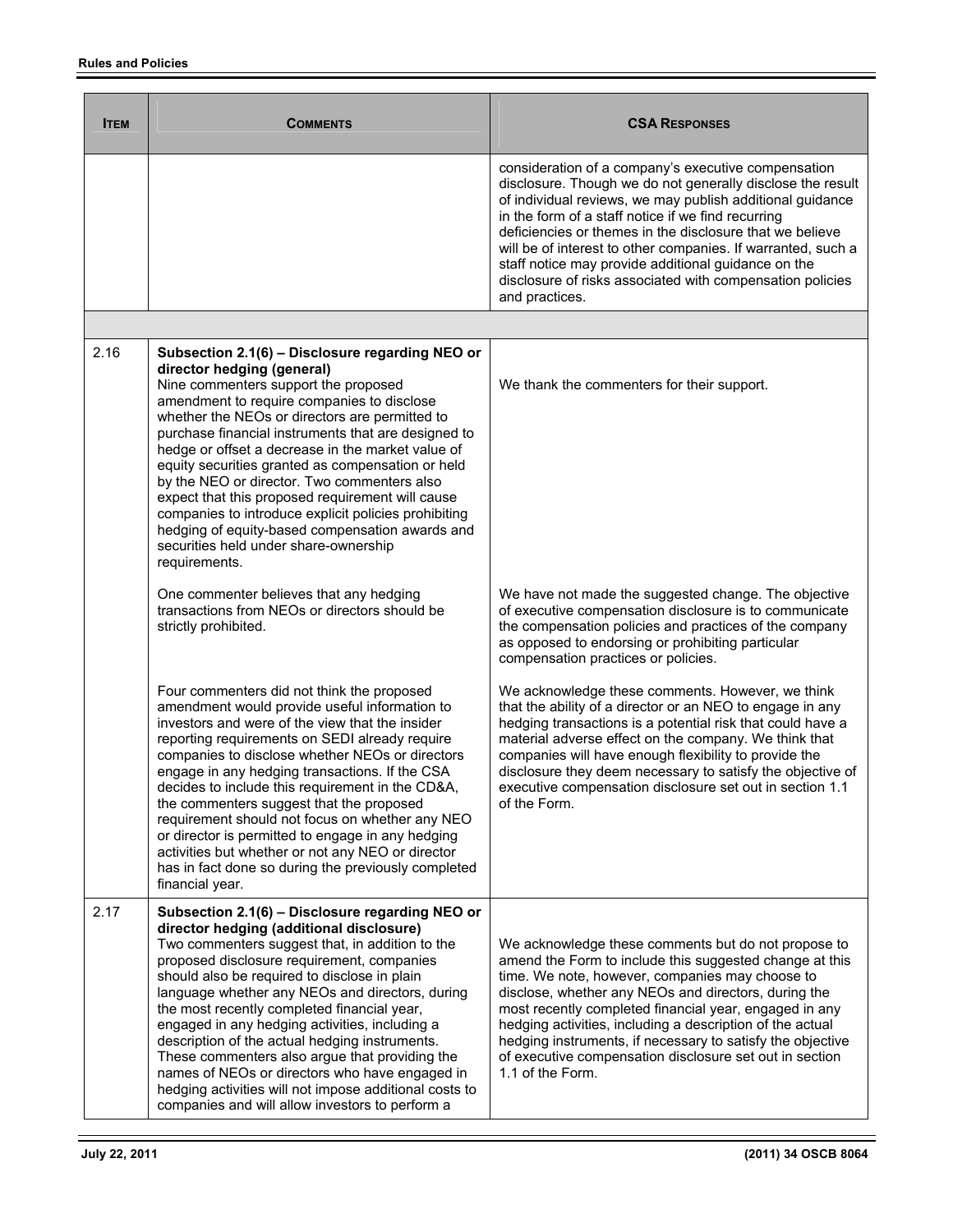| ITEM | COMMENTS | CSA RESPONSES |
|---|---|---|
| | | consideration of a company's executive compensation disclosure. Though we do not generally disclose the result of individual reviews, we may publish additional guidance in the form of a staff notice if we find recurring deficiencies or themes in the disclosure that we believe will be of interest to other companies. If warranted, such a staff notice may provide additional guidance on the disclosure of risks associated with compensation policies and practices. |
| | | |
| 2.16 | **Subsection 2.1(6) – Disclosure regarding NEO or director hedging (general)**<br>Nine commenters support the proposed amendment to require companies to disclose whether the NEOs or directors are permitted to purchase financial instruments that are designed to hedge or offset a decrease in the market value of equity securities granted as compensation or held by the NEO or director. Two commenters also expect that this proposed requirement will cause companies to introduce explicit policies prohibiting hedging of equity-based compensation awards and securities held under share-ownership requirements. | We thank the commenters for their support. |
| | One commenter believes that any hedging transactions from NEOs or directors should be strictly prohibited. | We have not made the suggested change. The objective of executive compensation disclosure is to communicate the compensation policies and practices of the company as opposed to endorsing or prohibiting particular compensation practices or policies. |
| | Four commenters did not think the proposed amendment would provide useful information to investors and were of the view that the insider reporting requirements on SEDI already require companies to disclose whether NEOs or directors engage in any hedging transactions. If the CSA decides to include this requirement in the CD&A, the commenters suggest that the proposed requirement should not focus on whether any NEO or director is permitted to engage in any hedging activities but whether or not any NEO or director has in fact done so during the previously completed financial year. | We acknowledge these comments. However, we think that the ability of a director or an NEO to engage in any hedging transactions is a potential risk that could have a material adverse effect on the company. We think that companies will have enough flexibility to provide the disclosure they deem necessary to satisfy the objective of executive compensation disclosure set out in section 1.1 of the Form. |
| 2.17 | **Subsection 2.1(6) – Disclosure regarding NEO or director hedging (additional disclosure)**<br>Two commenters suggest that, in addition to the proposed disclosure requirement, companies should also be required to disclose in plain language whether any NEOs and directors, during the most recently completed financial year, engaged in any hedging activities, including a description of the actual hedging instruments. These commenters also argue that providing the names of NEOs or directors who have engaged in hedging activities will not impose additional costs to companies and will allow investors to perform a | We acknowledge these comments but do not propose to amend the Form to include this suggested change at this time. We note, however, companies may choose to disclose, whether any NEOs and directors, during the most recently completed financial year, engaged in any hedging activities, including a description of the actual hedging instruments, if necessary to satisfy the objective of executive compensation disclosure set out in section 1.1 of the Form. |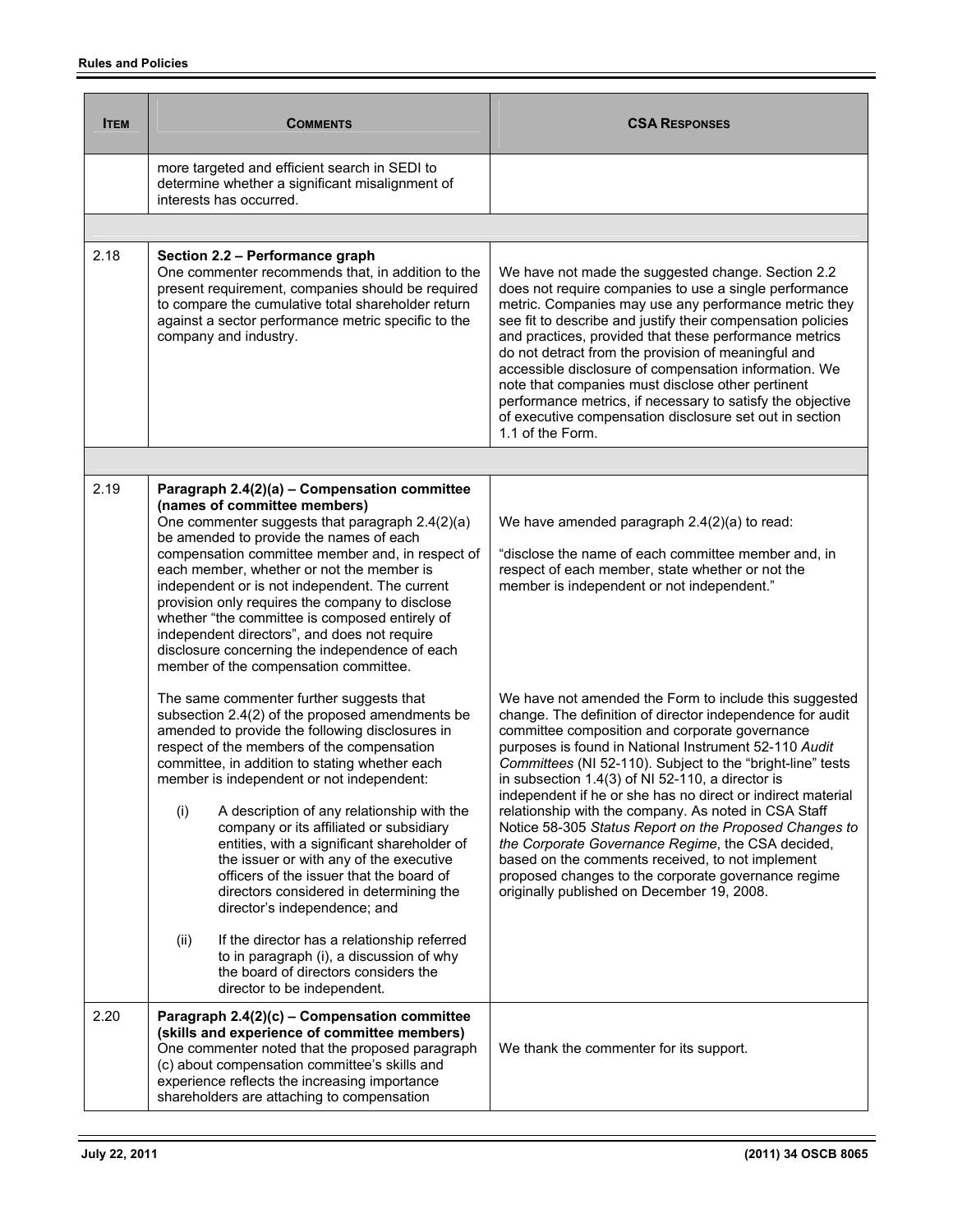| ITEM | COMMENTS | CSA RESPONSES |
|---|---|---|
| | more targeted and efficient search in SEDI to determine whether a significant misalignment of interests has occurred. | |
| | | |
| 2.18 | **Section 2.2 – Performance graph**<br>One commenter recommends that, in addition to the present requirement, companies should be required to compare the cumulative total shareholder return against a sector performance metric specific to the company and industry. | We have not made the suggested change. Section 2.2 does not require companies to use a single performance metric. Companies may use any performance metric they see fit to describe and justify their compensation policies and practices, provided that these performance metrics do not detract from the provision of meaningful and accessible disclosure of compensation information. We note that companies must disclose other pertinent performance metrics, if necessary to satisfy the objective of executive compensation disclosure set out in section 1.1 of the Form. |
| | | |
| 2.19 | **Paragraph 2.4(2)(a) – Compensation committee (names of committee members)**<br>One commenter suggests that paragraph 2.4(2)(a) be amended to provide the names of each compensation committee member and, in respect of each member, whether or not the member is independent or is not independent. The current provision only requires the company to disclose whether "the committee is composed entirely of independent directors", and does not require disclosure concerning the independence of each member of the compensation committee.<br><br>The same commenter further suggests that subsection 2.4(2) of the proposed amendments be amended to provide the following disclosures in respect of the members of the compensation committee, in addition to stating whether each member is independent or not independent:<br><br>(i) A description of any relationship with the company or its affiliated or subsidiary entities, with a significant shareholder of the issuer or with any of the executive officers of the issuer that the board of directors considered in determining the director's independence; and<br><br>(ii) If the director has a relationship referred to in paragraph (i), a discussion of why the board of directors considers the director to be independent. | We have amended paragraph 2.4(2)(a) to read:<br><br>"disclose the name of each committee member and, in respect of each member, state whether or not the member is independent or not independent."<br><br>We have not amended the Form to include this suggested change. The definition of director independence for audit committee composition and corporate governance purposes is found in National Instrument 52-110 *Audit Committees* (NI 52-110). Subject to the "bright-line" tests in subsection 1.4(3) of NI 52-110, a director is independent if he or she has no direct or indirect material relationship with the company. As noted in CSA Staff Notice 58-305 *Status Report on the Proposed Changes to the Corporate Governance Regime*, the CSA decided, based on the comments received, to not implement proposed changes to the corporate governance regime originally published on December 19, 2008. |
| 2.20 | **Paragraph 2.4(2)(c) – Compensation committee (skills and experience of committee members)**<br>One commenter noted that the proposed paragraph (c) about compensation committee's skills and experience reflects the increasing importance shareholders are attaching to compensation | We thank the commenter for its support. |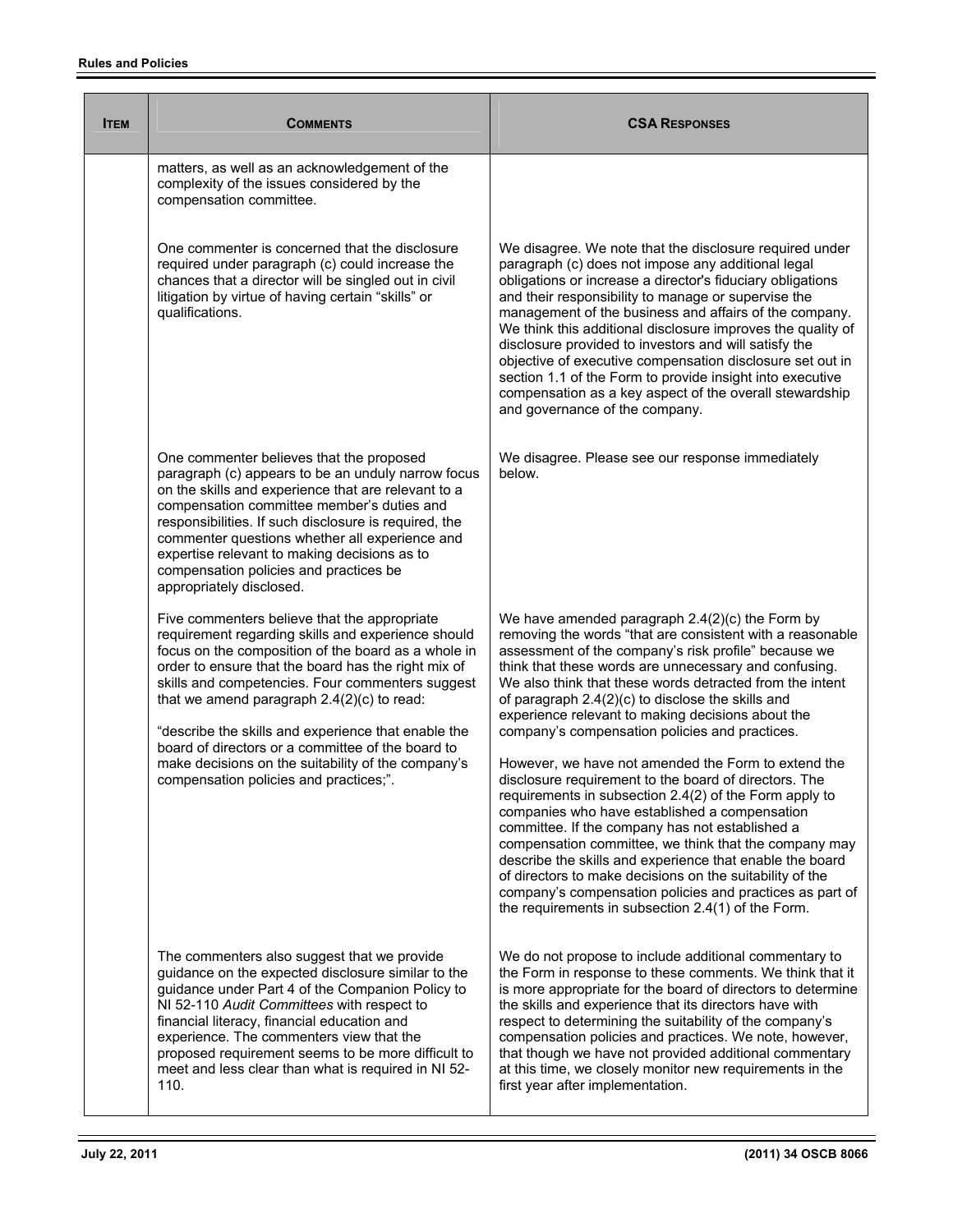| ITEM | COMMENTS | CSA RESPONSES |
|---|---|---|
| | matters, as well as an acknowledgement of the complexity of the issues considered by the compensation committee. | |
| | One commenter is concerned that the disclosure required under paragraph (c) could increase the chances that a director will be singled out in civil litigation by virtue of having certain "skills" or qualifications. | We disagree. We note that the disclosure required under paragraph (c) does not impose any additional legal obligations or increase a director's fiduciary obligations and their responsibility to manage or supervise the management of the business and affairs of the company. We think this additional disclosure improves the quality of disclosure provided to investors and will satisfy the objective of executive compensation disclosure set out in section 1.1 of the Form to provide insight into executive compensation as a key aspect of the overall stewardship and governance of the company. |
| | One commenter believes that the proposed paragraph (c) appears to be an unduly narrow focus on the skills and experience that are relevant to a compensation committee member's duties and responsibilities. If such disclosure is required, the commenter questions whether all experience and expertise relevant to making decisions as to compensation policies and practices be appropriately disclosed. | We disagree. Please see our response immediately below. |
| | Five commenters believe that the appropriate requirement regarding skills and experience should focus on the composition of the board as a whole in order to ensure that the board has the right mix of skills and competencies. Four commenters suggest that we amend paragraph 2.4(2)(c) to read:<br><br>"describe the skills and experience that enable the board of directors or a committee of the board to make decisions on the suitability of the company's compensation policies and practices;". | We have amended paragraph 2.4(2)(c) the Form by removing the words "that are consistent with a reasonable assessment of the company's risk profile" because we think that these words are unnecessary and confusing. We also think that these words detracted from the intent of paragraph 2.4(2)(c) to disclose the skills and experience relevant to making decisions about the company's compensation policies and practices.<br><br>However, we have not amended the Form to extend the disclosure requirement to the board of directors. The requirements in subsection 2.4(2) of the Form apply to companies who have established a compensation committee. If the company has not established a compensation committee, we think that the company may describe the skills and experience that enable the board of directors to make decisions on the suitability of the company's compensation policies and practices as part of the requirements in subsection 2.4(1) of the Form. |
| | The commenters also suggest that we provide guidance on the expected disclosure similar to the guidance under Part 4 of the Companion Policy to NI 52-110 *Audit Committees* with respect to financial literacy, financial education and experience. The commenters view that the proposed requirement seems to be more difficult to meet and less clear than what is required in NI 52-110. | We do not propose to include additional commentary to the Form in response to these comments. We think that it is more appropriate for the board of directors to determine the skills and experience that its directors have with respect to determining the suitability of the company's compensation policies and practices. We note, however, that though we have not provided additional commentary at this time, we closely monitor new requirements in the first year after implementation. |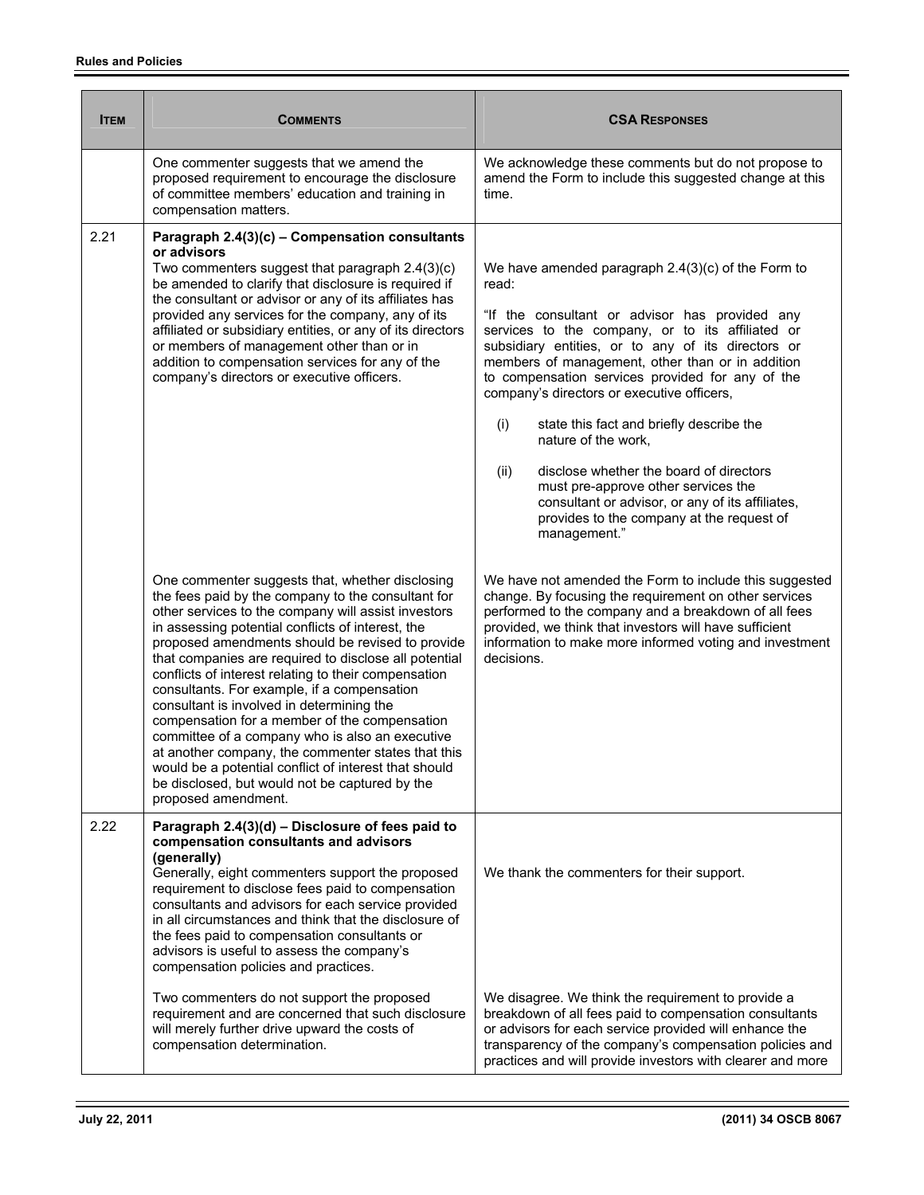| ITEM | COMMENTS | CSA RESPONSES |
|---|---|---|
| | One commenter suggests that we amend the proposed requirement to encourage the disclosure of committee members' education and training in compensation matters. | We acknowledge these comments but do not propose to amend the Form to include this suggested change at this time. |
| 2.21 | **Paragraph 2.4(3)(c) – Compensation consultants or advisors**<br>Two commenters suggest that paragraph 2.4(3)(c) be amended to clarify that disclosure is required if the consultant or advisor or any of its affiliates has provided any services for the company, any of its affiliated or subsidiary entities, or any of its directors or members of management other than or in addition to compensation services for any of the company's directors or executive officers. | We have amended paragraph 2.4(3)(c) of the Form to read:<br><br>"If the consultant or advisor has provided any services to the company, or to its affiliated or subsidiary entities, or to any of its directors or members of management, other than or in addition to compensation services provided for any of the company's directors or executive officers,<br><br>(i) state this fact and briefly describe the nature of the work,<br><br>(ii) disclose whether the board of directors must pre-approve other services the consultant or advisor, or any of its affiliates, provides to the company at the request of management." |
| | One commenter suggests that, whether disclosing the fees paid by the company to the consultant for other services to the company will assist investors in assessing potential conflicts of interest, the proposed amendments should be revised to provide that companies are required to disclose all potential conflicts of interest relating to their compensation consultants. For example, if a compensation consultant is involved in determining the compensation for a member of the compensation committee of a company who is also an executive at another company, the commenter states that this would be a potential conflict of interest that should be disclosed, but would not be captured by the proposed amendment. | We have not amended the Form to include this suggested change. By focusing the requirement on other services performed to the company and a breakdown of all fees provided, we think that investors will have sufficient information to make more informed voting and investment decisions. |
| 2.22 | **Paragraph 2.4(3)(d) – Disclosure of fees paid to compensation consultants and advisors (generally)**<br>Generally, eight commenters support the proposed requirement to disclose fees paid to compensation consultants and advisors for each service provided in all circumstances and think that the disclosure of the fees paid to compensation consultants or advisors is useful to assess the company's compensation policies and practices. | We thank the commenters for their support. |
| | Two commenters do not support the proposed requirement and are concerned that such disclosure will merely further drive upward the costs of compensation determination. | We disagree. We think the requirement to provide a breakdown of all fees paid to compensation consultants or advisors for each service provided will enhance the transparency of the company's compensation policies and practices and will provide investors with clearer and more |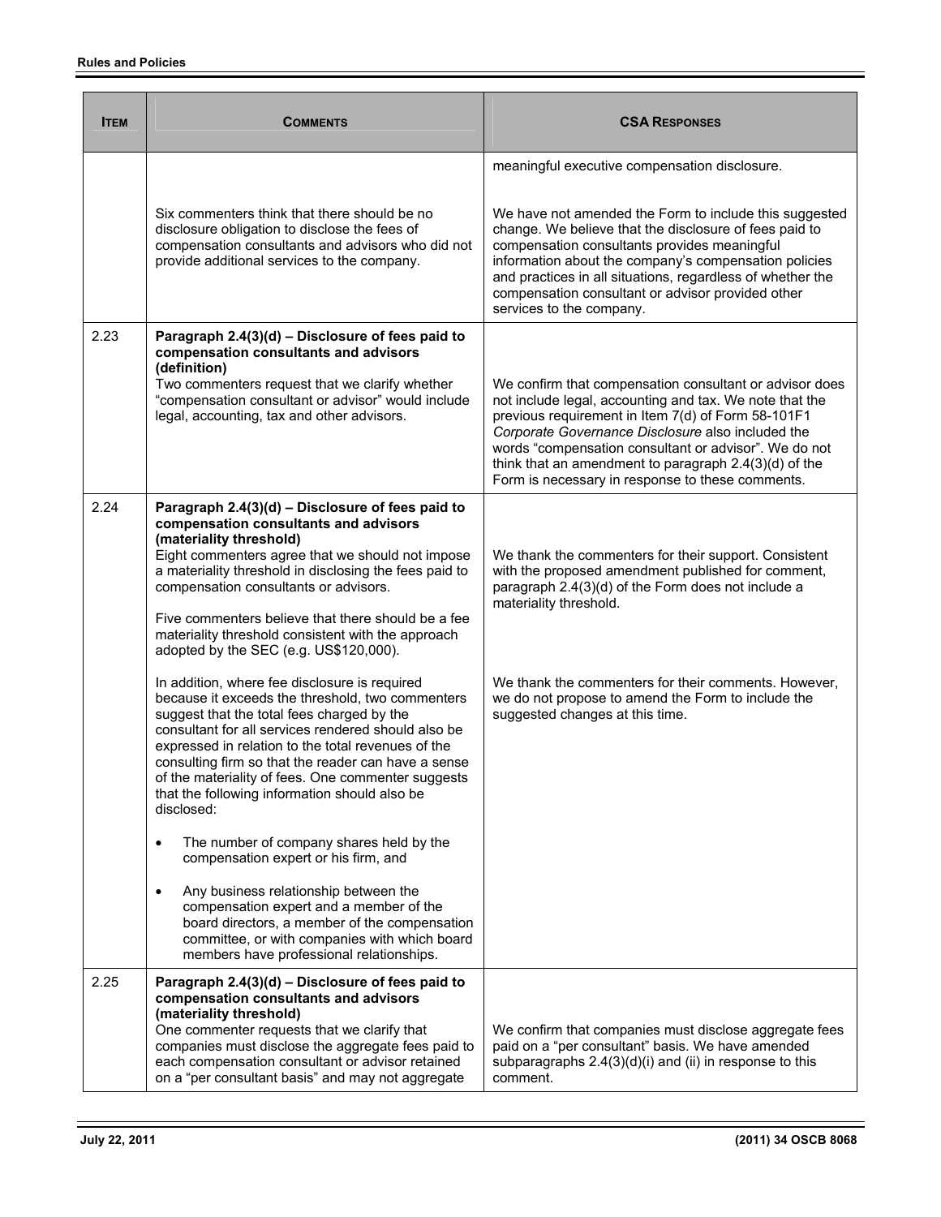| Item | Comments | CSA Responses |
|---|---|---|
| | | meaningful executive compensation disclosure. |
| | Six commenters think that there should be no disclosure obligation to disclose the fees of compensation consultants and advisors who did not provide additional services to the company. | We have not amended the Form to include this suggested change. We believe that the disclosure of fees paid to compensation consultants provides meaningful information about the company's compensation policies and practices in all situations, regardless of whether the compensation consultant or advisor provided other services to the company. |
| 2.23 | **Paragraph 2.4(3)(d) – Disclosure of fees paid to compensation consultants and advisors (definition)**<br>Two commenters request that we clarify whether "compensation consultant or advisor" would include legal, accounting, tax and other advisors. | We confirm that compensation consultant or advisor does not include legal, accounting and tax. We note that the previous requirement in Item 7(d) of Form 58-101F1 *Corporate Governance Disclosure* also included the words "compensation consultant or advisor". We do not think that an amendment to paragraph 2.4(3)(d) of the Form is necessary in response to these comments. |
| 2.24 | **Paragraph 2.4(3)(d) – Disclosure of fees paid to compensation consultants and advisors (materiality threshold)**<br>Eight commenters agree that we should not impose a materiality threshold in disclosing the fees paid to compensation consultants or advisors.<br><br>Five commenters believe that there should be a fee materiality threshold consistent with the approach adopted by the SEC (e.g. US$120,000).<br><br>In addition, where fee disclosure is required because it exceeds the threshold, two commenters suggest that the total fees charged by the consultant for all services rendered should also be expressed in relation to the total revenues of the consulting firm so that the reader can have a sense of the materiality of fees. One commenter suggests that the following information should also be disclosed:<br>• The number of company shares held by the compensation expert or his firm, and<br>• Any business relationship between the compensation expert and a member of the board directors, a member of the compensation committee, or with companies with which board members have professional relationships. | We thank the commenters for their support. Consistent with the proposed amendment published for comment, paragraph 2.4(3)(d) of the Form does not include a materiality threshold.<br><br>We thank the commenters for their comments. However, we do not propose to amend the Form to include the suggested changes at this time. |
| 2.25 | **Paragraph 2.4(3)(d) – Disclosure of fees paid to compensation consultants and advisors (materiality threshold)**<br>One commenter requests that we clarify that companies must disclose the aggregate fees paid to each compensation consultant or advisor retained on a "per consultant basis" and may not aggregate | We confirm that companies must disclose aggregate fees paid on a "per consultant" basis. We have amended subparagraphs 2.4(3)(d)(i) and (ii) in response to this comment. |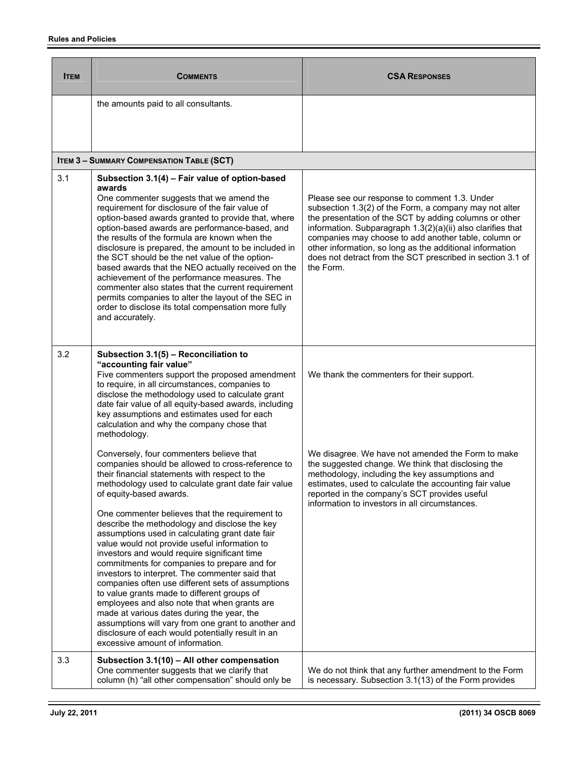| ITEM | COMMENTS | CSA RESPONSES |
|---|---|---|
| | the amounts paid to all consultants. | |
| **ITEM 3 – SUMMARY COMPENSATION TABLE (SCT)** | | |
| 3.1 | **Subsection 3.1(4) – Fair value of option-based awards**<br>One commenter suggests that we amend the requirement for disclosure of the fair value of option-based awards granted to provide that, where option-based awards are performance-based, and the results of the formula are known when the disclosure is prepared, the amount to be included in the SCT should be the net value of the option-based awards that the NEO actually received on the achievement of the performance measures. The commenter also states that the current requirement permits companies to alter the layout of the SEC in order to disclose its total compensation more fully and accurately. | Please see our response to comment 1.3. Under subsection 1.3(2) of the Form, a company may not alter the presentation of the SCT by adding columns or other information. Subparagraph 1.3(2)(a)(ii) also clarifies that companies may choose to add another table, column or other information, so long as the additional information does not detract from the SCT prescribed in section 3.1 of the Form. |
| 3.2 | **Subsection 3.1(5) – Reconciliation to "accounting fair value"**<br>Five commenters support the proposed amendment to require, in all circumstances, companies to disclose the methodology used to calculate grant date fair value of all equity-based awards, including key assumptions and estimates used for each calculation and why the company chose that methodology. | We thank the commenters for their support. |
| | Conversely, four commenters believe that companies should be allowed to cross-reference to their financial statements with respect to the methodology used to calculate grant date fair value of equity-based awards.<br><br>One commenter believes that the requirement to describe the methodology and disclose the key assumptions used in calculating grant date fair value would not provide useful information to investors and would require significant time commitments for companies to prepare and for investors to interpret. The commenter said that companies often use different sets of assumptions to value grants made to different groups of employees and also note that when grants are made at various dates during the year, the assumptions will vary from one grant to another and disclosure of each would potentially result in an excessive amount of information. | We disagree. We have not amended the Form to make the suggested change. We think that disclosing the methodology, including the key assumptions and estimates, used to calculate the accounting fair value reported in the company's SCT provides useful information to investors in all circumstances. |
| 3.3 | **Subsection 3.1(10) – All other compensation**<br>One commenter suggests that we clarify that column (h) "all other compensation" should only be | We do not think that any further amendment to the Form is necessary. Subsection 3.1(13) of the Form provides |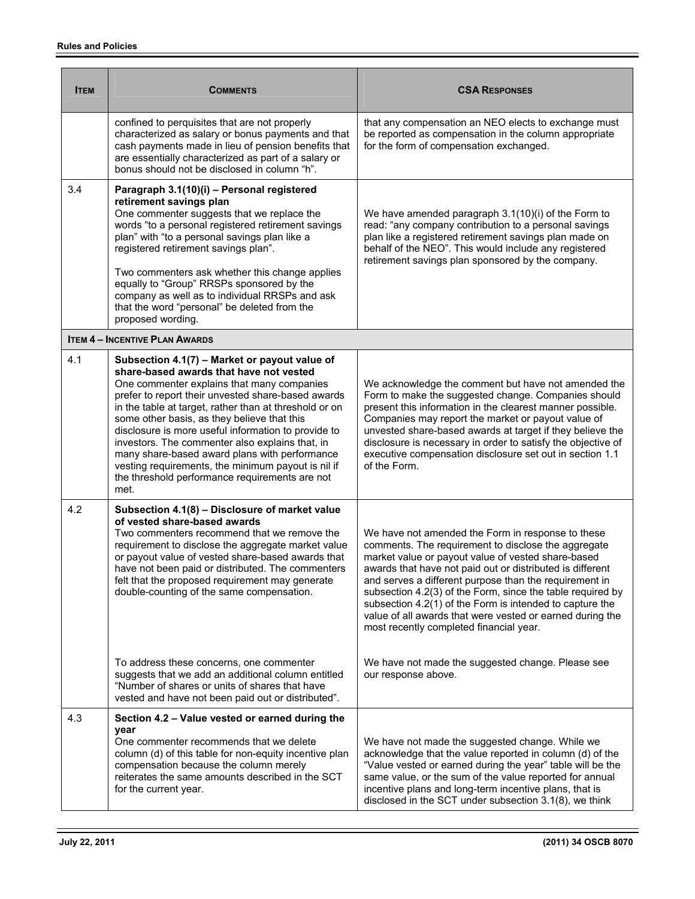| Item | Comments | CSA Responses |
|---|---|---|
| | confined to perquisites that are not properly characterized as salary or bonus payments and that cash payments made in lieu of pension benefits that are essentially characterized as part of a salary or bonus should not be disclosed in column "h". | that any compensation an NEO elects to exchange must be reported as compensation in the column appropriate for the form of compensation exchanged. |
| 3.4 | **Paragraph 3.1(10)(i) – Personal registered retirement savings plan**<br>One commenter suggests that we replace the words "to a personal registered retirement savings plan" with "to a personal savings plan like a registered retirement savings plan".<br><br>Two commenters ask whether this change applies equally to "Group" RRSPs sponsored by the company as well as to individual RRSPs and ask that the word "personal" be deleted from the proposed wording. | We have amended paragraph 3.1(10)(i) of the Form to read: "any company contribution to a personal savings plan like a registered retirement savings plan made on behalf of the NEO". This would include any registered retirement savings plan sponsored by the company. |
| **Item 4 – Incentive Plan Awards** | | |
| 4.1 | **Subsection 4.1(7) – Market or payout value of share-based awards that have not vested**<br>One commenter explains that many companies prefer to report their unvested share-based awards in the table at target, rather than at threshold or on some other basis, as they believe that this disclosure is more useful information to provide to investors. The commenter also explains that, in many share-based award plans with performance vesting requirements, the minimum payout is nil if the threshold performance requirements are not met. | We acknowledge the comment but have not amended the Form to make the suggested change. Companies should present this information in the clearest manner possible. Companies may report the market or payout value of unvested share-based awards at target if they believe the disclosure is necessary in order to satisfy the objective of executive compensation disclosure set out in section 1.1 of the Form. |
| 4.2 | **Subsection 4.1(8) – Disclosure of market value of vested share-based awards**<br>Two commenters recommend that we remove the requirement to disclose the aggregate market value or payout value of vested share-based awards that have not been paid or distributed. The commenters felt that the proposed requirement may generate double-counting of the same compensation. | We have not amended the Form in response to these comments. The requirement to disclose the aggregate market value or payout value of vested share-based awards that have not paid out or distributed is different and serves a different purpose than the requirement in subsection 4.2(3) of the Form, since the table required by subsection 4.2(1) of the Form is intended to capture the value of all awards that were vested or earned during the most recently completed financial year. |
| | To address these concerns, one commenter suggests that we add an additional column entitled "Number of shares or units of shares that have vested and have not been paid out or distributed". | We have not made the suggested change. Please see our response above. |
| 4.3 | **Section 4.2 – Value vested or earned during the year**<br>One commenter recommends that we delete column (d) of this table for non-equity incentive plan compensation because the column merely reiterates the same amounts described in the SCT for the current year. | We have not made the suggested change. While we acknowledge that the value reported in column (d) of the "Value vested or earned during the year" table will be the same value, or the sum of the value reported for annual incentive plans and long-term incentive plans, that is disclosed in the SCT under subsection 3.1(8), we think |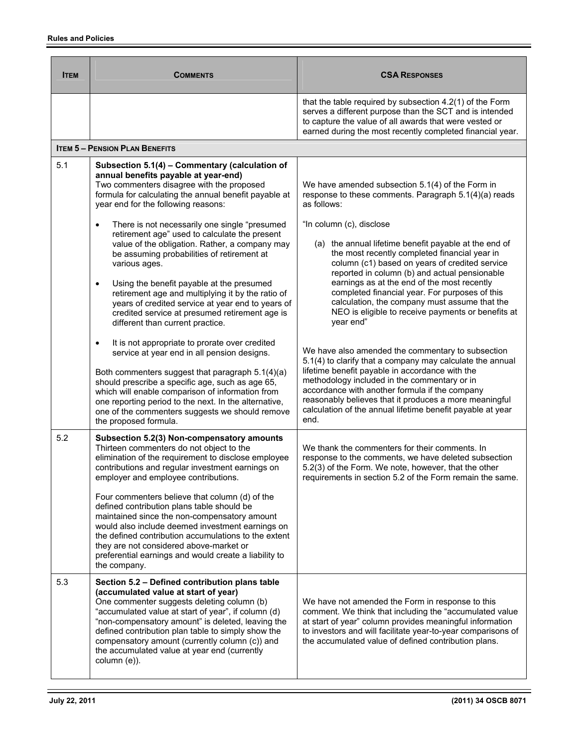| ITEM | COMMENTS | CSA RESPONSES |
|---|---|---|
| | | that the table required by subsection 4.2(1) of the Form serves a different purpose than the SCT and is intended to capture the value of all awards that were vested or earned during the most recently completed financial year. |
| **ITEM 5 – PENSION PLAN BENEFITS** | | |
| 5.1 | **Subsection 5.1(4) – Commentary (calculation of annual benefits payable at year-end)**<br>Two commenters disagree with the proposed formula for calculating the annual benefit payable at year end for the following reasons:<br>• There is not necessarily one single "presumed retirement age" used to calculate the present value of the obligation. Rather, a company may be assuming probabilities of retirement at various ages.<br>• Using the benefit payable at the presumed retirement age and multiplying it by the ratio of years of credited service at year end to years of credited service at presumed retirement age is different than current practice.<br>• It is not appropriate to prorate over credited service at year end in all pension designs.<br>Both commenters suggest that paragraph 5.1(4)(a) should prescribe a specific age, such as age 65, which will enable comparison of information from one reporting period to the next. In the alternative, one of the commenters suggests we should remove the proposed formula. | We have amended subsection 5.1(4) of the Form in response to these comments. Paragraph 5.1(4)(a) reads as follows:<br>"In column (c), disclose<br>(a) the annual lifetime benefit payable at the end of the most recently completed financial year in column (c1) based on years of credited service reported in column (b) and actual pensionable earnings as at the end of the most recently completed financial year. For purposes of this calculation, the company must assume that the NEO is eligible to receive payments or benefits at year end"<br>We have also amended the commentary to subsection 5.1(4) to clarify that a company may calculate the annual lifetime benefit payable in accordance with the methodology included in the commentary or in accordance with another formula if the company reasonably believes that it produces a more meaningful calculation of the annual lifetime benefit payable at year end. |
| 5.2 | **Subsection 5.2(3) Non-compensatory amounts**<br>Thirteen commenters do not object to the elimination of the requirement to disclose employee contributions and regular investment earnings on employer and employee contributions.<br>Four commenters believe that column (d) of the defined contribution plans table should be maintained since the non-compensatory amount would also include deemed investment earnings on the defined contribution accumulations to the extent they are not considered above-market or preferential earnings and would create a liability to the company. | We thank the commenters for their comments. In response to the comments, we have deleted subsection 5.2(3) of the Form. We note, however, that the other requirements in section 5.2 of the Form remain the same. |
| 5.3 | **Section 5.2 – Defined contribution plans table (accumulated value at start of year)**<br>One commenter suggests deleting column (b) "accumulated value at start of year", if column (d) "non-compensatory amount" is deleted, leaving the defined contribution plan table to simply show the compensatory amount (currently column (c)) and the accumulated value at year end (currently column (e)). | We have not amended the Form in response to this comment. We think that including the "accumulated value at start of year" column provides meaningful information to investors and will facilitate year-to-year comparisons of the accumulated value of defined contribution plans. |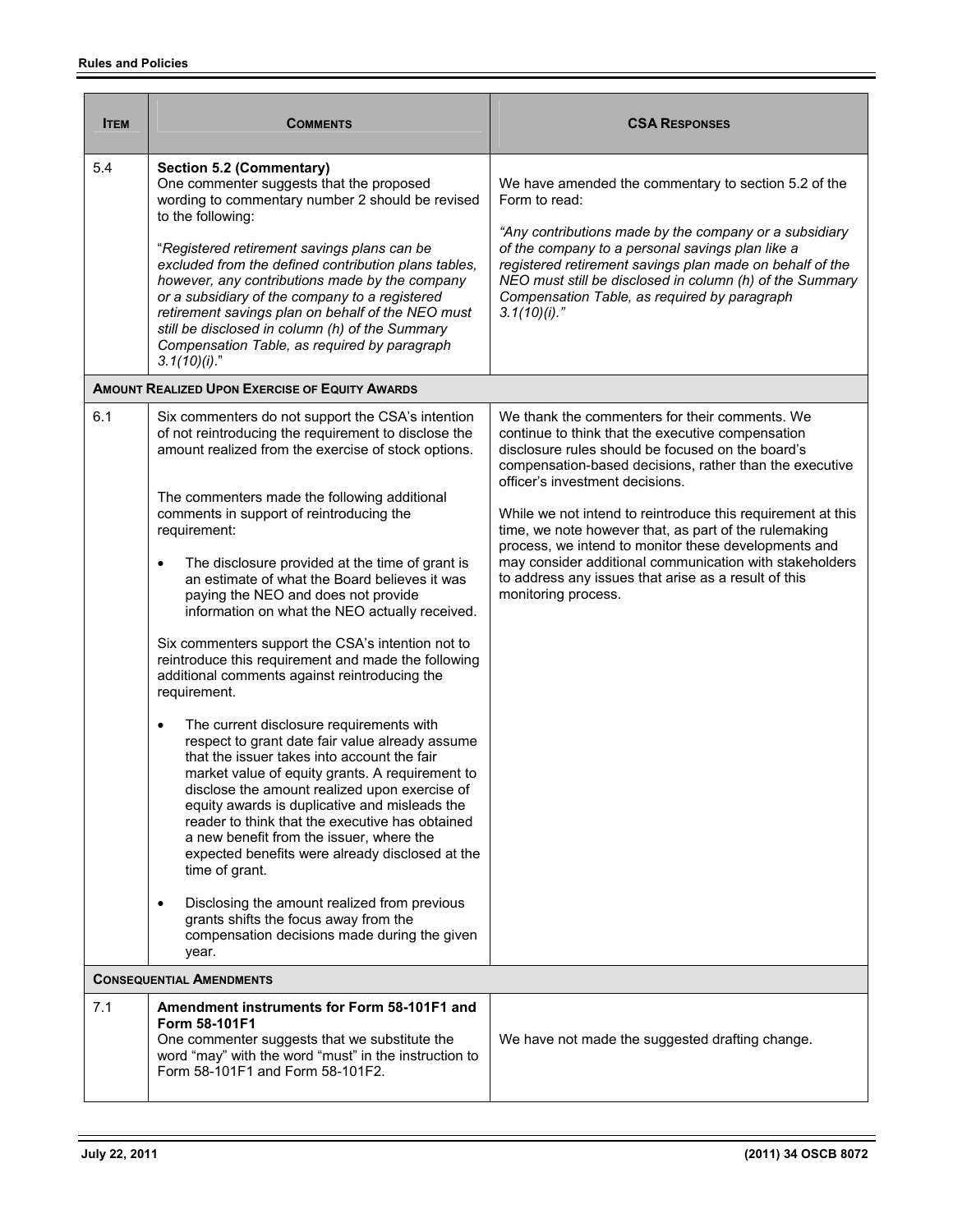| ITEM | COMMENTS | CSA RESPONSES |
|---|---|---|
| 5.4 | **Section 5.2 (Commentary)**<br>One commenter suggests that the proposed wording to commentary number 2 should be revised to the following:<br><br>"*Registered retirement savings plans can be excluded from the defined contribution plans tables, however, any contributions made by the company or a subsidiary of the company to a registered retirement savings plan on behalf of the NEO must still be disclosed in column (h) of the Summary Compensation Table, as required by paragraph 3.1(10)(i).*" | We have amended the commentary to section 5.2 of the Form to read:<br><br>*"Any contributions made by the company or a subsidiary of the company to a personal savings plan like a registered retirement savings plan made on behalf of the NEO must still be disclosed in column (h) of the Summary Compensation Table, as required by paragraph 3.1(10)(i)."* |
| **AMOUNT REALIZED UPON EXERCISE OF EQUITY AWARDS** | | |
| 6.1 | Six commenters do not support the CSA's intention of not reintroducing the requirement to disclose the amount realized from the exercise of stock options.<br><br>The commenters made the following additional comments in support of reintroducing the requirement:<br><br>• The disclosure provided at the time of grant is an estimate of what the Board believes it was paying the NEO and does not provide information on what the NEO actually received.<br><br>Six commenters support the CSA's intention not to reintroduce this requirement and made the following additional comments against reintroducing the requirement.<br><br>• The current disclosure requirements with respect to grant date fair value already assume that the issuer takes into account the fair market value of equity grants. A requirement to disclose the amount realized upon exercise of equity awards is duplicative and misleads the reader to think that the executive has obtained a new benefit from the issuer, where the expected benefits were already disclosed at the time of grant.<br><br>• Disclosing the amount realized from previous grants shifts the focus away from the compensation decisions made during the given year. | We thank the commenters for their comments. We continue to think that the executive compensation disclosure rules should be focused on the board's compensation-based decisions, rather than the executive officer's investment decisions.<br><br>While we not intend to reintroduce this requirement at this time, we note however that, as part of the rulemaking process, we intend to monitor these developments and may consider additional communication with stakeholders to address any issues that arise as a result of this monitoring process. |
| **CONSEQUENTIAL AMENDMENTS** | | |
| 7.1 | **Amendment instruments for Form 58-101F1 and Form 58-101F1**<br>One commenter suggests that we substitute the word "may" with the word "must" in the instruction to Form 58-101F1 and Form 58-101F2. | We have not made the suggested drafting change. |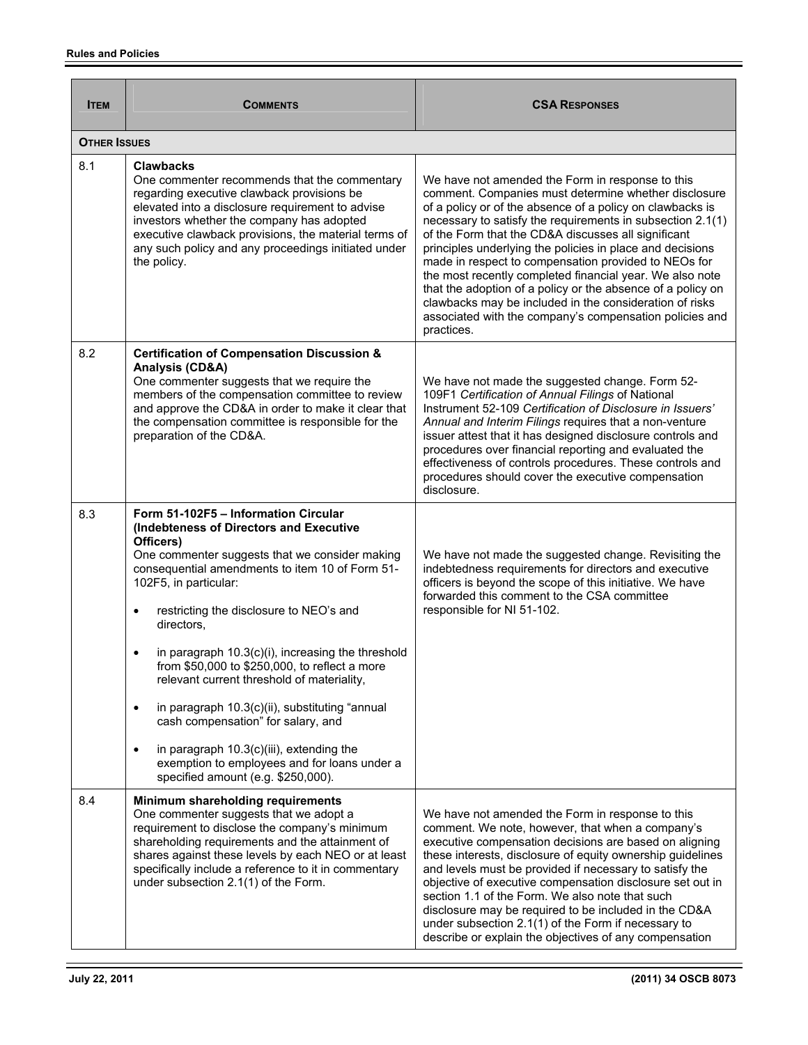| ITEM | COMMENTS | CSA RESPONSES |
|---|---|---|
| **OTHER ISSUES** | | |
| 8.1 | **Clawbacks**<br>One commenter recommends that the commentary regarding executive clawback provisions be elevated into a disclosure requirement to advise investors whether the company has adopted executive clawback provisions, the material terms of any such policy and any proceedings initiated under the policy. | We have not amended the Form in response to this comment. Companies must determine whether disclosure of a policy or of the absence of a policy on clawbacks is necessary to satisfy the requirements in subsection 2.1(1) of the Form that the CD&A discusses all significant principles underlying the policies in place and decisions made in respect to compensation provided to NEOs for the most recently completed financial year. We also note that the adoption of a policy or the absence of a policy on clawbacks may be included in the consideration of risks associated with the company's compensation policies and practices. |
| 8.2 | **Certification of Compensation Discussion & Analysis (CD&A)**<br>One commenter suggests that we require the members of the compensation committee to review and approve the CD&A in order to make it clear that the compensation committee is responsible for the preparation of the CD&A. | We have not made the suggested change. Form 52-109F1 *Certification of Annual Filings* of National Instrument 52-109 *Certification of Disclosure in Issuers' Annual and Interim Filings* requires that a non-venture issuer attest that it has designed disclosure controls and procedures over financial reporting and evaluated the effectiveness of controls procedures. These controls and procedures should cover the executive compensation disclosure. |
| 8.3 | **Form 51-102F5 – Information Circular (Indebteness of Directors and Executive Officers)**<br>One commenter suggests that we consider making consequential amendments to item 10 of Form 51-102F5, in particular:<br>• restricting the disclosure to NEO's and directors,<br>• in paragraph 10.3(c)(i), increasing the threshold from $50,000 to $250,000, to reflect a more relevant current threshold of materiality,<br>• in paragraph 10.3(c)(ii), substituting "annual cash compensation" for salary, and<br>• in paragraph 10.3(c)(iii), extending the exemption to employees and for loans under a specified amount (e.g. $250,000). | We have not made the suggested change. Revisiting the indebtedness requirements for directors and executive officers is beyond the scope of this initiative. We have forwarded this comment to the CSA committee responsible for NI 51-102. |
| 8.4 | **Minimum shareholding requirements**<br>One commenter suggests that we adopt a requirement to disclose the company's minimum shareholding requirements and the attainment of shares against these levels by each NEO or at least specifically include a reference to it in commentary under subsection 2.1(1) of the Form. | We have not amended the Form in response to this comment. We note, however, that when a company's executive compensation decisions are based on aligning these interests, disclosure of equity ownership guidelines and levels must be provided if necessary to satisfy the objective of executive compensation disclosure set out in section 1.1 of the Form. We also note that such disclosure may be required to be included in the CD&A under subsection 2.1(1) of the Form if necessary to describe or explain the objectives of any compensation |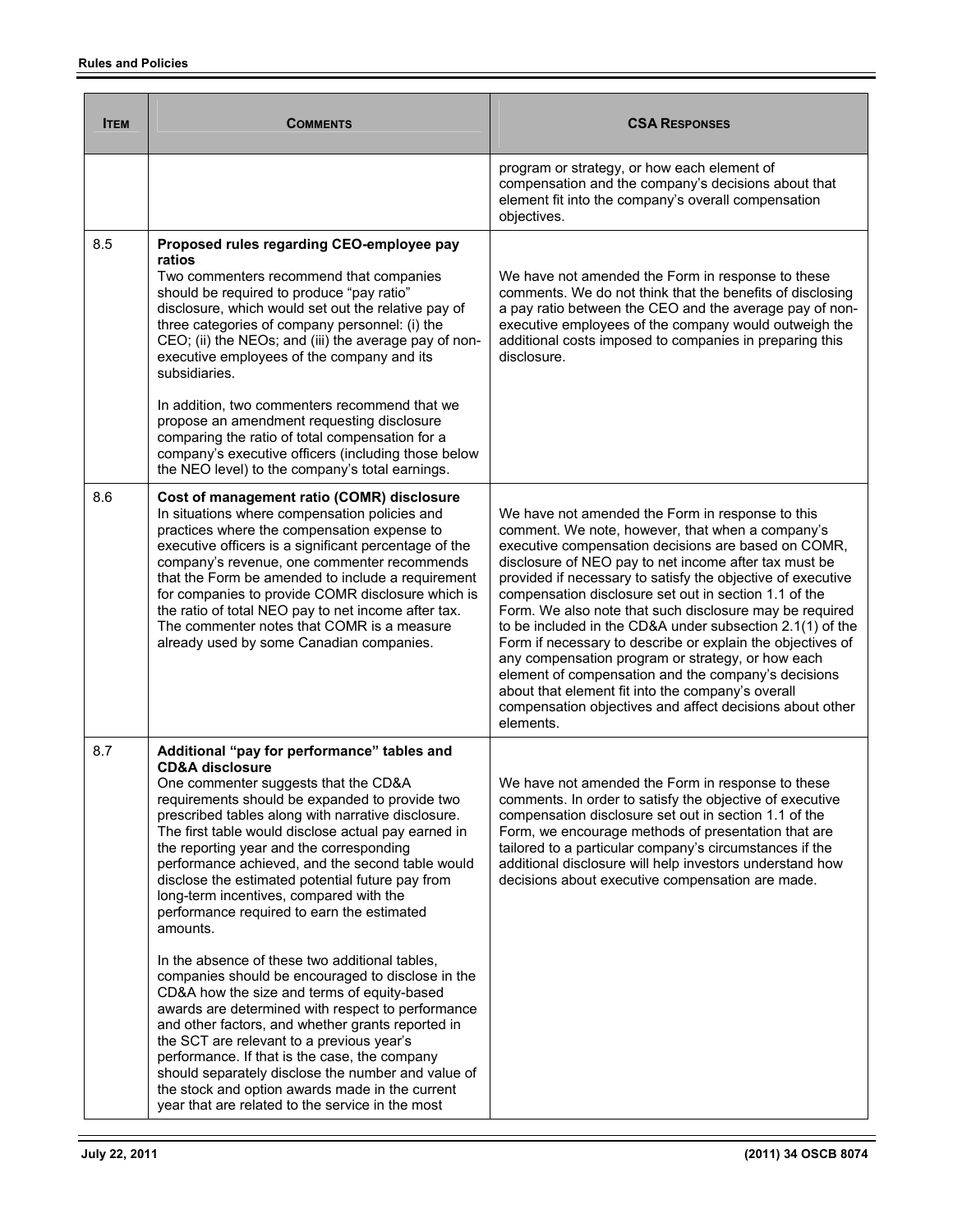| ITEM | COMMENTS | CSA RESPONSES |
|---|---|---|
| | | program or strategy, or how each element of compensation and the company's decisions about that element fit into the company's overall compensation objectives. |
| 8.5 | **Proposed rules regarding CEO-employee pay ratios**<br>Two commenters recommend that companies should be required to produce "pay ratio" disclosure, which would set out the relative pay of three categories of company personnel: (i) the CEO; (ii) the NEOs; and (iii) the average pay of non-executive employees of the company and its subsidiaries.<br><br>In addition, two commenters recommend that we propose an amendment requesting disclosure comparing the ratio of total compensation for a company's executive officers (including those below the NEO level) to the company's total earnings. | We have not amended the Form in response to these comments. We do not think that the benefits of disclosing a pay ratio between the CEO and the average pay of non-executive employees of the company would outweigh the additional costs imposed to companies in preparing this disclosure. |
| 8.6 | **Cost of management ratio (COMR) disclosure**<br>In situations where compensation policies and practices where the compensation expense to executive officers is a significant percentage of the company's revenue, one commenter recommends that the Form be amended to include a requirement for companies to provide COMR disclosure which is the ratio of total NEO pay to net income after tax. The commenter notes that COMR is a measure already used by some Canadian companies. | We have not amended the Form in response to this comment. We note, however, that when a company's executive compensation decisions are based on COMR, disclosure of NEO pay to net income after tax must be provided if necessary to satisfy the objective of executive compensation disclosure set out in section 1.1 of the Form. We also note that such disclosure may be required to be included in the CD&A under subsection 2.1(1) of the Form if necessary to describe or explain the objectives of any compensation program or strategy, or how each element of compensation and the company's decisions about that element fit into the company's overall compensation objectives and affect decisions about other elements. |
| 8.7 | **Additional "pay for performance" tables and CD&A disclosure**<br>One commenter suggests that the CD&A requirements should be expanded to provide two prescribed tables along with narrative disclosure. The first table would disclose actual pay earned in the reporting year and the corresponding performance achieved, and the second table would disclose the estimated potential future pay from long-term incentives, compared with the performance required to earn the estimated amounts.<br><br>In the absence of these two additional tables, companies should be encouraged to disclose in the CD&A how the size and terms of equity-based awards are determined with respect to performance and other factors, and whether grants reported in the SCT are relevant to a previous year's performance. If that is the case, the company should separately disclose the number and value of the stock and option awards made in the current year that are related to the service in the most | We have not amended the Form in response to these comments. In order to satisfy the objective of executive compensation disclosure set out in section 1.1 of the Form, we encourage methods of presentation that are tailored to a particular company's circumstances if the additional disclosure will help investors understand how decisions about executive compensation are made. |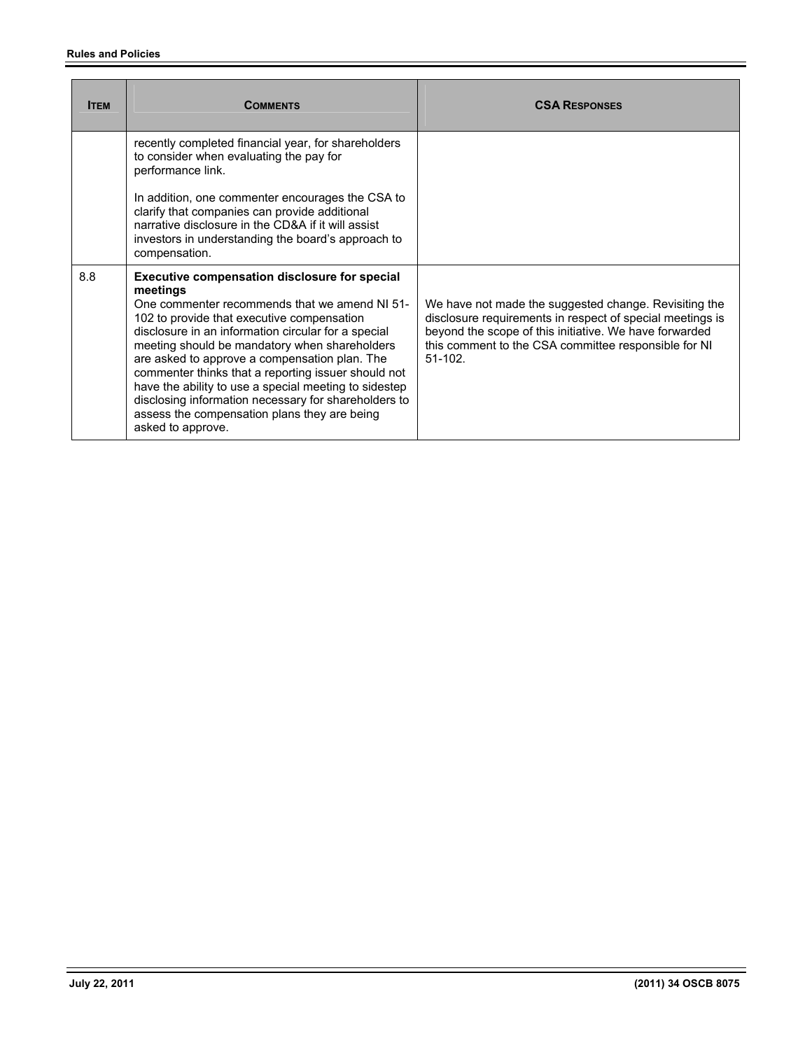| ITEM | COMMENTS | CSA RESPONSES |
|---|---|---|
| | recently completed financial year, for shareholders to consider when evaluating the pay for performance link.<br><br>In addition, one commenter encourages the CSA to clarify that companies can provide additional narrative disclosure in the CD&A if it will assist investors in understanding the board's approach to compensation. | |
| 8.8 | **Executive compensation disclosure for special meetings**<br>One commenter recommends that we amend NI 51-102 to provide that executive compensation disclosure in an information circular for a special meeting should be mandatory when shareholders are asked to approve a compensation plan. The commenter thinks that a reporting issuer should not have the ability to use a special meeting to sidestep disclosing information necessary for shareholders to assess the compensation plans they are being asked to approve. | We have not made the suggested change. Revisiting the disclosure requirements in respect of special meetings is beyond the scope of this initiative. We have forwarded this comment to the CSA committee responsible for NI 51-102. |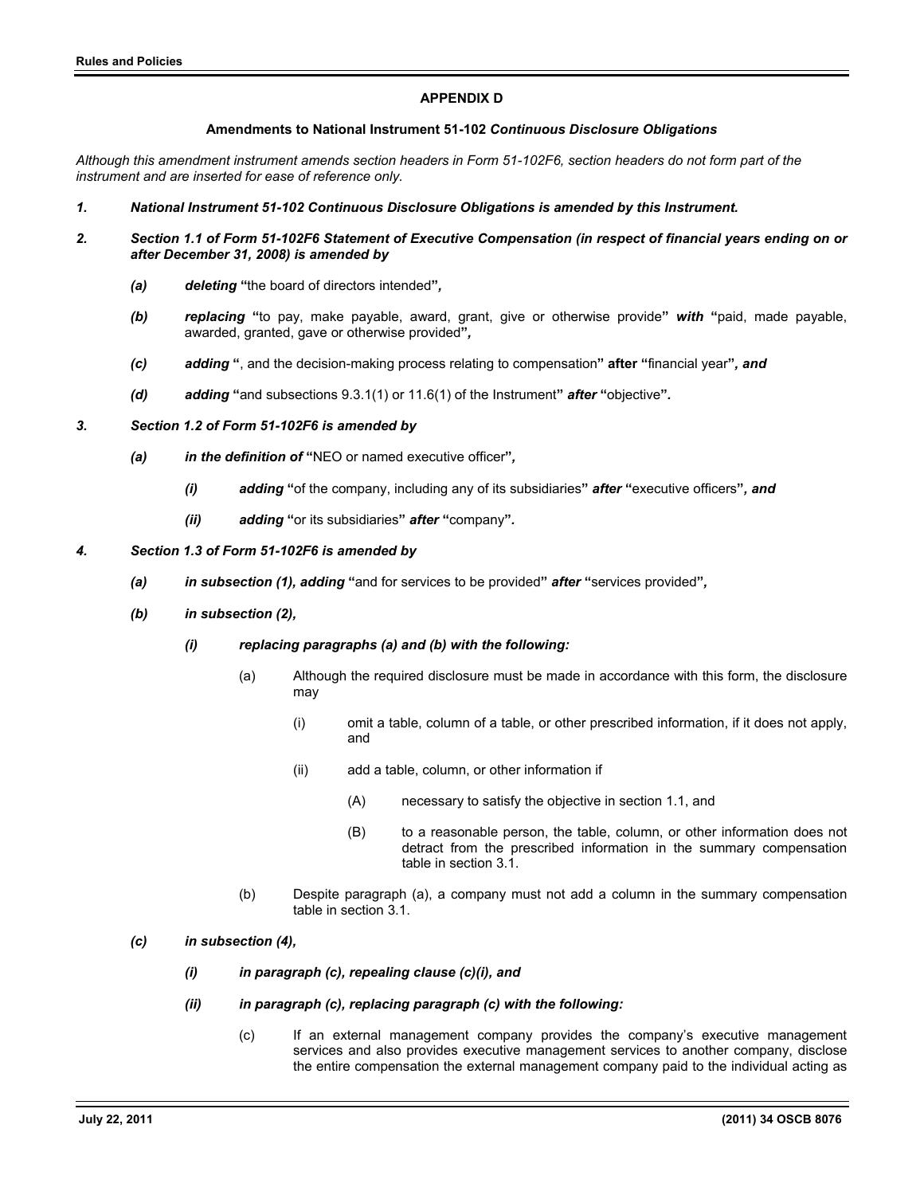## APPENDIX D

### Amendments to National Instrument 51-102 *Continuous Disclosure Obligations*

*Although this amendment instrument amends section headers in Form 51-102F6, section headers do not form part of the instrument and are inserted for ease of reference only.*

***1. National Instrument 51-102 Continuous Disclosure Obligations is amended by this Instrument.***

***2. Section 1.1 of Form 51-102F6 Statement of Executive Compensation (in respect of financial years ending on or after December 31, 2008) is amended by***

- ***(a) deleting* "**the board of directors intended**"*,***
- ***(b) replacing* "**to pay, make payable, award, grant, give or otherwise provide**"** ***with* "**paid, made payable, awarded, granted, gave or otherwise provided**"*,***
- ***(c) adding* "**, and the decision-making process relating to compensation**" after "**financial year**"*, and***
- ***(d) adding* "**and subsections 9.3.1(1) or 11.6(1) of the Instrument**"** ***after* "**objective**"*.***

***3. Section 1.2 of Form 51-102F6 is amended by***

- ***(a) in the definition of* "**NEO or named executive officer**"*,***
  - ***(i) adding* "**of the company, including any of its subsidiaries**"** ***after* "**executive officers**"*, and***
  - ***(ii) adding* "**or its subsidiaries**"** ***after* "**company**"*.***

***4. Section 1.3 of Form 51-102F6 is amended by***

- ***(a) in subsection (1), adding* "**and for services to be provided**"** ***after* "**services provided**"*,***
- ***(b) in subsection (2),***
  - ***(i) replacing paragraphs (a) and (b) with the following:***

    (a) Although the required disclosure must be made in accordance with this form, the disclosure may

    (i) omit a table, column of a table, or other prescribed information, if it does not apply, and

    (ii) add a table, column, or other information if

    (A) necessary to satisfy the objective in section 1.1, and

    (B) to a reasonable person, the table, column, or other information does not detract from the prescribed information in the summary compensation table in section 3.1.

    (b) Despite paragraph (a), a company must not add a column in the summary compensation table in section 3.1.

- ***(c) in subsection (4),***
  - ***(i) in paragraph (c), repealing clause (c)(i), and***
  - ***(ii) in paragraph (c), replacing paragraph (c) with the following:***

    (c) If an external management company provides the company's executive management services and also provides executive management services to another company, disclose the entire compensation the external management company paid to the individual acting as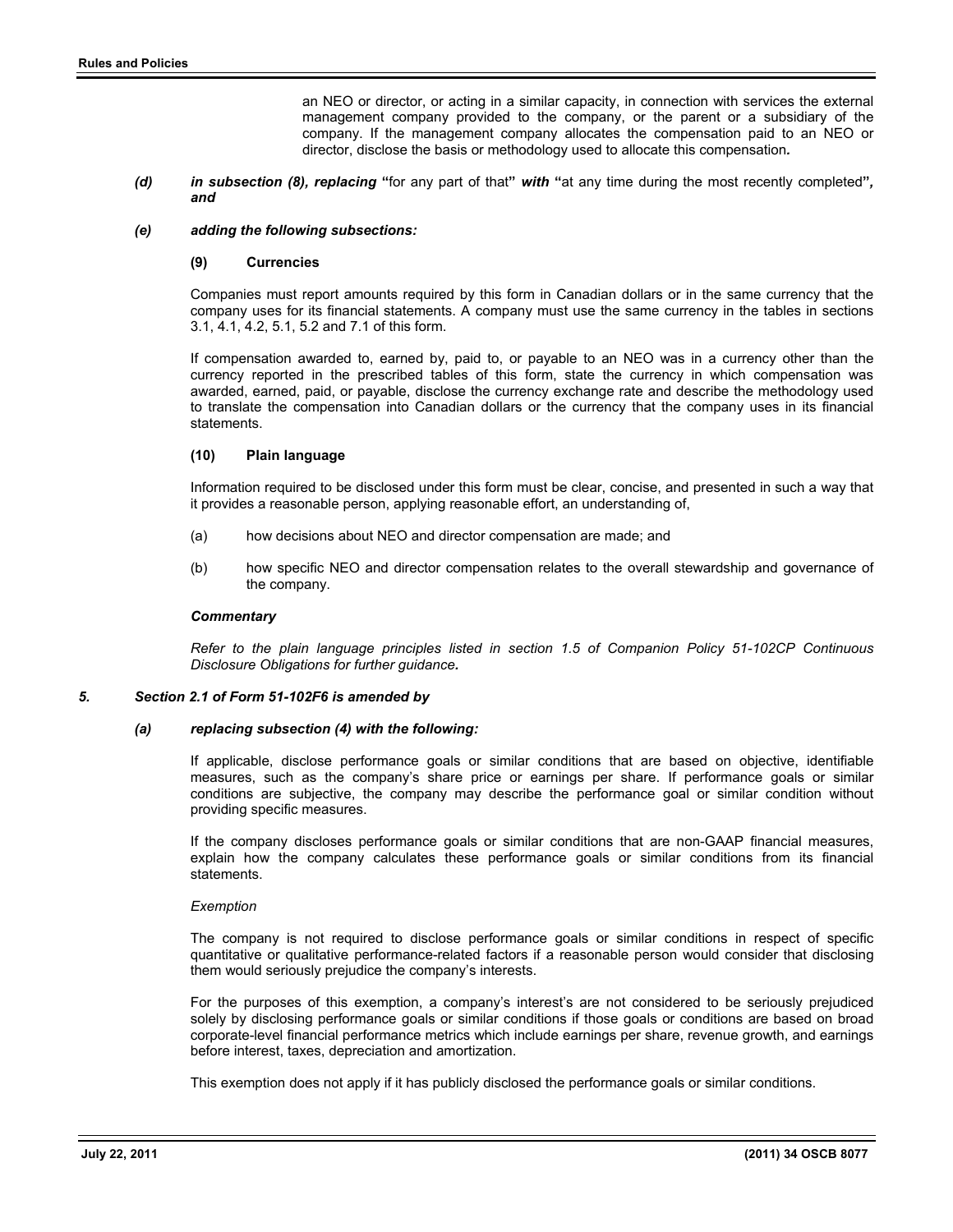an NEO or director, or acting in a similar capacity, in connection with services the external management company provided to the company, or the parent or a subsidiary of the company. If the management company allocates the compensation paid to an NEO or director, disclose the basis or methodology used to allocate this compensation***.***

*(d)* ***in subsection (8), replacing*** **"**for any part of that**"** ***with*** **"**at any time during the most recently completed**"*****, and***

*(e)* ***adding the following subsections:***

**(9) Currencies**

Companies must report amounts required by this form in Canadian dollars or in the same currency that the company uses for its financial statements. A company must use the same currency in the tables in sections 3.1, 4.1, 4.2, 5.1, 5.2 and 7.1 of this form.

If compensation awarded to, earned by, paid to, or payable to an NEO was in a currency other than the currency reported in the prescribed tables of this form, state the currency in which compensation was awarded, earned, paid, or payable, disclose the currency exchange rate and describe the methodology used to translate the compensation into Canadian dollars or the currency that the company uses in its financial statements.

**(10) Plain language**

Information required to be disclosed under this form must be clear, concise, and presented in such a way that it provides a reasonable person, applying reasonable effort, an understanding of,

(a) how decisions about NEO and director compensation are made; and

(b) how specific NEO and director compensation relates to the overall stewardship and governance of the company.

***Commentary***

*Refer to the plain language principles listed in section 1.5 of Companion Policy 51-102CP Continuous Disclosure Obligations for further guidance.*

***5. Section 2.1 of Form 51-102F6 is amended by***

***(a) replacing subsection (4) with the following:***

If applicable, disclose performance goals or similar conditions that are based on objective, identifiable measures, such as the company's share price or earnings per share. If performance goals or similar conditions are subjective, the company may describe the performance goal or similar condition without providing specific measures.

If the company discloses performance goals or similar conditions that are non-GAAP financial measures, explain how the company calculates these performance goals or similar conditions from its financial statements.

*Exemption*

The company is not required to disclose performance goals or similar conditions in respect of specific quantitative or qualitative performance-related factors if a reasonable person would consider that disclosing them would seriously prejudice the company's interests.

For the purposes of this exemption, a company's interest's are not considered to be seriously prejudiced solely by disclosing performance goals or similar conditions if those goals or conditions are based on broad corporate-level financial performance metrics which include earnings per share, revenue growth, and earnings before interest, taxes, depreciation and amortization.

This exemption does not apply if it has publicly disclosed the performance goals or similar conditions.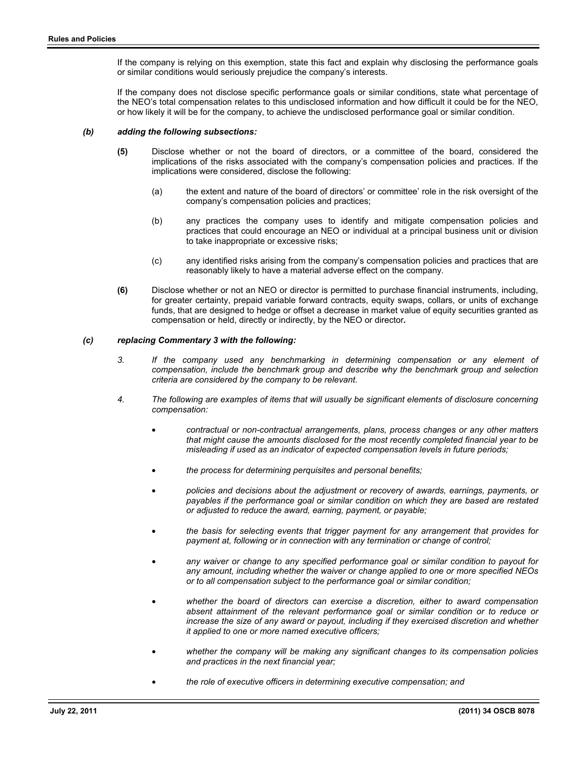If the company is relying on this exemption, state this fact and explain why disclosing the performance goals or similar conditions would seriously prejudice the company's interests.

If the company does not disclose specific performance goals or similar conditions, state what percentage of the NEO's total compensation relates to this undisclosed information and how difficult it could be for the NEO, or how likely it will be for the company, to achieve the undisclosed performance goal or similar condition.

***(b) adding the following subsections:***

**(5)** Disclose whether or not the board of directors, or a committee of the board, considered the implications of the risks associated with the company's compensation policies and practices. If the implications were considered, disclose the following:

(a) the extent and nature of the board of directors' or committee' role in the risk oversight of the company's compensation policies and practices;

(b) any practices the company uses to identify and mitigate compensation policies and practices that could encourage an NEO or individual at a principal business unit or division to take inappropriate or excessive risks;

(c) any identified risks arising from the company's compensation policies and practices that are reasonably likely to have a material adverse effect on the company.

**(6)** Disclose whether or not an NEO or director is permitted to purchase financial instruments, including, for greater certainty, prepaid variable forward contracts, equity swaps, collars, or units of exchange funds, that are designed to hedge or offset a decrease in market value of equity securities granted as compensation or held, directly or indirectly, by the NEO or director***.***

***(c) replacing Commentary 3 with the following:***

*3. If the company used any benchmarking in determining compensation or any element of compensation, include the benchmark group and describe why the benchmark group and selection criteria are considered by the company to be relevant.*

*4. The following are examples of items that will usually be significant elements of disclosure concerning compensation:*

- *contractual or non-contractual arrangements, plans, process changes or any other matters that might cause the amounts disclosed for the most recently completed financial year to be misleading if used as an indicator of expected compensation levels in future periods;*
- *the process for determining perquisites and personal benefits;*
- *policies and decisions about the adjustment or recovery of awards, earnings, payments, or payables if the performance goal or similar condition on which they are based are restated or adjusted to reduce the award, earning, payment, or payable;*
- *the basis for selecting events that trigger payment for any arrangement that provides for payment at, following or in connection with any termination or change of control;*
- *any waiver or change to any specified performance goal or similar condition to payout for any amount, including whether the waiver or change applied to one or more specified NEOs or to all compensation subject to the performance goal or similar condition;*
- *whether the board of directors can exercise a discretion, either to award compensation absent attainment of the relevant performance goal or similar condition or to reduce or increase the size of any award or payout, including if they exercised discretion and whether it applied to one or more named executive officers;*
- *whether the company will be making any significant changes to its compensation policies and practices in the next financial year;*
- *the role of executive officers in determining executive compensation; and*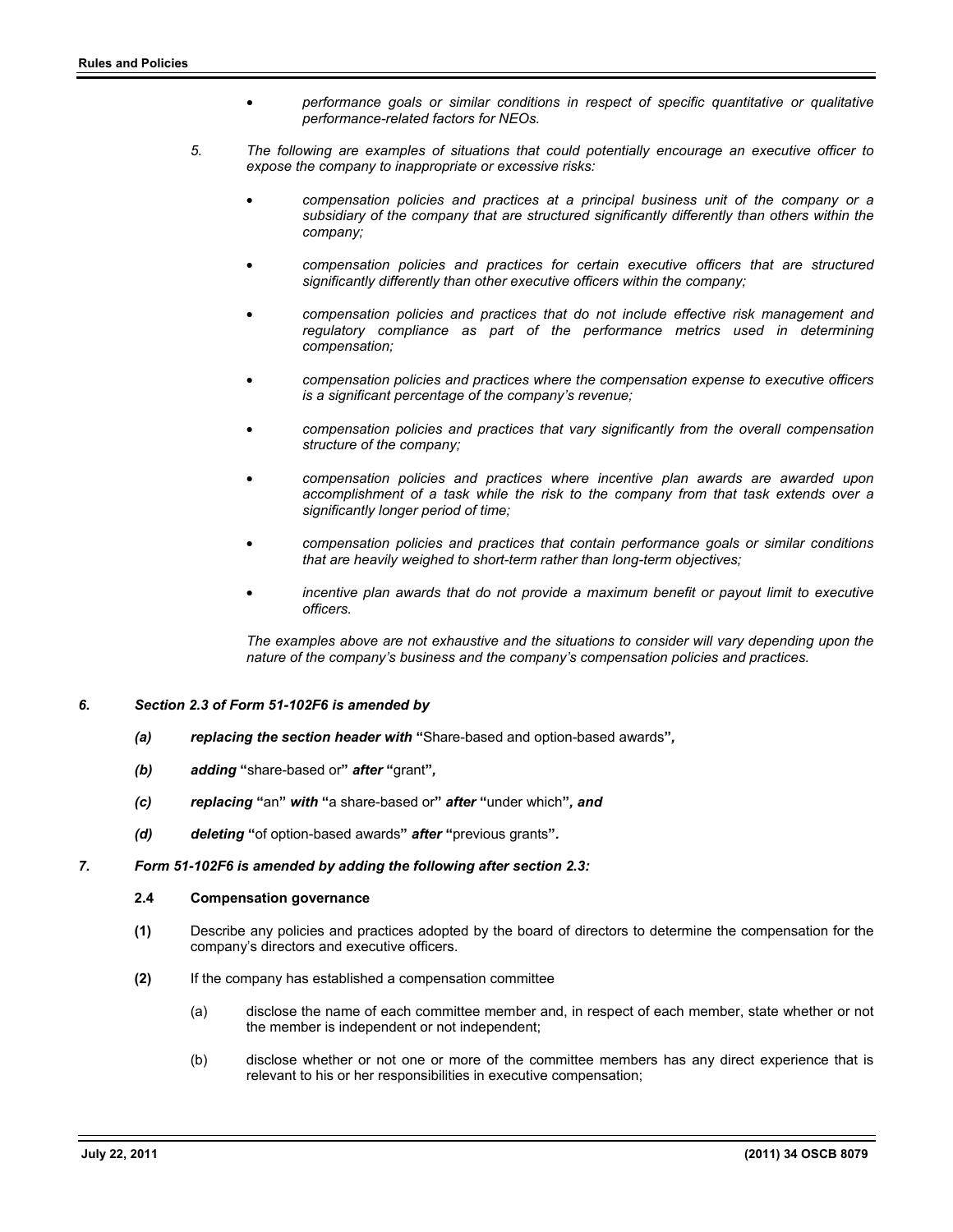- *performance goals or similar conditions in respect of specific quantitative or qualitative performance-related factors for NEOs.*

5. *The following are examples of situations that could potentially encourage an executive officer to expose the company to inappropriate or excessive risks:*

   - *compensation policies and practices at a principal business unit of the company or a subsidiary of the company that are structured significantly differently than others within the company;*
   - *compensation policies and practices for certain executive officers that are structured significantly differently than other executive officers within the company;*
   - *compensation policies and practices that do not include effective risk management and regulatory compliance as part of the performance metrics used in determining compensation;*
   - *compensation policies and practices where the compensation expense to executive officers is a significant percentage of the company's revenue;*
   - *compensation policies and practices that vary significantly from the overall compensation structure of the company;*
   - *compensation policies and practices where incentive plan awards are awarded upon accomplishment of a task while the risk to the company from that task extends over a significantly longer period of time;*
   - *compensation policies and practices that contain performance goals or similar conditions that are heavily weighed to short-term rather than long-term objectives;*
   - *incentive plan awards that do not provide a maximum benefit or payout limit to executive officers.*

   *The examples above are not exhaustive and the situations to consider will vary depending upon the nature of the company's business and the company's compensation policies and practices.*

***6. Section 2.3 of Form 51-102F6 is amended by***

***(a) replacing the section header with*** **"**Share-based and option-based awards**"*,***

***(b) adding*** **"**share-based or**"** ***after*** **"**grant**"*,***

***(c) replacing*** **"**an**"** ***with*** **"**a share-based or**"** ***after*** **"**under which**"*, and***

***(d) deleting*** **"**of option-based awards**"** ***after*** **"**previous grants**"*.***

***7. Form 51-102F6 is amended by adding the following after section 2.3:***

**2.4 Compensation governance**

**(1)** Describe any policies and practices adopted by the board of directors to determine the compensation for the company's directors and executive officers.

**(2)** If the company has established a compensation committee

(a) disclose the name of each committee member and, in respect of each member, state whether or not the member is independent or not independent;

(b) disclose whether or not one or more of the committee members has any direct experience that is relevant to his or her responsibilities in executive compensation;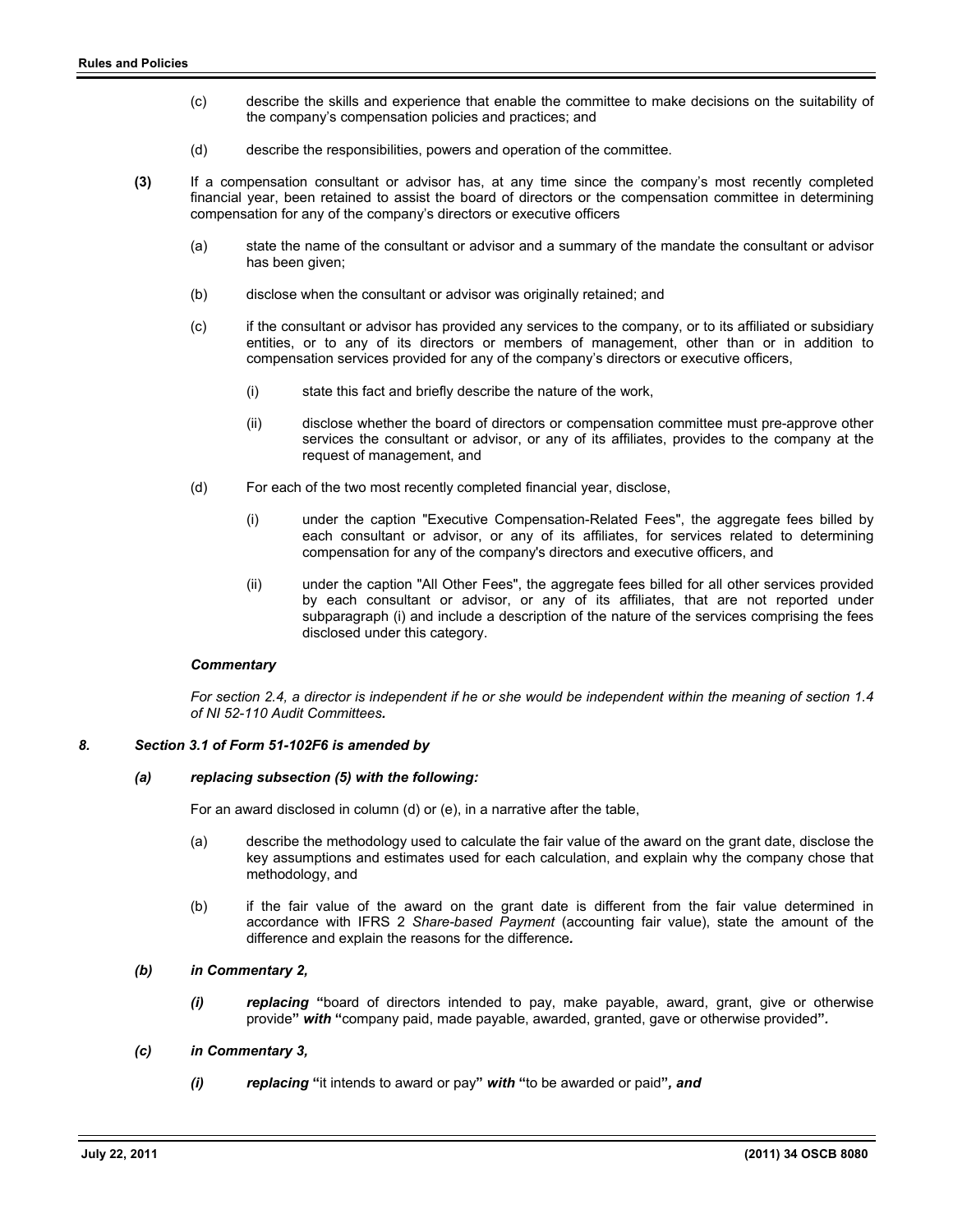(c) describe the skills and experience that enable the committee to make decisions on the suitability of the company's compensation policies and practices; and

(d) describe the responsibilities, powers and operation of the committee.

**(3)** If a compensation consultant or advisor has, at any time since the company's most recently completed financial year, been retained to assist the board of directors or the compensation committee in determining compensation for any of the company's directors or executive officers

(a) state the name of the consultant or advisor and a summary of the mandate the consultant or advisor has been given;

(b) disclose when the consultant or advisor was originally retained; and

(c) if the consultant or advisor has provided any services to the company, or to its affiliated or subsidiary entities, or to any of its directors or members of management, other than or in addition to compensation services provided for any of the company's directors or executive officers,

(i) state this fact and briefly describe the nature of the work,

(ii) disclose whether the board of directors or compensation committee must pre-approve other services the consultant or advisor, or any of its affiliates, provides to the company at the request of management, and

(d) For each of the two most recently completed financial year, disclose,

(i) under the caption "Executive Compensation-Related Fees", the aggregate fees billed by each consultant or advisor, or any of its affiliates, for services related to determining compensation for any of the company's directors and executive officers, and

(ii) under the caption "All Other Fees", the aggregate fees billed for all other services provided by each consultant or advisor, or any of its affiliates, that are not reported under subparagraph (i) and include a description of the nature of the services comprising the fees disclosed under this category.

***Commentary***

*For section 2.4, a director is independent if he or she would be independent within the meaning of section 1.4 of NI 52-110 Audit Committees.*

***8. Section 3.1 of Form 51-102F6 is amended by***

***(a) replacing subsection (5) with the following:***

For an award disclosed in column (d) or (e), in a narrative after the table,

(a) describe the methodology used to calculate the fair value of the award on the grant date, disclose the key assumptions and estimates used for each calculation, and explain why the company chose that methodology, and

(b) if the fair value of the award on the grant date is different from the fair value determined in accordance with IFRS 2 *Share-based Payment* (accounting fair value), state the amount of the difference and explain the reasons for the difference**.**

***(b) in Commentary 2,***

***(i) replacing*** **"**board of directors intended to pay, make payable, award, grant, give or otherwise provide**"** ***with*** **"**company paid, made payable, awarded, granted, gave or otherwise provided**"*.***

***(c) in Commentary 3,***

***(i) replacing*** **"**it intends to award or pay**"** ***with*** **"**to be awarded or paid**"*, and***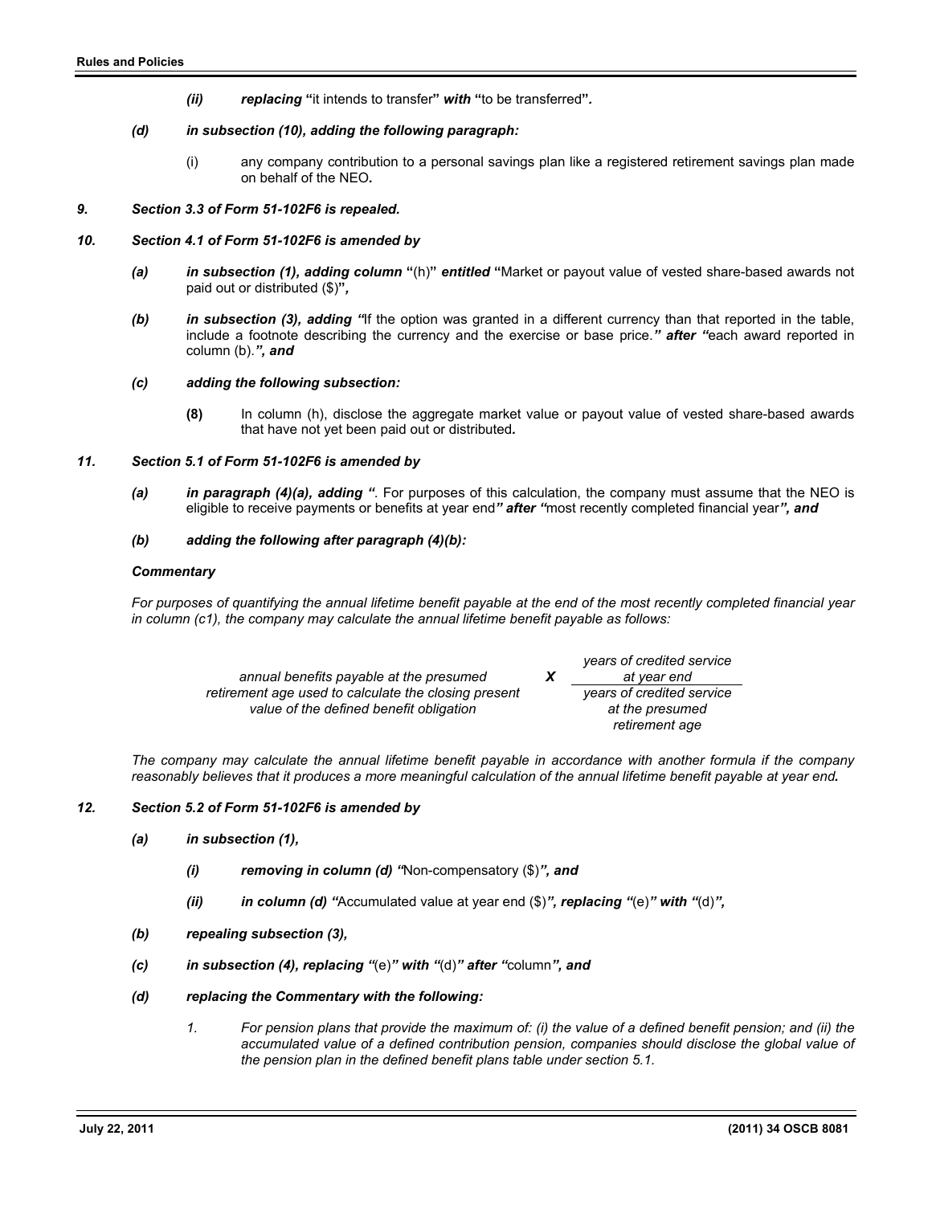*(ii)* ***replacing*** **"**it intends to transfer**"** ***with*** **"**to be transferred**".**

*(d)* ***in subsection (10), adding the following paragraph:***

(i) any company contribution to a personal savings plan like a registered retirement savings plan made on behalf of the NEO*.*

***9. Section 3.3 of Form 51-102F6 is repealed.***

***10. Section 4.1 of Form 51-102F6 is amended by***

*(a)* ***in subsection (1), adding column*** **"**(h)**"** ***entitled*** **"**Market or payout value of vested share-based awards not paid out or distributed ($)**",**

*(b)* ***in subsection (3), adding "***If the option was granted in a different currency than that reported in the table, include a footnote describing the currency and the exercise or base price.***" after "***each award reported in column (b).***", and***

*(c)* ***adding the following subsection:***

**(8)** In column (h), disclose the aggregate market value or payout value of vested share-based awards that have not yet been paid out or distributed*.*

***11. Section 5.1 of Form 51-102F6 is amended by***

*(a)* ***in paragraph (4)(a), adding "***. For purposes of this calculation, the company must assume that the NEO is eligible to receive payments or benefits at year end***" after "***most recently completed financial year***", and***

*(b)* ***adding the following after paragraph (4)(b):***

***Commentary***

*For purposes of quantifying the annual lifetime benefit payable at the end of the most recently completed financial year in column (c1), the company may calculate the annual lifetime benefit payable as follows:*

$$\text{annual benefits payable at the presumed retirement age used to calculate the closing present value of the defined benefit obligation} \times \frac{\text{years of credited service at year end}}{\text{years of credited service at the presumed retirement age}}$$

*The company may calculate the annual lifetime benefit payable in accordance with another formula if the company reasonably believes that it produces a more meaningful calculation of the annual lifetime benefit payable at year end.*

***12. Section 5.2 of Form 51-102F6 is amended by***

*(a)* ***in subsection (1),***

*(i)* ***removing in column (d) "***Non-compensatory ($)***", and***

*(ii)* ***in column (d) "***Accumulated value at year end ($)***", replacing "***(e)***" with "***(d)***",***

*(b)* ***repealing subsection (3),***

*(c)* ***in subsection (4), replacing "***(e)***" with "***(d)***" after "***column***", and***

*(d)* ***replacing the Commentary with the following:***

*1. For pension plans that provide the maximum of: (i) the value of a defined benefit pension; and (ii) the accumulated value of a defined contribution pension, companies should disclose the global value of the pension plan in the defined benefit plans table under section 5.1.*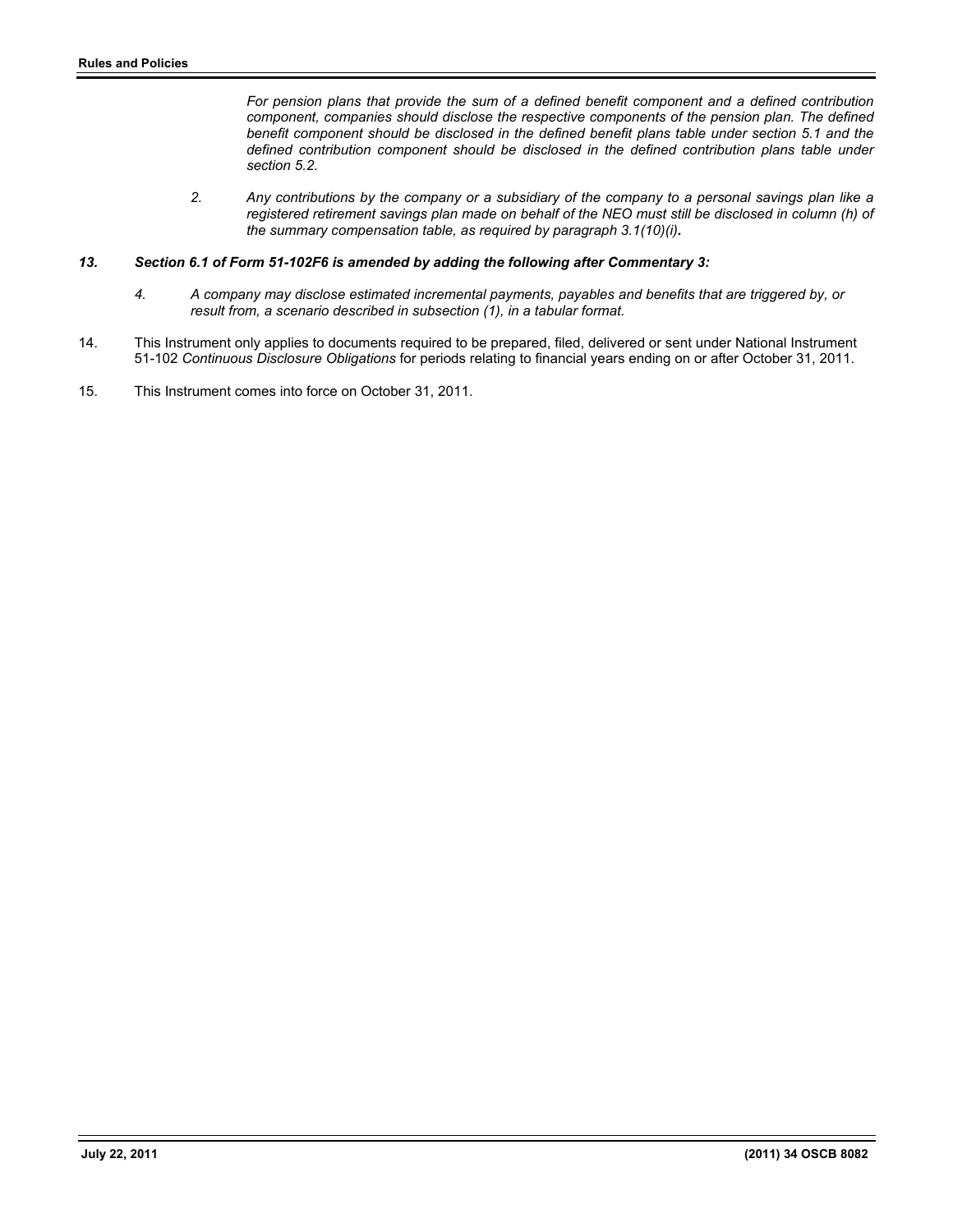*For pension plans that provide the sum of a defined benefit component and a defined contribution component, companies should disclose the respective components of the pension plan. The defined benefit component should be disclosed in the defined benefit plans table under section 5.1 and the defined contribution component should be disclosed in the defined contribution plans table under section 5.2.*

*2. Any contributions by the company or a subsidiary of the company to a personal savings plan like a registered retirement savings plan made on behalf of the NEO must still be disclosed in column (h) of the summary compensation table, as required by paragraph 3.1(10)(i).*

***13. Section 6.1 of Form 51-102F6 is amended by adding the following after Commentary 3:***

*4. A company may disclose estimated incremental payments, payables and benefits that are triggered by, or result from, a scenario described in subsection (1), in a tabular format.*

14. This Instrument only applies to documents required to be prepared, filed, delivered or sent under National Instrument 51-102 *Continuous Disclosure Obligations* for periods relating to financial years ending on or after October 31, 2011.

15. This Instrument comes into force on October 31, 2011.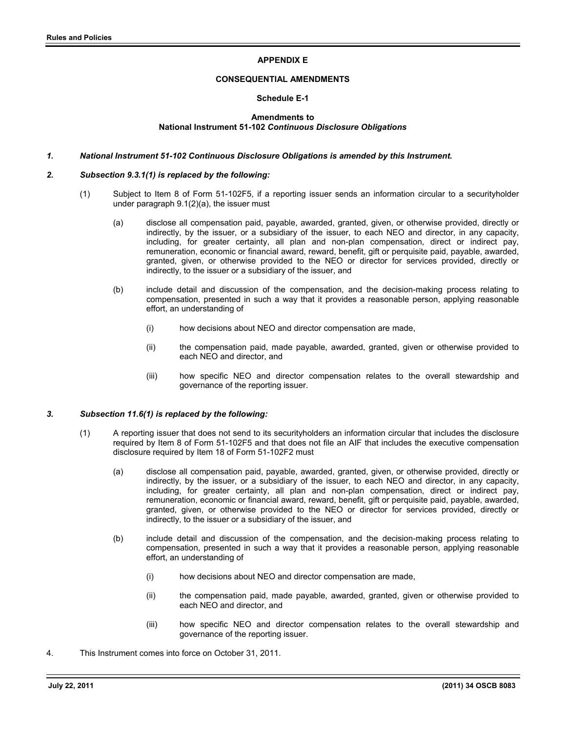**APPENDIX E**

**CONSEQUENTIAL AMENDMENTS**

**Schedule E-1**

**Amendments to**
**National Instrument 51-102 *Continuous Disclosure Obligations***

***1. National Instrument 51-102 Continuous Disclosure Obligations is amended by this Instrument.***

***2. Subsection 9.3.1(1) is replaced by the following:***

(1) Subject to Item 8 of Form 51-102F5, if a reporting issuer sends an information circular to a securityholder under paragraph 9.1(2)(a), the issuer must

(a) disclose all compensation paid, payable, awarded, granted, given, or otherwise provided, directly or indirectly, by the issuer, or a subsidiary of the issuer, to each NEO and director, in any capacity, including, for greater certainty, all plan and non-plan compensation, direct or indirect pay, remuneration, economic or financial award, reward, benefit, gift or perquisite paid, payable, awarded, granted, given, or otherwise provided to the NEO or director for services provided, directly or indirectly, to the issuer or a subsidiary of the issuer, and

(b) include detail and discussion of the compensation, and the decision-making process relating to compensation, presented in such a way that it provides a reasonable person, applying reasonable effort, an understanding of

(i) how decisions about NEO and director compensation are made,

(ii) the compensation paid, made payable, awarded, granted, given or otherwise provided to each NEO and director, and

(iii) how specific NEO and director compensation relates to the overall stewardship and governance of the reporting issuer.

***3. Subsection 11.6(1) is replaced by the following:***

(1) A reporting issuer that does not send to its securityholders an information circular that includes the disclosure required by Item 8 of Form 51-102F5 and that does not file an AIF that includes the executive compensation disclosure required by Item 18 of Form 51-102F2 must

(a) disclose all compensation paid, payable, awarded, granted, given, or otherwise provided, directly or indirectly, by the issuer, or a subsidiary of the issuer, to each NEO and director, in any capacity, including, for greater certainty, all plan and non-plan compensation, direct or indirect pay, remuneration, economic or financial award, reward, benefit, gift or perquisite paid, payable, awarded, granted, given, or otherwise provided to the NEO or director for services provided, directly or indirectly, to the issuer or a subsidiary of the issuer, and

(b) include detail and discussion of the compensation, and the decision-making process relating to compensation, presented in such a way that it provides a reasonable person, applying reasonable effort, an understanding of

(i) how decisions about NEO and director compensation are made,

(ii) the compensation paid, made payable, awarded, granted, given or otherwise provided to each NEO and director, and

(iii) how specific NEO and director compensation relates to the overall stewardship and governance of the reporting issuer.

4. This Instrument comes into force on October 31, 2011.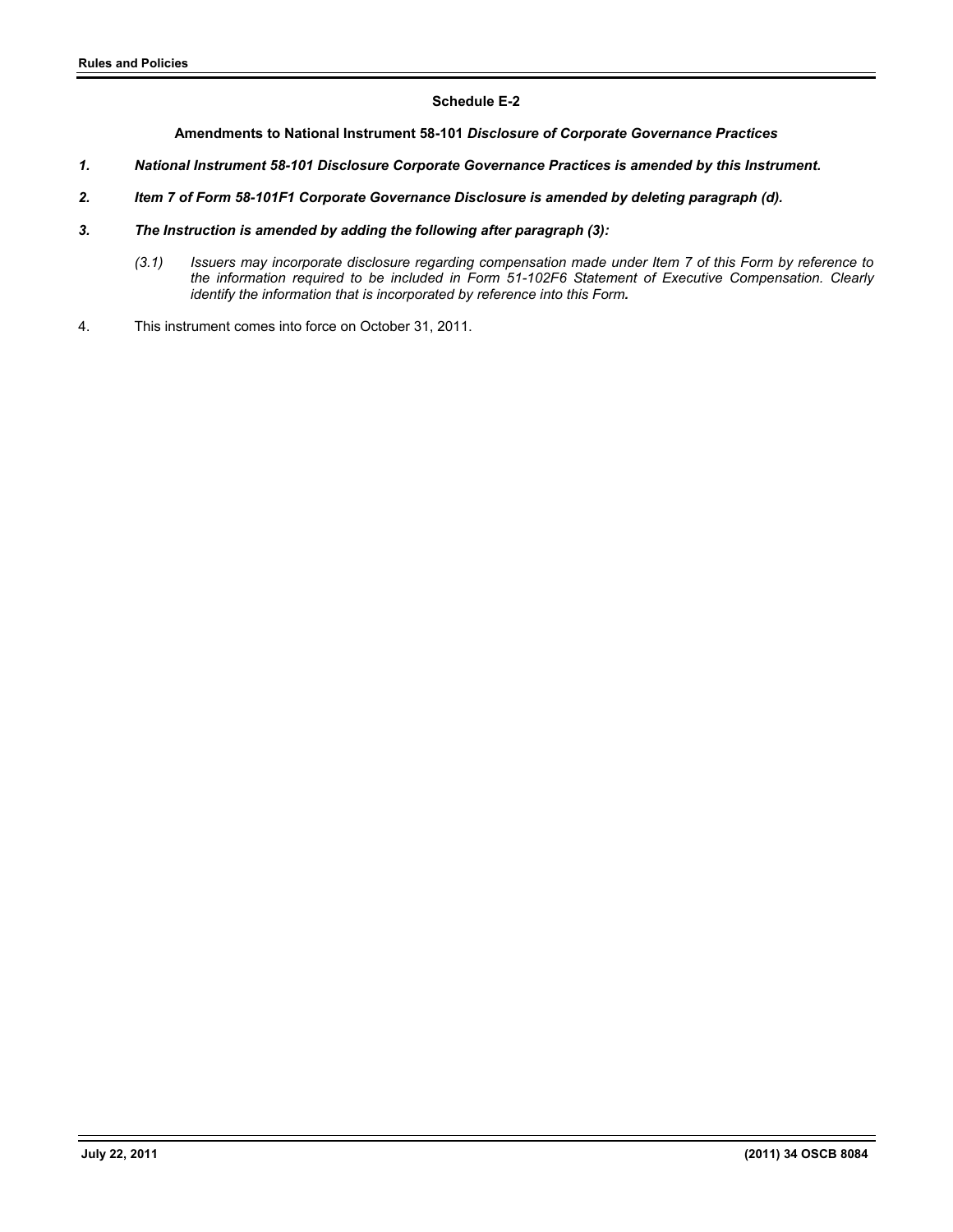**Schedule E-2**

**Amendments to National Instrument 58-101 *Disclosure of Corporate Governance Practices***

***1. National Instrument 58-101 Disclosure Corporate Governance Practices is amended by this Instrument.***

***2. Item 7 of Form 58-101F1 Corporate Governance Disclosure is amended by deleting paragraph (d).***

***3. The Instruction is amended by adding the following after paragraph (3):***

> *(3.1) Issuers may incorporate disclosure regarding compensation made under Item 7 of this Form by reference to the information required to be included in Form 51-102F6 Statement of Executive Compensation. Clearly identify the information that is incorporated by reference into this Form.*

4. This instrument comes into force on October 31, 2011.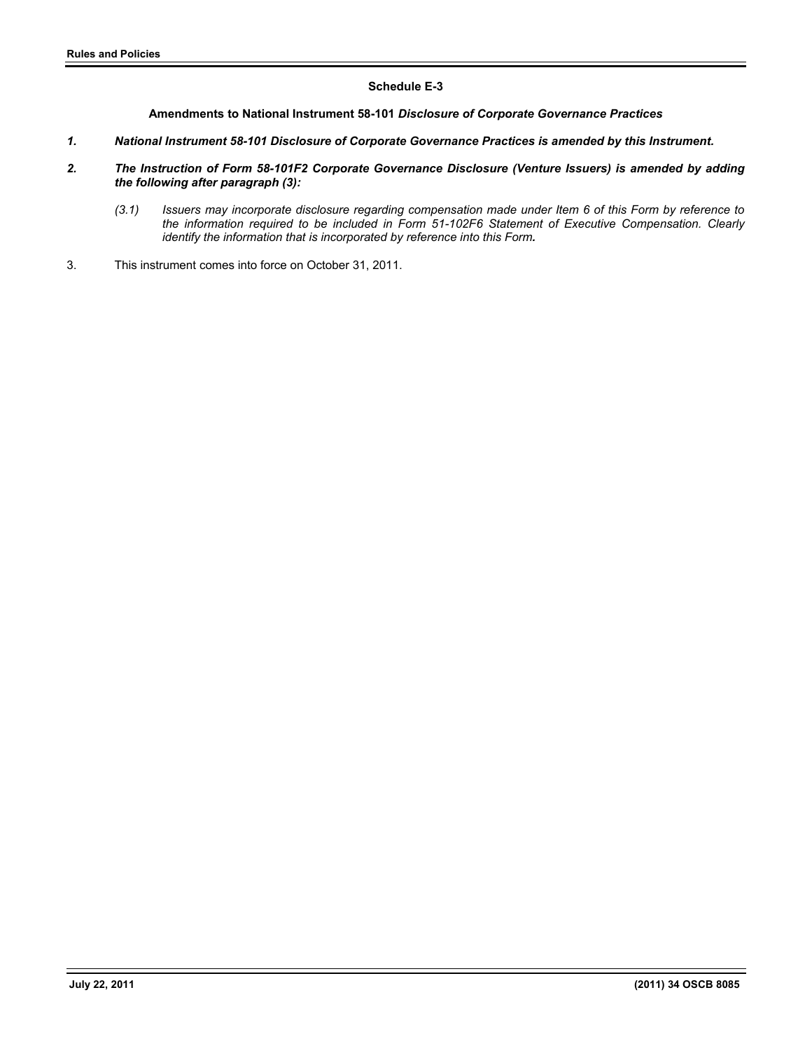**Schedule E-3**

**Amendments to National Instrument 58-101 *Disclosure of Corporate Governance Practices***

***1. National Instrument 58-101 Disclosure of Corporate Governance Practices is amended by this Instrument.***

***2. The Instruction of Form 58-101F2 Corporate Governance Disclosure (Venture Issuers) is amended by adding the following after paragraph (3):***

> *(3.1) Issuers may incorporate disclosure regarding compensation made under Item 6 of this Form by reference to the information required to be included in Form 51-102F6 Statement of Executive Compensation. Clearly identify the information that is incorporated by reference into this Form.*

3. This instrument comes into force on October 31, 2011.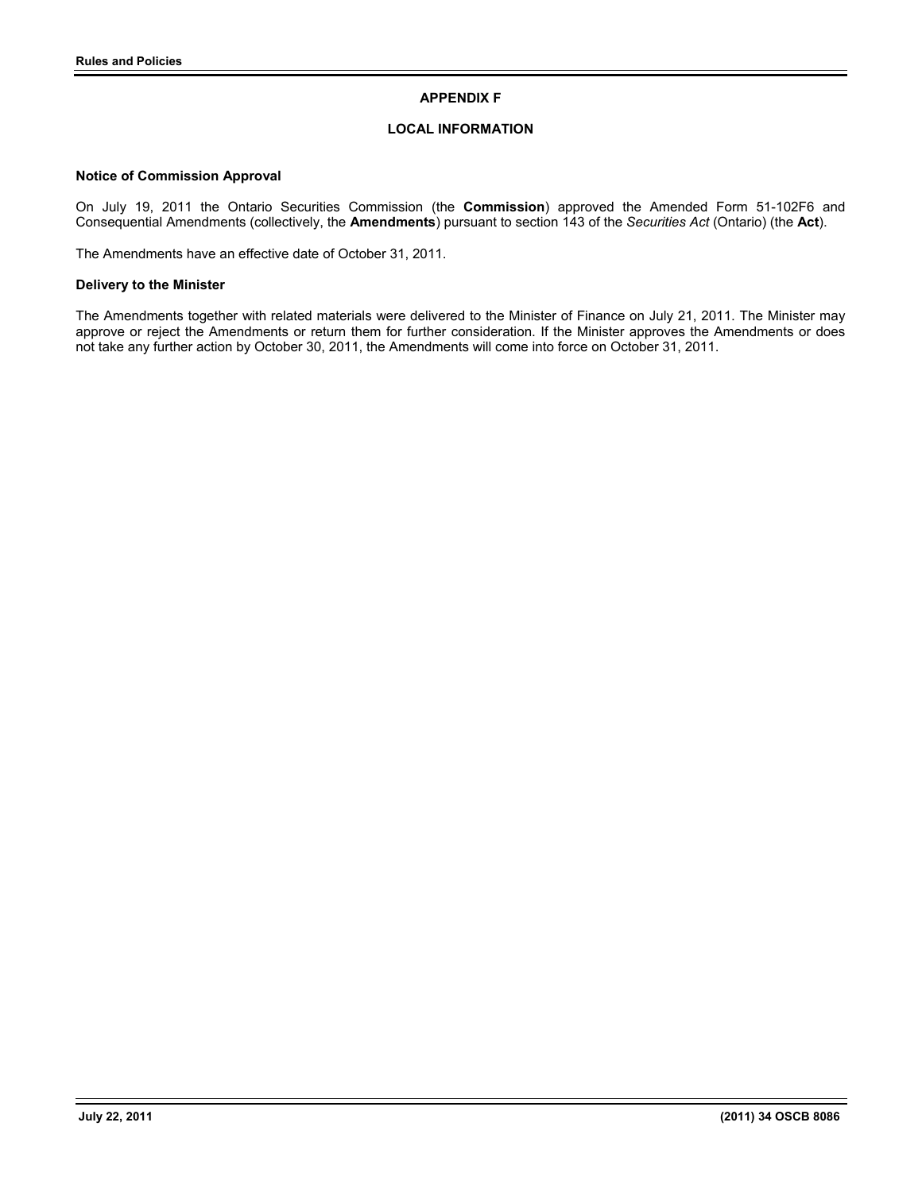## APPENDIX F

## LOCAL INFORMATION

### Notice of Commission Approval

On July 19, 2011 the Ontario Securities Commission (the **Commission**) approved the Amended Form 51-102F6 and Consequential Amendments (collectively, the **Amendments**) pursuant to section 143 of the *Securities Act* (Ontario) (the **Act**).

The Amendments have an effective date of October 31, 2011.

### Delivery to the Minister

The Amendments together with related materials were delivered to the Minister of Finance on July 21, 2011. The Minister may approve or reject the Amendments or return them for further consideration. If the Minister approves the Amendments or does not take any further action by October 30, 2011, the Amendments will come into force on October 31, 2011.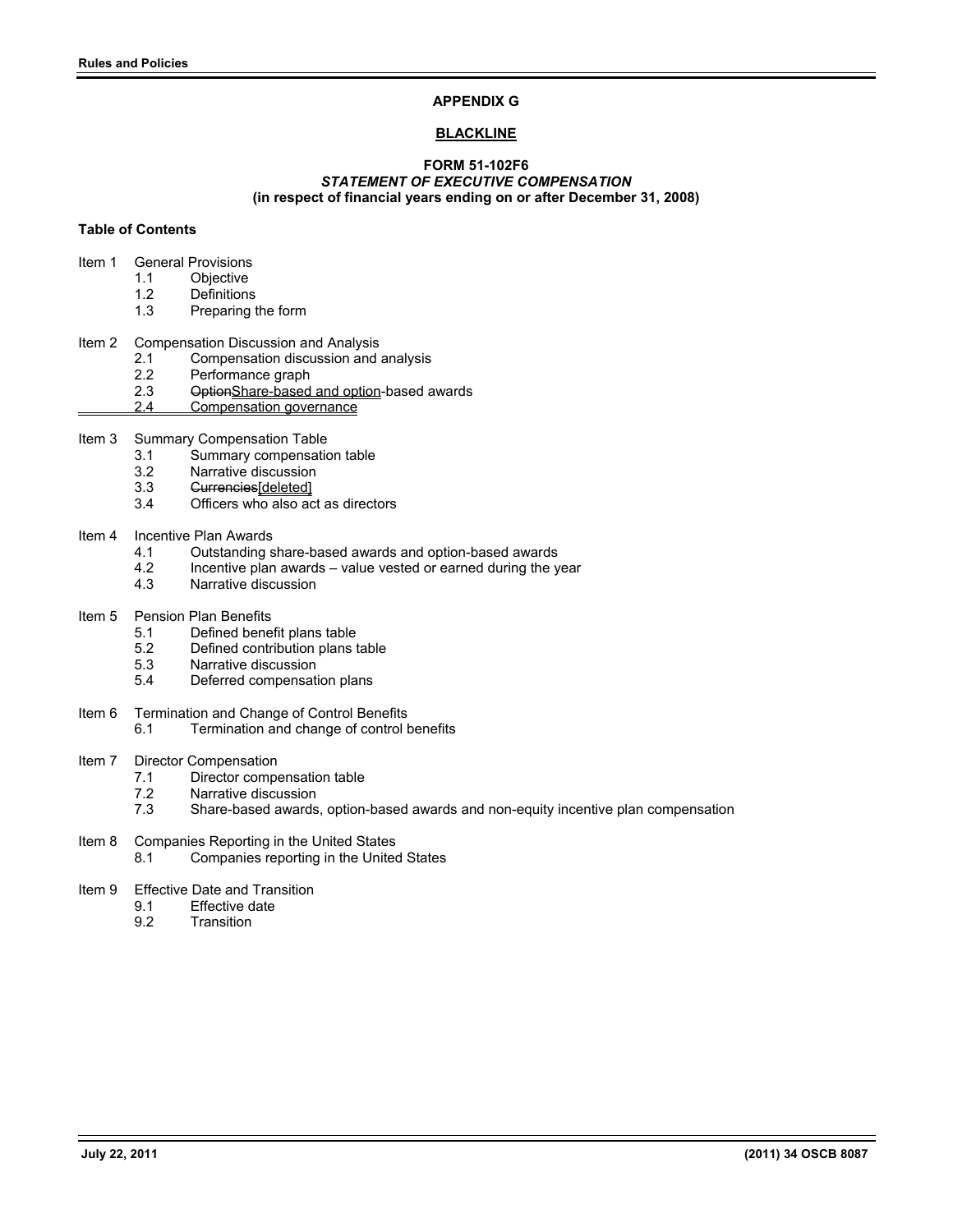**APPENDIX G**

**BLACKLINE**

**FORM 51-102F6**
***STATEMENT OF EXECUTIVE COMPENSATION***
**(in respect of financial years ending on or after December 31, 2008)**

**Table of Contents**

Item 1 General Provisions
- 1.1 Objective
- 1.2 Definitions
- 1.3 Preparing the form

Item 2 Compensation Discussion and Analysis
- 2.1 Compensation discussion and analysis
- 2.2 Performance graph
- 2.3 ~~Option~~Share-based and option-based awards
- 2.4 Compensation governance

Item 3 Summary Compensation Table
- 3.1 Summary compensation table
- 3.2 Narrative discussion
- 3.3 ~~Currencies~~[deleted]
- 3.4 Officers who also act as directors

Item 4 Incentive Plan Awards
- 4.1 Outstanding share-based awards and option-based awards
- 4.2 Incentive plan awards – value vested or earned during the year
- 4.3 Narrative discussion

Item 5 Pension Plan Benefits
- 5.1 Defined benefit plans table
- 5.2 Defined contribution plans table
- 5.3 Narrative discussion
- 5.4 Deferred compensation plans

Item 6 Termination and Change of Control Benefits
- 6.1 Termination and change of control benefits

Item 7 Director Compensation
- 7.1 Director compensation table
- 7.2 Narrative discussion
- 7.3 Share-based awards, option-based awards and non-equity incentive plan compensation

Item 8 Companies Reporting in the United States
- 8.1 Companies reporting in the United States

Item 9 Effective Date and Transition
- 9.1 Effective date
- 9.2 Transition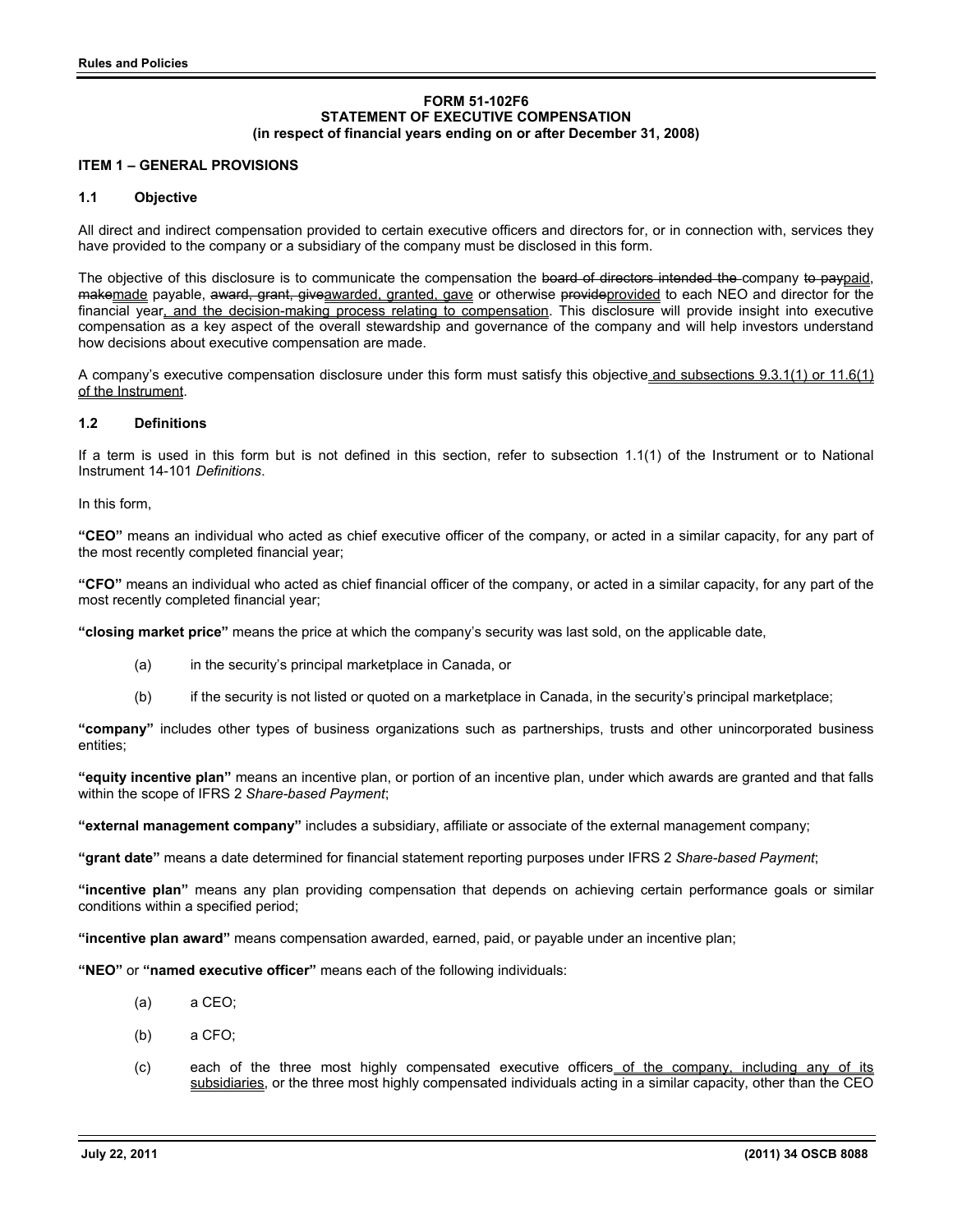**FORM 51-102F6**
**STATEMENT OF EXECUTIVE COMPENSATION**
**(in respect of financial years ending on or after December 31, 2008)**

## ITEM 1 – GENERAL PROVISIONS

### 1.1 Objective

All direct and indirect compensation provided to certain executive officers and directors for, or in connection with, services they have provided to the company or a subsidiary of the company must be disclosed in this form.

The objective of this disclosure is to communicate the compensation the ~~board of directors intended the~~ company ~~to pay~~<u>paid</u>, ~~make~~<u>made</u> payable, ~~award, grant, give~~<u>awarded, granted, gave</u> or otherwise ~~provide~~<u>provided</u> to each NEO and director for the financial year<u>, and the decision-making process relating to compensation</u>. This disclosure will provide insight into executive compensation as a key aspect of the overall stewardship and governance of the company and will help investors understand how decisions about executive compensation are made.

A company's executive compensation disclosure under this form must satisfy this objective<u> and subsections 9.3.1(1) or 11.6(1) of the Instrument</u>.

### 1.2 Definitions

If a term is used in this form but is not defined in this section, refer to subsection 1.1(1) of the Instrument or to National Instrument 14-101 *Definitions*.

In this form,

**"CEO"** means an individual who acted as chief executive officer of the company, or acted in a similar capacity, for any part of the most recently completed financial year;

**"CFO"** means an individual who acted as chief financial officer of the company, or acted in a similar capacity, for any part of the most recently completed financial year;

**"closing market price"** means the price at which the company's security was last sold, on the applicable date,

(a) in the security's principal marketplace in Canada, or

(b) if the security is not listed or quoted on a marketplace in Canada, in the security's principal marketplace;

**"company"** includes other types of business organizations such as partnerships, trusts and other unincorporated business entities;

**"equity incentive plan"** means an incentive plan, or portion of an incentive plan, under which awards are granted and that falls within the scope of IFRS 2 *Share-based Payment*;

**"external management company"** includes a subsidiary, affiliate or associate of the external management company;

**"grant date"** means a date determined for financial statement reporting purposes under IFRS 2 *Share-based Payment*;

**"incentive plan"** means any plan providing compensation that depends on achieving certain performance goals or similar conditions within a specified period;

**"incentive plan award"** means compensation awarded, earned, paid, or payable under an incentive plan;

**"NEO"** or **"named executive officer"** means each of the following individuals:

(a) a CEO;

(b) a CFO;

(c) each of the three most highly compensated executive officers<u> of the company, including any of its subsidiaries</u>, or the three most highly compensated individuals acting in a similar capacity, other than the CEO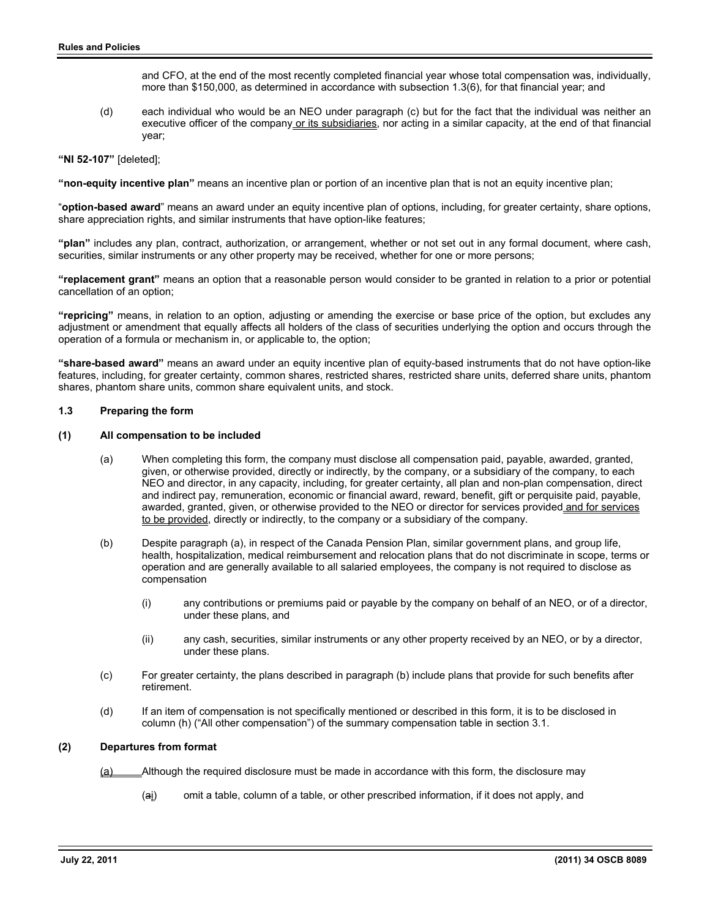and CFO, at the end of the most recently completed financial year whose total compensation was, individually, more than $150,000, as determined in accordance with subsection 1.3(6), for that financial year; and

(d) each individual who would be an NEO under paragraph (c) but for the fact that the individual was neither an executive officer of the company or its subsidiaries, nor acting in a similar capacity, at the end of that financial year;

**"NI 52-107"** [deleted];

**"non-equity incentive plan"** means an incentive plan or portion of an incentive plan that is not an equity incentive plan;

"**option-based award**" means an award under an equity incentive plan of options, including, for greater certainty, share options, share appreciation rights, and similar instruments that have option-like features;

**"plan"** includes any plan, contract, authorization, or arrangement, whether or not set out in any formal document, where cash, securities, similar instruments or any other property may be received, whether for one or more persons;

**"replacement grant"** means an option that a reasonable person would consider to be granted in relation to a prior or potential cancellation of an option;

**"repricing"** means, in relation to an option, adjusting or amending the exercise or base price of the option, but excludes any adjustment or amendment that equally affects all holders of the class of securities underlying the option and occurs through the operation of a formula or mechanism in, or applicable to, the option;

**"share-based award"** means an award under an equity incentive plan of equity-based instruments that do not have option-like features, including, for greater certainty, common shares, restricted shares, restricted share units, deferred share units, phantom shares, phantom share units, common share equivalent units, and stock.

### 1.3 Preparing the form

#### (1) All compensation to be included

(a) When completing this form, the company must disclose all compensation paid, payable, awarded, granted, given, or otherwise provided, directly or indirectly, by the company, or a subsidiary of the company, to each NEO and director, in any capacity, including, for greater certainty, all plan and non-plan compensation, direct and indirect pay, remuneration, economic or financial award, reward, benefit, gift or perquisite paid, payable, awarded, granted, given, or otherwise provided to the NEO or director for services provided and for services to be provided, directly or indirectly, to the company or a subsidiary of the company.

(b) Despite paragraph (a), in respect of the Canada Pension Plan, similar government plans, and group life, health, hospitalization, medical reimbursement and relocation plans that do not discriminate in scope, terms or operation and are generally available to all salaried employees, the company is not required to disclose as compensation

(i) any contributions or premiums paid or payable by the company on behalf of an NEO, or of a director, under these plans, and

(ii) any cash, securities, similar instruments or any other property received by an NEO, or by a director, under these plans.

(c) For greater certainty, the plans described in paragraph (b) include plans that provide for such benefits after retirement.

(d) If an item of compensation is not specifically mentioned or described in this form, it is to be disclosed in column (h) ("All other compensation") of the summary compensation table in section 3.1.

#### (2) Departures from format

(a) Although the required disclosure must be made in accordance with this form, the disclosure may

(ai) omit a table, column of a table, or other prescribed information, if it does not apply, and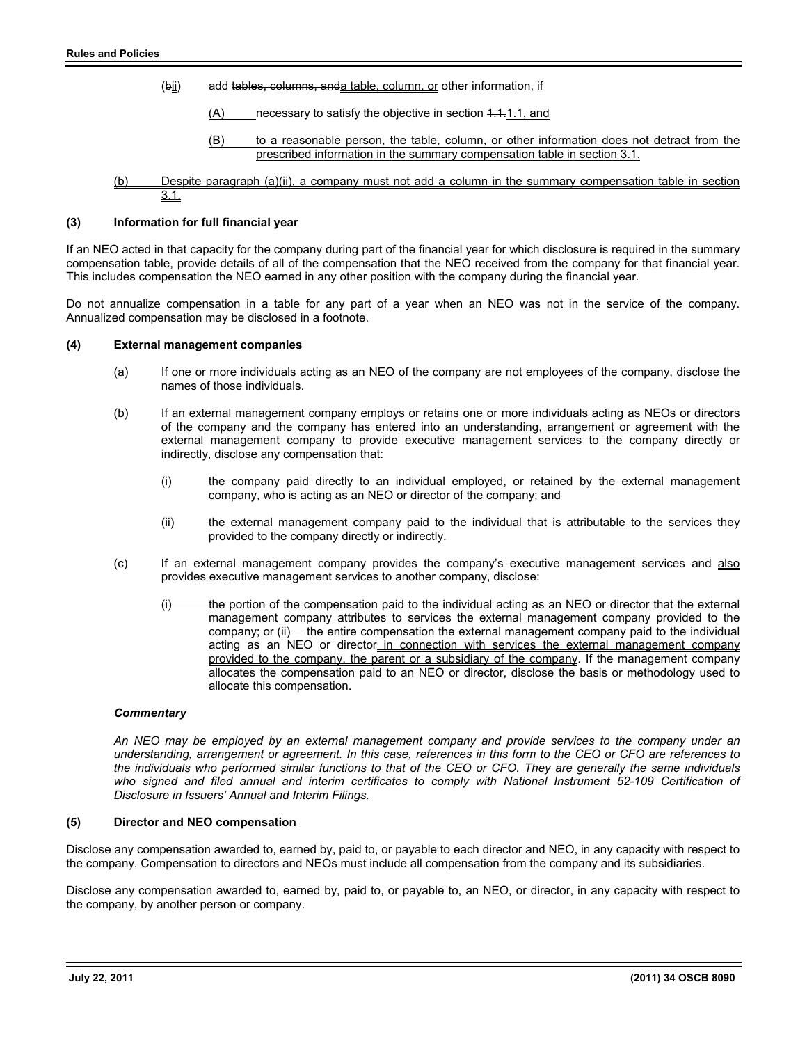(~~b~~ii) add ~~tables, columns, and~~a table, column, or other information, if

(A) necessary to satisfy the objective in section ~~1.1.~~1.1, and

(B) to a reasonable person, the table, column, or other information does not detract from the prescribed information in the summary compensation table in section 3.1.

(b) Despite paragraph (a)(ii), a company must not add a column in the summary compensation table in section 3.1.

### (3) Information for full financial year

If an NEO acted in that capacity for the company during part of the financial year for which disclosure is required in the summary compensation table, provide details of all of the compensation that the NEO received from the company for that financial year. This includes compensation the NEO earned in any other position with the company during the financial year.

Do not annualize compensation in a table for any part of a year when an NEO was not in the service of the company. Annualized compensation may be disclosed in a footnote.

### (4) External management companies

(a) If one or more individuals acting as an NEO of the company are not employees of the company, disclose the names of those individuals.

(b) If an external management company employs or retains one or more individuals acting as NEOs or directors of the company and the company has entered into an understanding, arrangement or agreement with the external management company to provide executive management services to the company directly or indirectly, disclose any compensation that:

(i) the company paid directly to an individual employed, or retained by the external management company, who is acting as an NEO or director of the company; and

(ii) the external management company paid to the individual that is attributable to the services they provided to the company directly or indirectly.

(c) If an external management company provides the company's executive management services and also provides executive management services to another company, disclose~~:~~

~~(i) the portion of the compensation paid to the individual acting as an NEO or director that the external management company attributes to services the external management company provided to the company; or (ii)~~ the entire compensation the external management company paid to the individual acting as an NEO or director in connection with services the external management company provided to the company, the parent or a subsidiary of the company. If the management company allocates the compensation paid to an NEO or director, disclose the basis or methodology used to allocate this compensation.

***Commentary***

*An NEO may be employed by an external management company and provide services to the company under an understanding, arrangement or agreement. In this case, references in this form to the CEO or CFO are references to the individuals who performed similar functions to that of the CEO or CFO. They are generally the same individuals who signed and filed annual and interim certificates to comply with National Instrument 52-109 Certification of Disclosure in Issuers' Annual and Interim Filings.*

### (5) Director and NEO compensation

Disclose any compensation awarded to, earned by, paid to, or payable to each director and NEO, in any capacity with respect to the company. Compensation to directors and NEOs must include all compensation from the company and its subsidiaries.

Disclose any compensation awarded to, earned by, paid to, or payable to, an NEO, or director, in any capacity with respect to the company, by another person or company.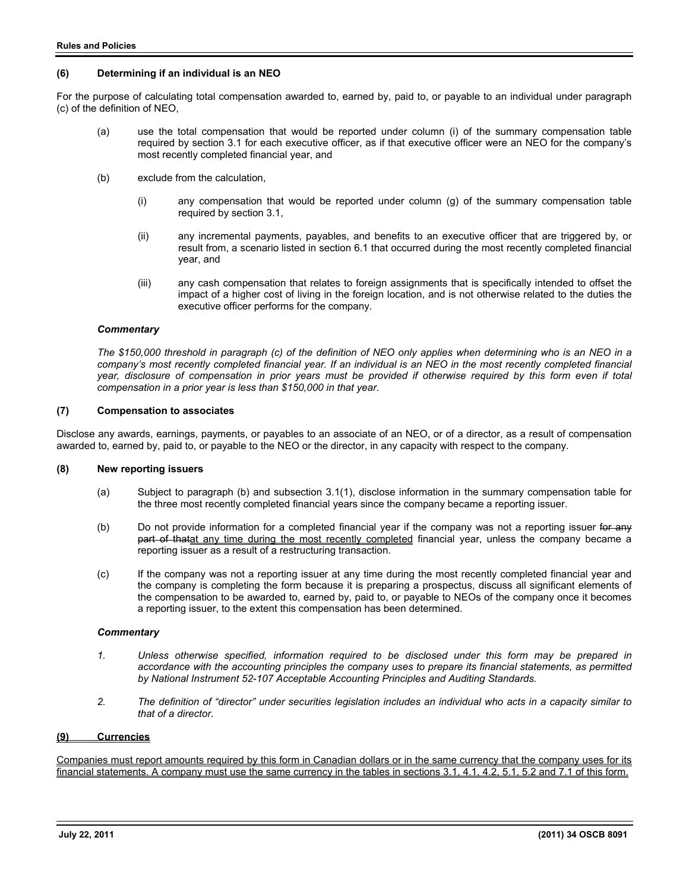### (6) Determining if an individual is an NEO

For the purpose of calculating total compensation awarded to, earned by, paid to, or payable to an individual under paragraph (c) of the definition of NEO,

(a) use the total compensation that would be reported under column (i) of the summary compensation table required by section 3.1 for each executive officer, as if that executive officer were an NEO for the company's most recently completed financial year, and

(b) exclude from the calculation,

(i) any compensation that would be reported under column (g) of the summary compensation table required by section 3.1,

(ii) any incremental payments, payables, and benefits to an executive officer that are triggered by, or result from, a scenario listed in section 6.1 that occurred during the most recently completed financial year, and

(iii) any cash compensation that relates to foreign assignments that is specifically intended to offset the impact of a higher cost of living in the foreign location, and is not otherwise related to the duties the executive officer performs for the company.

***Commentary***

*The $150,000 threshold in paragraph (c) of the definition of NEO only applies when determining who is an NEO in a company's most recently completed financial year. If an individual is an NEO in the most recently completed financial year, disclosure of compensation in prior years must be provided if otherwise required by this form even if total compensation in a prior year is less than $150,000 in that year.*

### (7) Compensation to associates

Disclose any awards, earnings, payments, or payables to an associate of an NEO, or of a director, as a result of compensation awarded to, earned by, paid to, or payable to the NEO or the director, in any capacity with respect to the company.

### (8) New reporting issuers

(a) Subject to paragraph (b) and subsection 3.1(1), disclose information in the summary compensation table for the three most recently completed financial years since the company became a reporting issuer.

(b) Do not provide information for a completed financial year if the company was not a reporting issuer ~~for any part of that~~<u>at any time during the most recently completed</u> financial year, unless the company became a reporting issuer as a result of a restructuring transaction.

(c) If the company was not a reporting issuer at any time during the most recently completed financial year and the company is completing the form because it is preparing a prospectus, discuss all significant elements of the compensation to be awarded to, earned by, paid to, or payable to NEOs of the company once it becomes a reporting issuer, to the extent this compensation has been determined.

***Commentary***

1. *Unless otherwise specified, information required to be disclosed under this form may be prepared in accordance with the accounting principles the company uses to prepare its financial statements, as permitted by National Instrument 52-107 Acceptable Accounting Principles and Auditing Standards.*

2. *The definition of "director" under securities legislation includes an individual who acts in a capacity similar to that of a director.*

### <u>(9) Currencies</u>

<u>Companies must report amounts required by this form in Canadian dollars or in the same currency that the company uses for its financial statements. A company must use the same currency in the tables in sections 3.1, 4.1, 4.2, 5.1, 5.2 and 7.1 of this form.</u>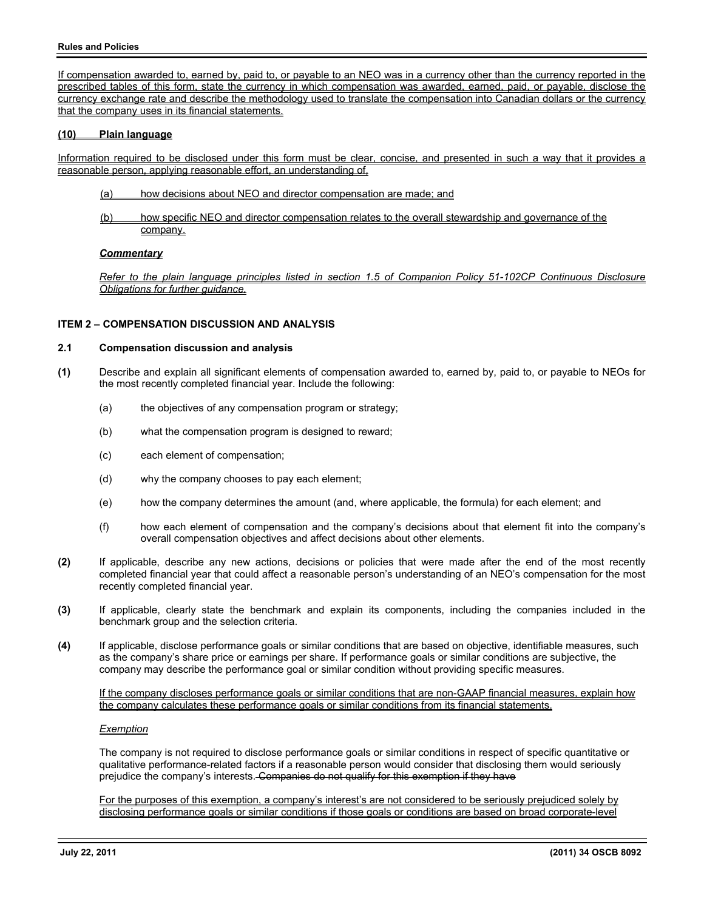If compensation awarded to, earned by, paid to, or payable to an NEO was in a currency other than the currency reported in the prescribed tables of this form, state the currency in which compensation was awarded, earned, paid, or payable, disclose the currency exchange rate and describe the methodology used to translate the compensation into Canadian dollars or the currency that the company uses in its financial statements.

**(10) Plain language**

Information required to be disclosed under this form must be clear, concise, and presented in such a way that it provides a reasonable person, applying reasonable effort, an understanding of,

(a) how decisions about NEO and director compensation are made; and

(b) how specific NEO and director compensation relates to the overall stewardship and governance of the company.

***Commentary***

*Refer to the plain language principles listed in section 1.5 of Companion Policy 51-102CP Continuous Disclosure Obligations for further guidance.*

**ITEM 2 – COMPENSATION DISCUSSION AND ANALYSIS**

**2.1 Compensation discussion and analysis**

**(1)** Describe and explain all significant elements of compensation awarded to, earned by, paid to, or payable to NEOs for the most recently completed financial year. Include the following:

(a) the objectives of any compensation program or strategy;

(b) what the compensation program is designed to reward;

(c) each element of compensation;

(d) why the company chooses to pay each element;

(e) how the company determines the amount (and, where applicable, the formula) for each element; and

(f) how each element of compensation and the company's decisions about that element fit into the company's overall compensation objectives and affect decisions about other elements.

**(2)** If applicable, describe any new actions, decisions or policies that were made after the end of the most recently completed financial year that could affect a reasonable person's understanding of an NEO's compensation for the most recently completed financial year.

**(3)** If applicable, clearly state the benchmark and explain its components, including the companies included in the benchmark group and the selection criteria.

**(4)** If applicable, disclose performance goals or similar conditions that are based on objective, identifiable measures, such as the company's share price or earnings per share. If performance goals or similar conditions are subjective, the company may describe the performance goal or similar condition without providing specific measures.

If the company discloses performance goals or similar conditions that are non-GAAP financial measures, explain how the company calculates these performance goals or similar conditions from its financial statements.

*Exemption*

The company is not required to disclose performance goals or similar conditions in respect of specific quantitative or qualitative performance-related factors if a reasonable person would consider that disclosing them would seriously prejudice the company's interests. ~~Companies do not qualify for this exemption if they have~~

For the purposes of this exemption, a company's interest's are not considered to be seriously prejudiced solely by disclosing performance goals or similar conditions if those goals or conditions are based on broad corporate-level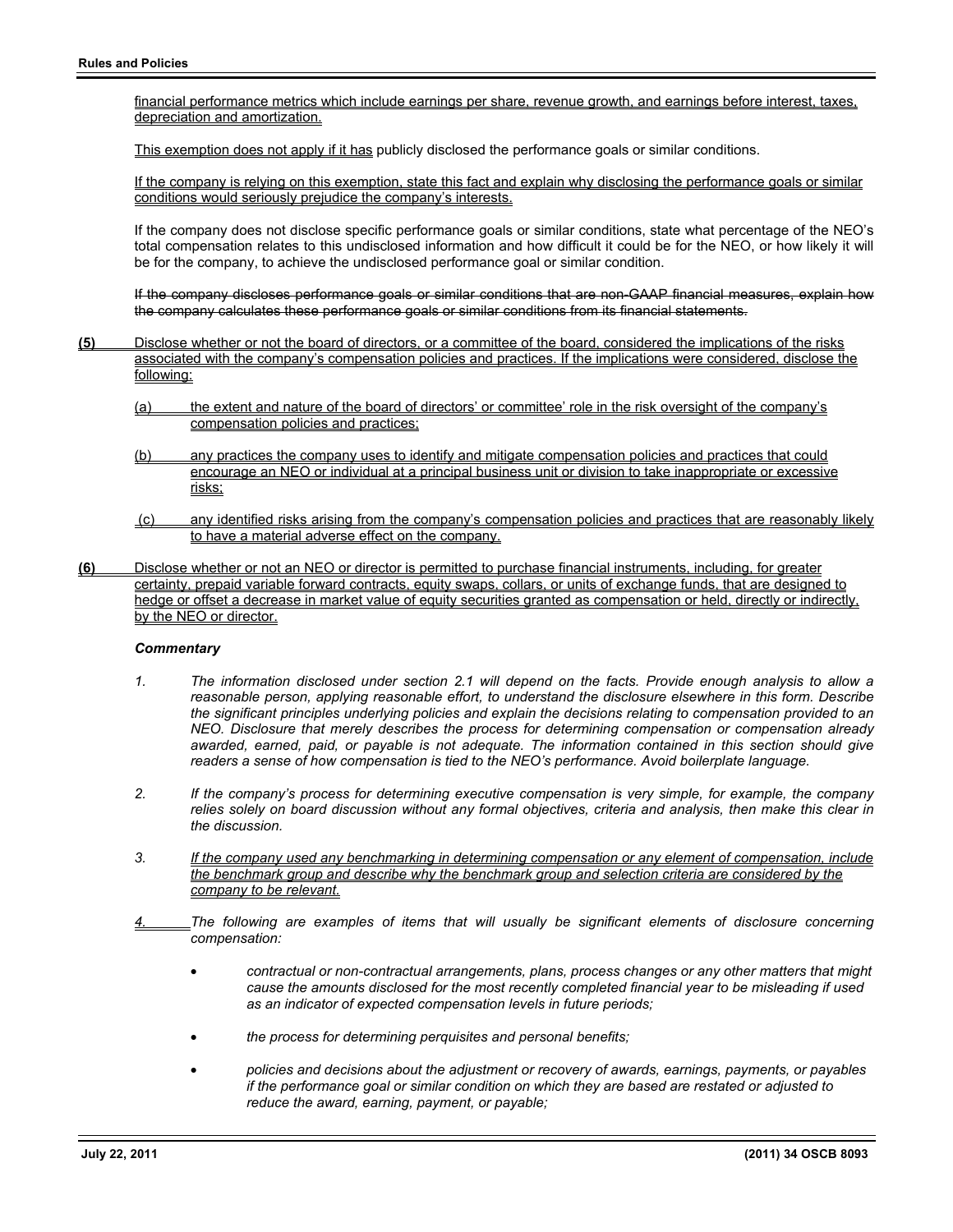financial performance metrics which include earnings per share, revenue growth, and earnings before interest, taxes, depreciation and amortization.

This exemption does not apply if it has publicly disclosed the performance goals or similar conditions.

If the company is relying on this exemption, state this fact and explain why disclosing the performance goals or similar conditions would seriously prejudice the company's interests.

If the company does not disclose specific performance goals or similar conditions, state what percentage of the NEO's total compensation relates to this undisclosed information and how difficult it could be for the NEO, or how likely it will be for the company, to achieve the undisclosed performance goal or similar condition.

~~If the company discloses performance goals or similar conditions that are non-GAAP financial measures, explain how the company calculates these performance goals or similar conditions from its financial statements.~~

**(5)** Disclose whether or not the board of directors, or a committee of the board, considered the implications of the risks associated with the company's compensation policies and practices. If the implications were considered, disclose the following:

(a) the extent and nature of the board of directors' or committee' role in the risk oversight of the company's compensation policies and practices;

(b) any practices the company uses to identify and mitigate compensation policies and practices that could encourage an NEO or individual at a principal business unit or division to take inappropriate or excessive risks;

(c) any identified risks arising from the company's compensation policies and practices that are reasonably likely to have a material adverse effect on the company.

**(6)** Disclose whether or not an NEO or director is permitted to purchase financial instruments, including, for greater certainty, prepaid variable forward contracts, equity swaps, collars, or units of exchange funds, that are designed to hedge or offset a decrease in market value of equity securities granted as compensation or held, directly or indirectly, by the NEO or director.

***Commentary***

1. *The information disclosed under section 2.1 will depend on the facts. Provide enough analysis to allow a reasonable person, applying reasonable effort, to understand the disclosure elsewhere in this form. Describe the significant principles underlying policies and explain the decisions relating to compensation provided to an NEO. Disclosure that merely describes the process for determining compensation or compensation already awarded, earned, paid, or payable is not adequate. The information contained in this section should give readers a sense of how compensation is tied to the NEO's performance. Avoid boilerplate language.*

2. *If the company's process for determining executive compensation is very simple, for example, the company relies solely on board discussion without any formal objectives, criteria and analysis, then make this clear in the discussion.*

3. *If the company used any benchmarking in determining compensation or any element of compensation, include the benchmark group and describe why the benchmark group and selection criteria are considered by the company to be relevant.*

4. *The following are examples of items that will usually be significant elements of disclosure concerning compensation:*

   - *contractual or non-contractual arrangements, plans, process changes or any other matters that might cause the amounts disclosed for the most recently completed financial year to be misleading if used as an indicator of expected compensation levels in future periods;*

   - *the process for determining perquisites and personal benefits;*

   - *policies and decisions about the adjustment or recovery of awards, earnings, payments, or payables if the performance goal or similar condition on which they are based are restated or adjusted to reduce the award, earning, payment, or payable;*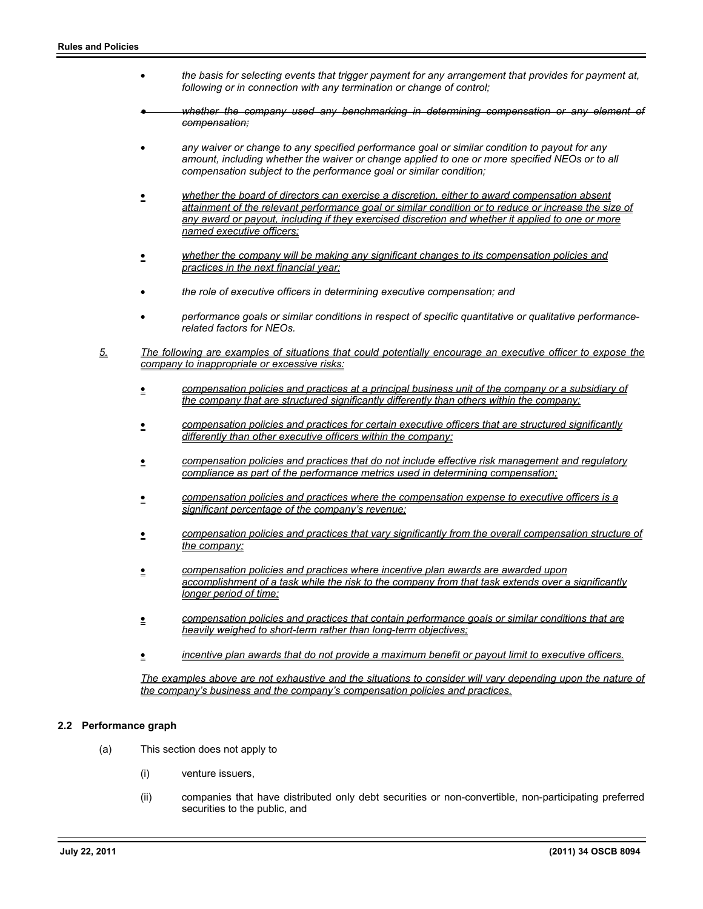- *the basis for selecting events that trigger payment for any arrangement that provides for payment at, following or in connection with any termination or change of control;*

- ~~*whether the company used any benchmarking in determining compensation or any element of compensation;*~~

- *any waiver or change to any specified performance goal or similar condition to payout for any amount, including whether the waiver or change applied to one or more specified NEOs or to all compensation subject to the performance goal or similar condition;*

- <u>*whether the board of directors can exercise a discretion, either to award compensation absent attainment of the relevant performance goal or similar condition or to reduce or increase the size of any award or payout, including if they exercised discretion and whether it applied to one or more named executive officers;*</u>

- <u>*whether the company will be making any significant changes to its compensation policies and practices in the next financial year;*</u>

- *the role of executive officers in determining executive compensation; and*

- *performance goals or similar conditions in respect of specific quantitative or qualitative performance-related factors for NEOs.*

<u>*5.*</u> <u>*The following are examples of situations that could potentially encourage an executive officer to expose the company to inappropriate or excessive risks:*</u>

- <u>*compensation policies and practices at a principal business unit of the company or a subsidiary of the company that are structured significantly differently than others within the company;*</u>

- <u>*compensation policies and practices for certain executive officers that are structured significantly differently than other executive officers within the company;*</u>

- <u>*compensation policies and practices that do not include effective risk management and regulatory compliance as part of the performance metrics used in determining compensation;*</u>

- <u>*compensation policies and practices where the compensation expense to executive officers is a significant percentage of the company's revenue;*</u>

- <u>*compensation policies and practices that vary significantly from the overall compensation structure of the company;*</u>

- <u>*compensation policies and practices where incentive plan awards are awarded upon accomplishment of a task while the risk to the company from that task extends over a significantly longer period of time;*</u>

- <u>*compensation policies and practices that contain performance goals or similar conditions that are heavily weighed to short-term rather than long-term objectives;*</u>

- <u>*incentive plan awards that do not provide a maximum benefit or payout limit to executive officers.*</u>

<u>*The examples above are not exhaustive and the situations to consider will vary depending upon the nature of the company's business and the company's compensation policies and practices.*</u>

### 2.2 Performance graph

(a) This section does not apply to

(i) venture issuers,

(ii) companies that have distributed only debt securities or non-convertible, non-participating preferred securities to the public, and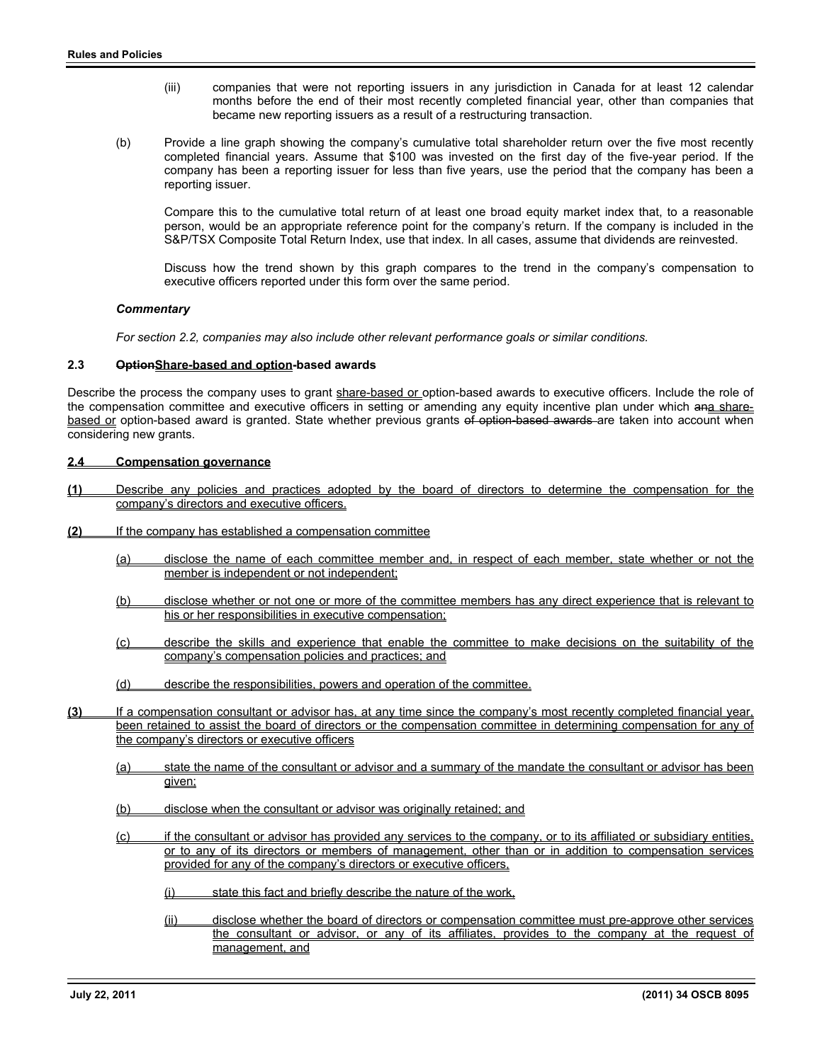(iii) companies that were not reporting issuers in any jurisdiction in Canada for at least 12 calendar months before the end of their most recently completed financial year, other than companies that became new reporting issuers as a result of a restructuring transaction.

(b) Provide a line graph showing the company's cumulative total shareholder return over the five most recently completed financial years. Assume that $100 was invested on the first day of the five-year period. If the company has been a reporting issuer for less than five years, use the period that the company has been a reporting issuer.

Compare this to the cumulative total return of at least one broad equity market index that, to a reasonable person, would be an appropriate reference point for the company's return. If the company is included in the S&P/TSX Composite Total Return Index, use that index. In all cases, assume that dividends are reinvested.

Discuss how the trend shown by this graph compares to the trend in the company's compensation to executive officers reported under this form over the same period.

***Commentary***

*For section 2.2, companies may also include other relevant performance goals or similar conditions.*

**2.3 ~~Option~~<u>Share-based and option</u>-based awards**

Describe the process the company uses to grant <u>share-based or</u> option-based awards to executive officers. Include the role of the compensation committee and executive officers in setting or amending any equity incentive plan under which ~~an~~<u>a share-based or</u> option-based award is granted. State whether previous grants ~~of option-based awards~~ are taken into account when considering new grants.

<u>**2.4 Compensation governance**</u>

<u>**(1)** Describe any policies and practices adopted by the board of directors to determine the compensation for the company's directors and executive officers.</u>

<u>**(2)** If the company has established a compensation committee</u>

<u>(a) disclose the name of each committee member and, in respect of each member, state whether or not the member is independent or not independent;</u>

<u>(b) disclose whether or not one or more of the committee members has any direct experience that is relevant to his or her responsibilities in executive compensation;</u>

<u>(c) describe the skills and experience that enable the committee to make decisions on the suitability of the company's compensation policies and practices; and</u>

<u>(d) describe the responsibilities, powers and operation of the committee.</u>

<u>**(3)** If a compensation consultant or advisor has, at any time since the company's most recently completed financial year, been retained to assist the board of directors or the compensation committee in determining compensation for any of the company's directors or executive officers</u>

<u>(a) state the name of the consultant or advisor and a summary of the mandate the consultant or advisor has been given;</u>

<u>(b) disclose when the consultant or advisor was originally retained; and</u>

<u>(c) if the consultant or advisor has provided any services to the company, or to its affiliated or subsidiary entities, or to any of its directors or members of management, other than or in addition to compensation services provided for any of the company's directors or executive officers,</u>

<u>(i) state this fact and briefly describe the nature of the work,</u>

<u>(ii) disclose whether the board of directors or compensation committee must pre-approve other services the consultant or advisor, or any of its affiliates, provides to the company at the request of management, and</u>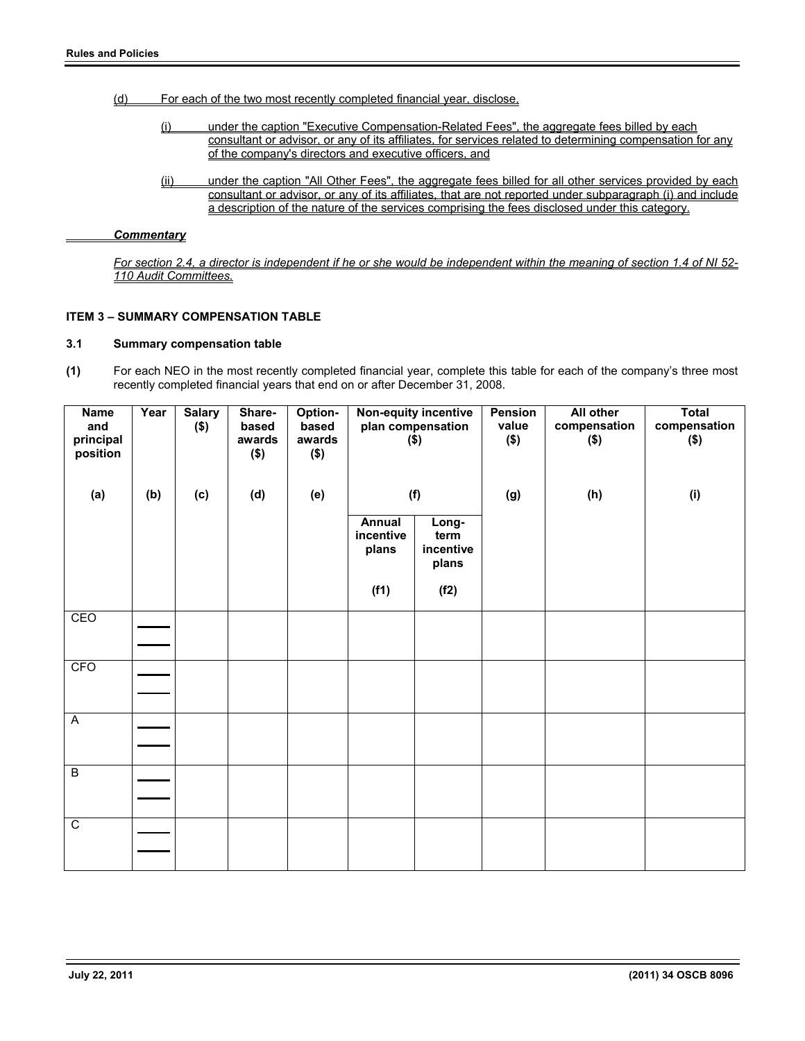(d) For each of the two most recently completed financial year, disclose,

(i) under the caption "Executive Compensation-Related Fees", the aggregate fees billed by each consultant or advisor, or any of its affiliates, for services related to determining compensation for any of the company's directors and executive officers, and

(ii) under the caption "All Other Fees", the aggregate fees billed for all other services provided by each consultant or advisor, or any of its affiliates, that are not reported under subparagraph (i) and include a description of the nature of the services comprising the fees disclosed under this category.

***Commentary***

*For section 2.4, a director is independent if he or she would be independent within the meaning of section 1.4 of NI 52-110 Audit Committees.*

**ITEM 3 – SUMMARY COMPENSATION TABLE**

**3.1 Summary compensation table**

**(1)** For each NEO in the most recently completed financial year, complete this table for each of the company's three most recently completed financial years that end on or after December 31, 2008.

| Name and principal position | Year | Salary ($) | Share-based awards ($) | Option-based awards ($) | Non-equity incentive plan compensation ($) | | Pension value ($) | All other compensation ($) | Total compensation ($) |
|---|---|---|---|---|---|---|---|---|---|
| (a) | (b) | (c) | (d) | (e) | (f) | | (g) | (h) | (i) |
| | | | | | Annual incentive plans (f1) | Long-term incentive plans (f2) | | | |
| CEO | | | | | | | | | |
| CFO | | | | | | | | | |
| A | | | | | | | | | |
| B | | | | | | | | | |
| C | | | | | | | | | |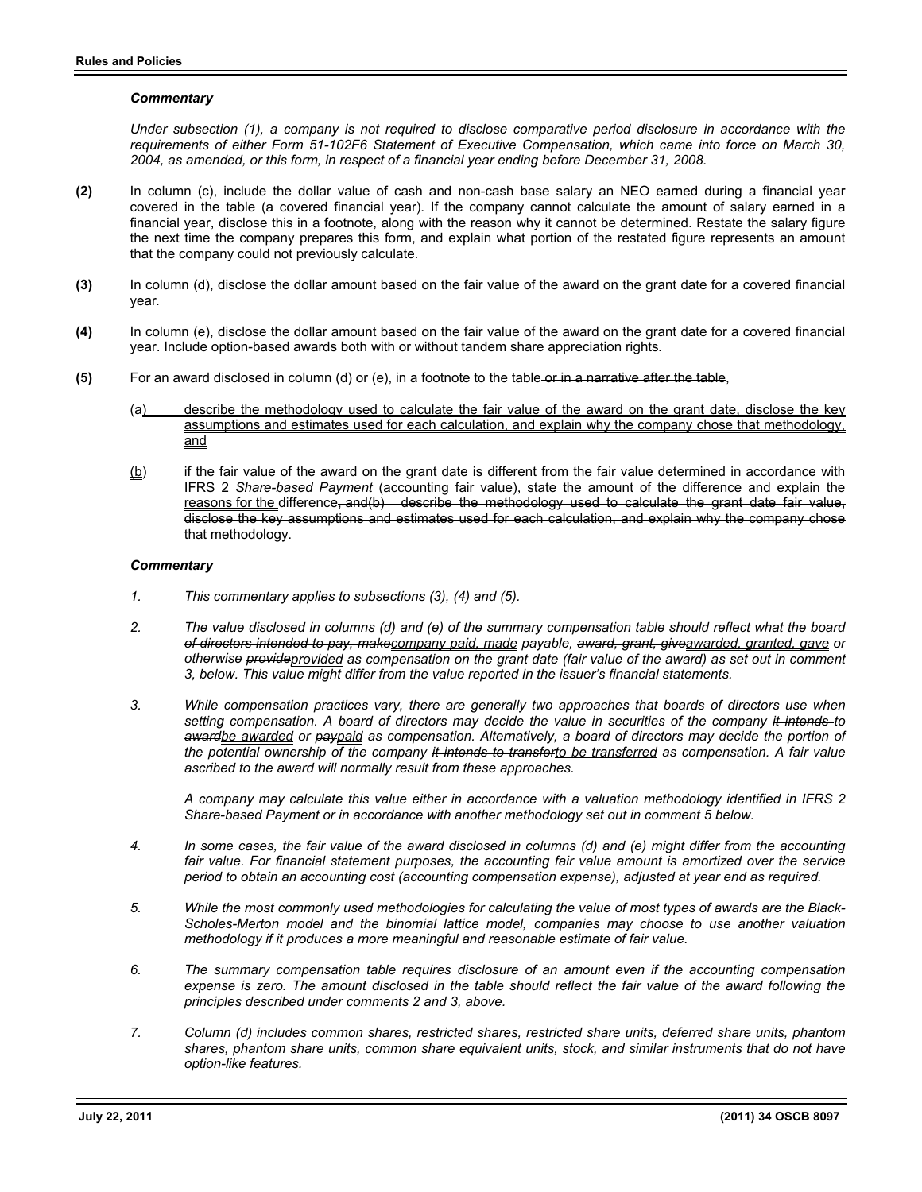***Commentary***

*Under subsection (1), a company is not required to disclose comparative period disclosure in accordance with the requirements of either Form 51-102F6 Statement of Executive Compensation, which came into force on March 30, 2004, as amended, or this form, in respect of a financial year ending before December 31, 2008.*

**(2)** In column (c), include the dollar value of cash and non-cash base salary an NEO earned during a financial year covered in the table (a covered financial year). If the company cannot calculate the amount of salary earned in a financial year, disclose this in a footnote, along with the reason why it cannot be determined. Restate the salary figure the next time the company prepares this form, and explain what portion of the restated figure represents an amount that the company could not previously calculate.

**(3)** In column (d), disclose the dollar amount based on the fair value of the award on the grant date for a covered financial year.

**(4)** In column (e), disclose the dollar amount based on the fair value of the award on the grant date for a covered financial year. Include option-based awards both with or without tandem share appreciation rights.

**(5)** For an award disclosed in column (d) or (e), in a footnote to the table~~ or in a narrative after the table~~,

(a<u>)</u> <u>describe the methodology used to calculate the fair value of the award on the grant date, disclose the key assumptions and estimates used for each calculation, and explain why the company chose that methodology, and</u>

(<u>b</u>) if the fair value of the award on the grant date is different from the fair value determined in accordance with IFRS 2 *Share-based Payment* (accounting fair value), state the amount of the difference and explain the <u>reasons for the</u> difference~~, and(b) describe the methodology used to calculate the grant date fair value, disclose the key assumptions and estimates used for each calculation, and explain why the company chose that methodology~~.

***Commentary***

1. *This commentary applies to subsections (3), (4) and (5).*

2. *The value disclosed in columns (d) and (e) of the summary compensation table should reflect what the ~~board of directors intended to pay, make~~<u>company paid, made</u> payable, ~~award, grant, give~~<u>awarded, granted, gave</u> or otherwise ~~provide~~<u>provided</u> as compensation on the grant date (fair value of the award) as set out in comment 3, below. This value might differ from the value reported in the issuer's financial statements.*

3. *While compensation practices vary, there are generally two approaches that boards of directors use when setting compensation. A board of directors may decide the value in securities of the company ~~it intends~~ to ~~award~~<u>be awarded</u> or ~~pay~~<u>paid</u> as compensation. Alternatively, a board of directors may decide the portion of the potential ownership of the company ~~it intends to transfer~~<u>to be transferred</u> as compensation. A fair value ascribed to the award will normally result from these approaches.*

   *A company may calculate this value either in accordance with a valuation methodology identified in IFRS 2 Share-based Payment or in accordance with another methodology set out in comment 5 below.*

4. *In some cases, the fair value of the award disclosed in columns (d) and (e) might differ from the accounting fair value. For financial statement purposes, the accounting fair value amount is amortized over the service period to obtain an accounting cost (accounting compensation expense), adjusted at year end as required.*

5. *While the most commonly used methodologies for calculating the value of most types of awards are the Black-Scholes-Merton model and the binomial lattice model, companies may choose to use another valuation methodology if it produces a more meaningful and reasonable estimate of fair value.*

6. *The summary compensation table requires disclosure of an amount even if the accounting compensation expense is zero. The amount disclosed in the table should reflect the fair value of the award following the principles described under comments 2 and 3, above.*

7. *Column (d) includes common shares, restricted shares, restricted share units, deferred share units, phantom shares, phantom share units, common share equivalent units, stock, and similar instruments that do not have option-like features.*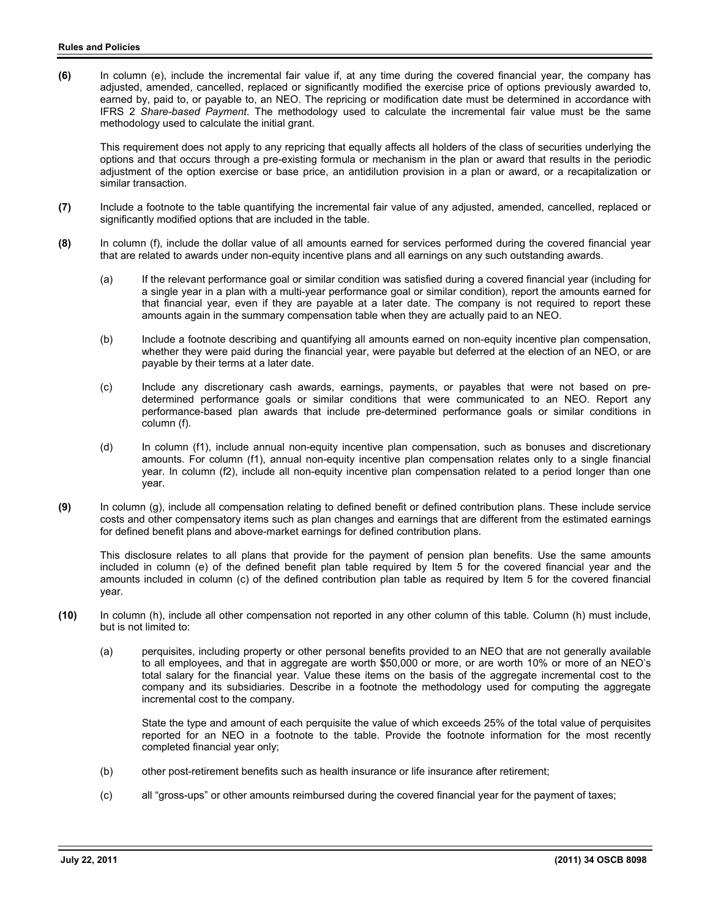**(6)** In column (e), include the incremental fair value if, at any time during the covered financial year, the company has adjusted, amended, cancelled, replaced or significantly modified the exercise price of options previously awarded to, earned by, paid to, or payable to, an NEO. The repricing or modification date must be determined in accordance with IFRS 2 *Share-based Payment*. The methodology used to calculate the incremental fair value must be the same methodology used to calculate the initial grant.

This requirement does not apply to any repricing that equally affects all holders of the class of securities underlying the options and that occurs through a pre-existing formula or mechanism in the plan or award that results in the periodic adjustment of the option exercise or base price, an antidilution provision in a plan or award, or a recapitalization or similar transaction.

**(7)** Include a footnote to the table quantifying the incremental fair value of any adjusted, amended, cancelled, replaced or significantly modified options that are included in the table.

**(8)** In column (f), include the dollar value of all amounts earned for services performed during the covered financial year that are related to awards under non-equity incentive plans and all earnings on any such outstanding awards.

(a) If the relevant performance goal or similar condition was satisfied during a covered financial year (including for a single year in a plan with a multi-year performance goal or similar condition), report the amounts earned for that financial year, even if they are payable at a later date. The company is not required to report these amounts again in the summary compensation table when they are actually paid to an NEO.

(b) Include a footnote describing and quantifying all amounts earned on non-equity incentive plan compensation, whether they were paid during the financial year, were payable but deferred at the election of an NEO, or are payable by their terms at a later date.

(c) Include any discretionary cash awards, earnings, payments, or payables that were not based on pre-determined performance goals or similar conditions that were communicated to an NEO. Report any performance-based plan awards that include pre-determined performance goals or similar conditions in column (f).

(d) In column (f1), include annual non-equity incentive plan compensation, such as bonuses and discretionary amounts. For column (f1), annual non-equity incentive plan compensation relates only to a single financial year. In column (f2), include all non-equity incentive plan compensation related to a period longer than one year.

**(9)** In column (g), include all compensation relating to defined benefit or defined contribution plans. These include service costs and other compensatory items such as plan changes and earnings that are different from the estimated earnings for defined benefit plans and above-market earnings for defined contribution plans.

This disclosure relates to all plans that provide for the payment of pension plan benefits. Use the same amounts included in column (e) of the defined benefit plan table required by Item 5 for the covered financial year and the amounts included in column (c) of the defined contribution plan table as required by Item 5 for the covered financial year.

**(10)** In column (h), include all other compensation not reported in any other column of this table. Column (h) must include, but is not limited to:

(a) perquisites, including property or other personal benefits provided to an NEO that are not generally available to all employees, and that in aggregate are worth $50,000 or more, or are worth 10% or more of an NEO's total salary for the financial year. Value these items on the basis of the aggregate incremental cost to the company and its subsidiaries. Describe in a footnote the methodology used for computing the aggregate incremental cost to the company.

State the type and amount of each perquisite the value of which exceeds 25% of the total value of perquisites reported for an NEO in a footnote to the table. Provide the footnote information for the most recently completed financial year only;

(b) other post-retirement benefits such as health insurance or life insurance after retirement;

(c) all "gross-ups" or other amounts reimbursed during the covered financial year for the payment of taxes;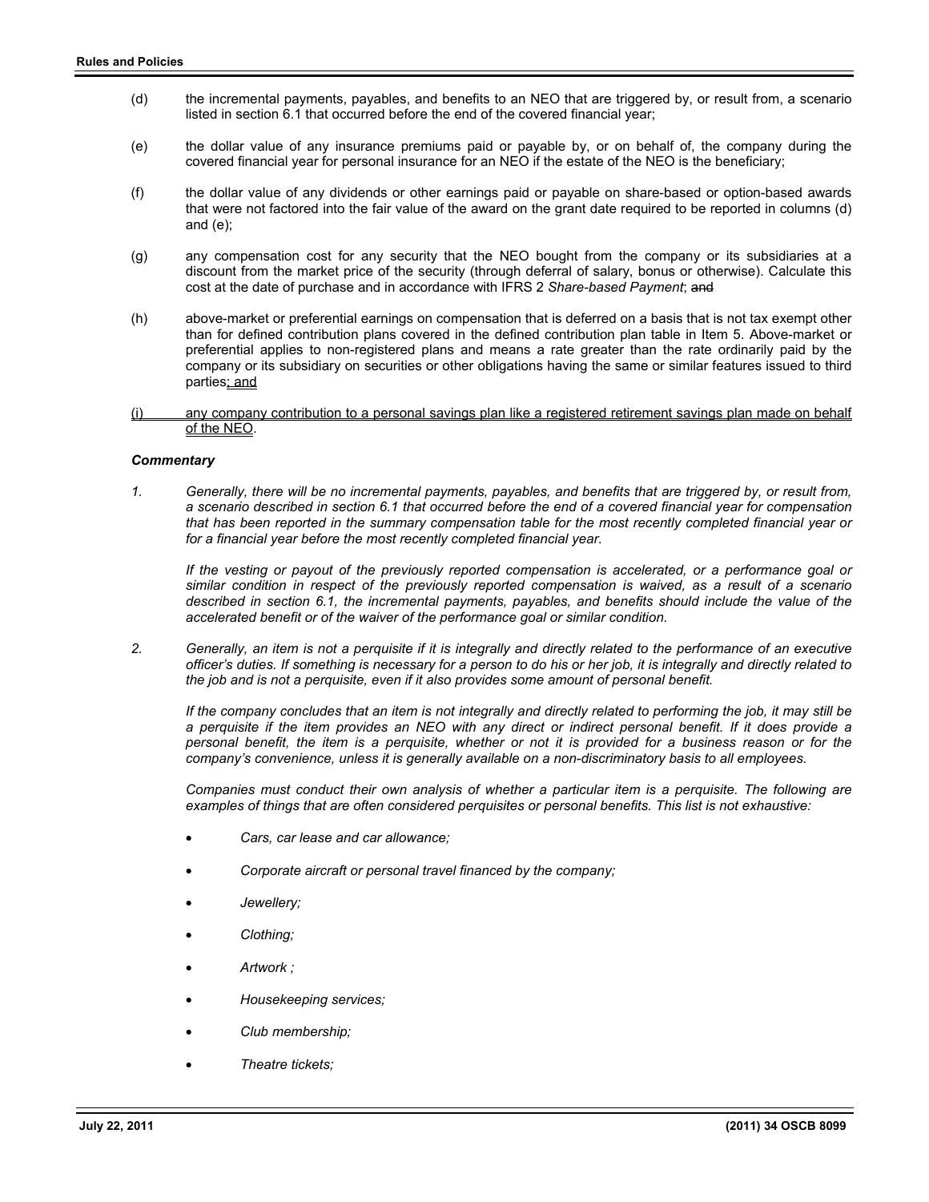(d) the incremental payments, payables, and benefits to an NEO that are triggered by, or result from, a scenario listed in section 6.1 that occurred before the end of the covered financial year;

(e) the dollar value of any insurance premiums paid or payable by, or on behalf of, the company during the covered financial year for personal insurance for an NEO if the estate of the NEO is the beneficiary;

(f) the dollar value of any dividends or other earnings paid or payable on share-based or option-based awards that were not factored into the fair value of the award on the grant date required to be reported in columns (d) and (e);

(g) any compensation cost for any security that the NEO bought from the company or its subsidiaries at a discount from the market price of the security (through deferral of salary, bonus or otherwise). Calculate this cost at the date of purchase and in accordance with IFRS 2 *Share-based Payment*; ~~and~~

(h) above-market or preferential earnings on compensation that is deferred on a basis that is not tax exempt other than for defined contribution plans covered in the defined contribution plan table in Item 5. Above-market or preferential applies to non-registered plans and means a rate greater than the rate ordinarily paid by the company or its subsidiary on securities or other obligations having the same or similar features issued to third parties<u>; and</u>

<u>(i) any company contribution to a personal savings plan like a registered retirement savings plan made on behalf of the NEO</u>.

***Commentary***

*1. Generally, there will be no incremental payments, payables, and benefits that are triggered by, or result from, a scenario described in section 6.1 that occurred before the end of a covered financial year for compensation that has been reported in the summary compensation table for the most recently completed financial year or for a financial year before the most recently completed financial year.*

*If the vesting or payout of the previously reported compensation is accelerated, or a performance goal or similar condition in respect of the previously reported compensation is waived, as a result of a scenario described in section 6.1, the incremental payments, payables, and benefits should include the value of the accelerated benefit or of the waiver of the performance goal or similar condition.*

*2. Generally, an item is not a perquisite if it is integrally and directly related to the performance of an executive officer's duties. If something is necessary for a person to do his or her job, it is integrally and directly related to the job and is not a perquisite, even if it also provides some amount of personal benefit.*

*If the company concludes that an item is not integrally and directly related to performing the job, it may still be a perquisite if the item provides an NEO with any direct or indirect personal benefit. If it does provide a personal benefit, the item is a perquisite, whether or not it is provided for a business reason or for the company's convenience, unless it is generally available on a non-discriminatory basis to all employees.*

*Companies must conduct their own analysis of whether a particular item is a perquisite. The following are examples of things that are often considered perquisites or personal benefits. This list is not exhaustive:*

- *Cars, car lease and car allowance;*
- *Corporate aircraft or personal travel financed by the company;*
- *Jewellery;*
- *Clothing;*
- *Artwork ;*
- *Housekeeping services;*
- *Club membership;*
- *Theatre tickets;*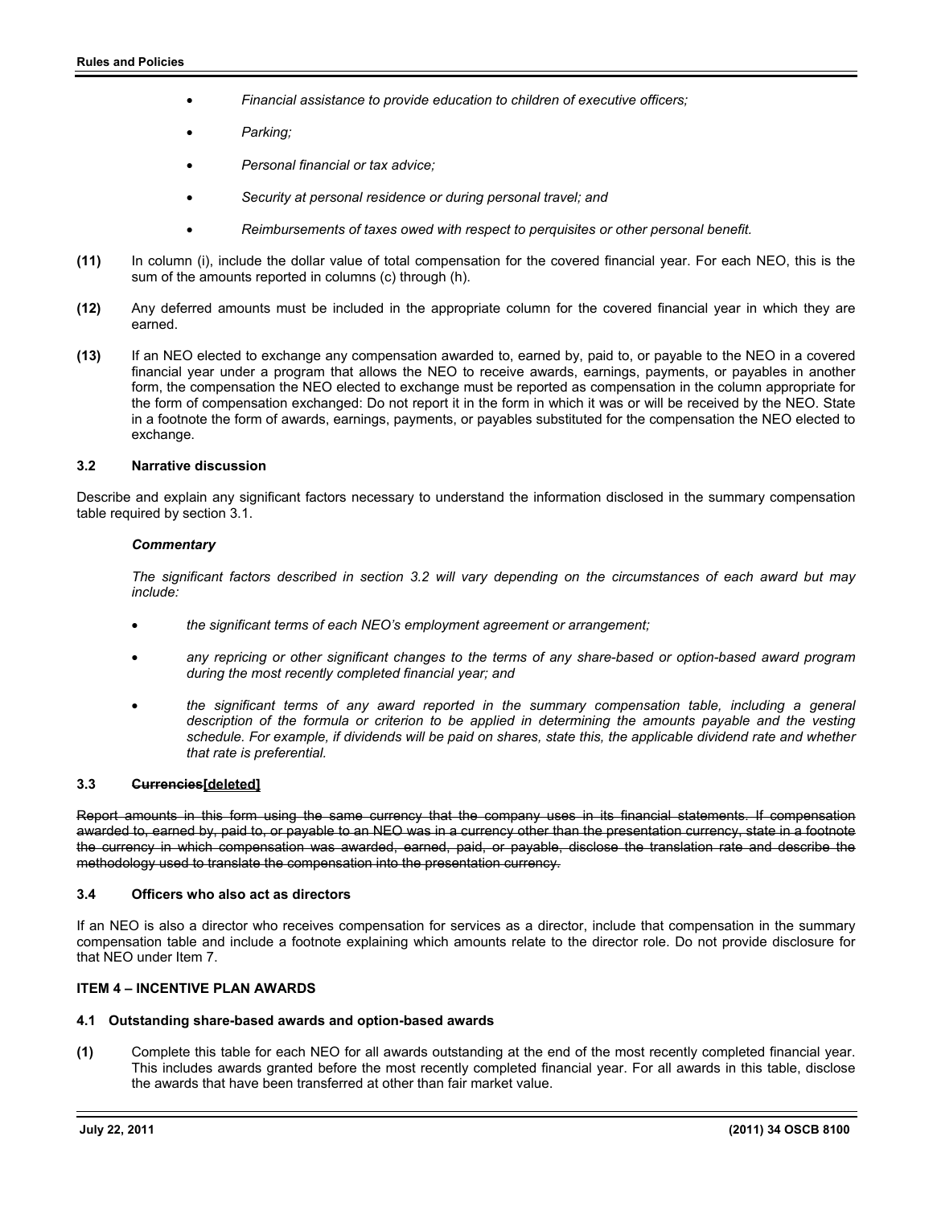- *Financial assistance to provide education to children of executive officers;*
- *Parking;*
- *Personal financial or tax advice;*
- *Security at personal residence or during personal travel; and*
- *Reimbursements of taxes owed with respect to perquisites or other personal benefit.*

**(11)** In column (i), include the dollar value of total compensation for the covered financial year. For each NEO, this is the sum of the amounts reported in columns (c) through (h).

**(12)** Any deferred amounts must be included in the appropriate column for the covered financial year in which they are earned.

**(13)** If an NEO elected to exchange any compensation awarded to, earned by, paid to, or payable to the NEO in a covered financial year under a program that allows the NEO to receive awards, earnings, payments, or payables in another form, the compensation the NEO elected to exchange must be reported as compensation in the column appropriate for the form of compensation exchanged: Do not report it in the form in which it was or will be received by the NEO. State in a footnote the form of awards, earnings, payments, or payables substituted for the compensation the NEO elected to exchange.

### 3.2 Narrative discussion

Describe and explain any significant factors necessary to understand the information disclosed in the summary compensation table required by section 3.1.

***Commentary***

*The significant factors described in section 3.2 will vary depending on the circumstances of each award but may include:*

- *the significant terms of each NEO's employment agreement or arrangement;*
- *any repricing or other significant changes to the terms of any share-based or option-based award program during the most recently completed financial year; and*
- *the significant terms of any award reported in the summary compensation table, including a general description of the formula or criterion to be applied in determining the amounts payable and the vesting schedule. For example, if dividends will be paid on shares, state this, the applicable dividend rate and whether that rate is preferential.*

### 3.3 ~~Currencies~~<u>[deleted]</u>

~~Report amounts in this form using the same currency that the company uses in its financial statements. If compensation awarded to, earned by, paid to, or payable to an NEO was in a currency other than the presentation currency, state in a footnote the currency in which compensation was awarded, earned, paid, or payable, disclose the translation rate and describe the methodology used to translate the compensation into the presentation currency.~~

### 3.4 Officers who also act as directors

If an NEO is also a director who receives compensation for services as a director, include that compensation in the summary compensation table and include a footnote explaining which amounts relate to the director role. Do not provide disclosure for that NEO under Item 7.

## ITEM 4 – INCENTIVE PLAN AWARDS

### 4.1 Outstanding share-based awards and option-based awards

**(1)** Complete this table for each NEO for all awards outstanding at the end of the most recently completed financial year. This includes awards granted before the most recently completed financial year. For all awards in this table, disclose the awards that have been transferred at other than fair market value.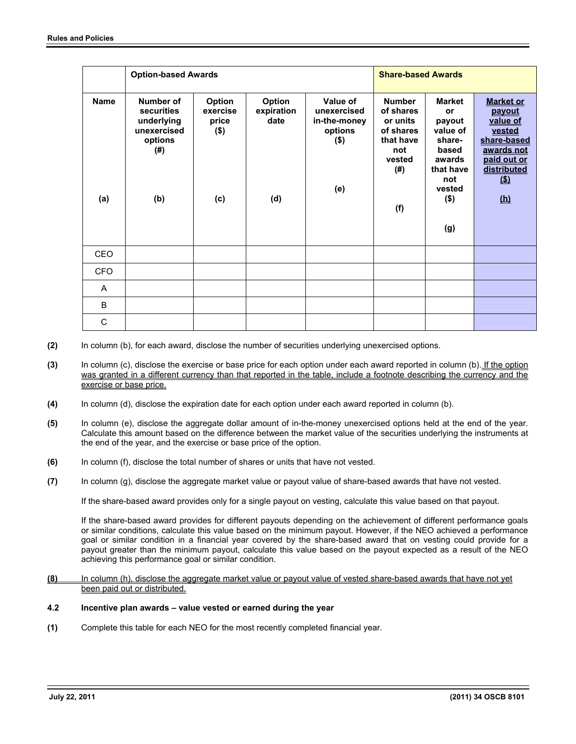| | Option-based Awards | | | | Share-based Awards | | |
|---|---|---|---|---|---|---|---|
| Name<br><br>(a) | Number of securities underlying unexercised options (#)<br><br>(b) | Option exercise price ($)<br><br>(c) | Option expiration date<br><br>(d) | Value of unexercised in-the-money options ($)<br><br>(e) | Number of shares or units of shares that have not vested (#)<br><br>(f) | Market or payout value of share-based awards that have not vested ($)<br><br>(g) | Market or payout value of vested share-based awards not paid out or distributed ($)<br><br>(h) |
| CEO | | | | | | | |
| CFO | | | | | | | |
| A | | | | | | | |
| B | | | | | | | |
| C | | | | | | | |

**(2)** In column (b), for each award, disclose the number of securities underlying unexercised options.

**(3)** In column (c), disclose the exercise or base price for each option under each award reported in column (b). If the option was granted in a different currency than that reported in the table, include a footnote describing the currency and the exercise or base price.

**(4)** In column (d), disclose the expiration date for each option under each award reported in column (b).

**(5)** In column (e), disclose the aggregate dollar amount of in-the-money unexercised options held at the end of the year. Calculate this amount based on the difference between the market value of the securities underlying the instruments at the end of the year, and the exercise or base price of the option.

**(6)** In column (f), disclose the total number of shares or units that have not vested.

**(7)** In column (g), disclose the aggregate market value or payout value of share-based awards that have not vested.

If the share-based award provides only for a single payout on vesting, calculate this value based on that payout.

If the share-based award provides for different payouts depending on the achievement of different performance goals or similar conditions, calculate this value based on the minimum payout. However, if the NEO achieved a performance goal or similar condition in a financial year covered by the share-based award that on vesting could provide for a payout greater than the minimum payout, calculate this value based on the payout expected as a result of the NEO achieving this performance goal or similar condition.

**(8)** In column (h), disclose the aggregate market value or payout value of vested share-based awards that have not yet been paid out or distributed.

**4.2 Incentive plan awards – value vested or earned during the year**

**(1)** Complete this table for each NEO for the most recently completed financial year.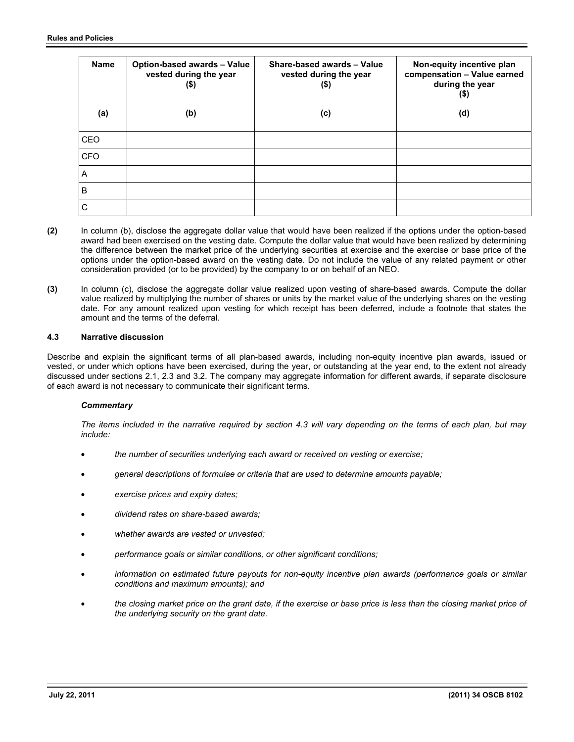| Name<br><br>(a) | Option-based awards – Value vested during the year<br>($)<br><br>(b) | Share-based awards – Value vested during the year<br>($)<br><br>(c) | Non-equity incentive plan compensation – Value earned during the year<br>($)<br><br>(d) |
|---|---|---|---|
| CEO | | | |
| CFO | | | |
| A | | | |
| B | | | |
| C | | | |

**(2)** In column (b), disclose the aggregate dollar value that would have been realized if the options under the option-based award had been exercised on the vesting date. Compute the dollar value that would have been realized by determining the difference between the market price of the underlying securities at exercise and the exercise or base price of the options under the option-based award on the vesting date. Do not include the value of any related payment or other consideration provided (or to be provided) by the company to or on behalf of an NEO.

**(3)** In column (c), disclose the aggregate dollar value realized upon vesting of share-based awards. Compute the dollar value realized by multiplying the number of shares or units by the market value of the underlying shares on the vesting date. For any amount realized upon vesting for which receipt has been deferred, include a footnote that states the amount and the terms of the deferral.

### 4.3 Narrative discussion

Describe and explain the significant terms of all plan-based awards, including non-equity incentive plan awards, issued or vested, or under which options have been exercised, during the year, or outstanding at the year end, to the extent not already discussed under sections 2.1, 2.3 and 3.2. The company may aggregate information for different awards, if separate disclosure of each award is not necessary to communicate their significant terms.

***Commentary***

*The items included in the narrative required by section 4.3 will vary depending on the terms of each plan, but may include:*

- *the number of securities underlying each award or received on vesting or exercise;*
- *general descriptions of formulae or criteria that are used to determine amounts payable;*
- *exercise prices and expiry dates;*
- *dividend rates on share-based awards;*
- *whether awards are vested or unvested;*
- *performance goals or similar conditions, or other significant conditions;*
- *information on estimated future payouts for non-equity incentive plan awards (performance goals or similar conditions and maximum amounts); and*
- *the closing market price on the grant date, if the exercise or base price is less than the closing market price of the underlying security on the grant date.*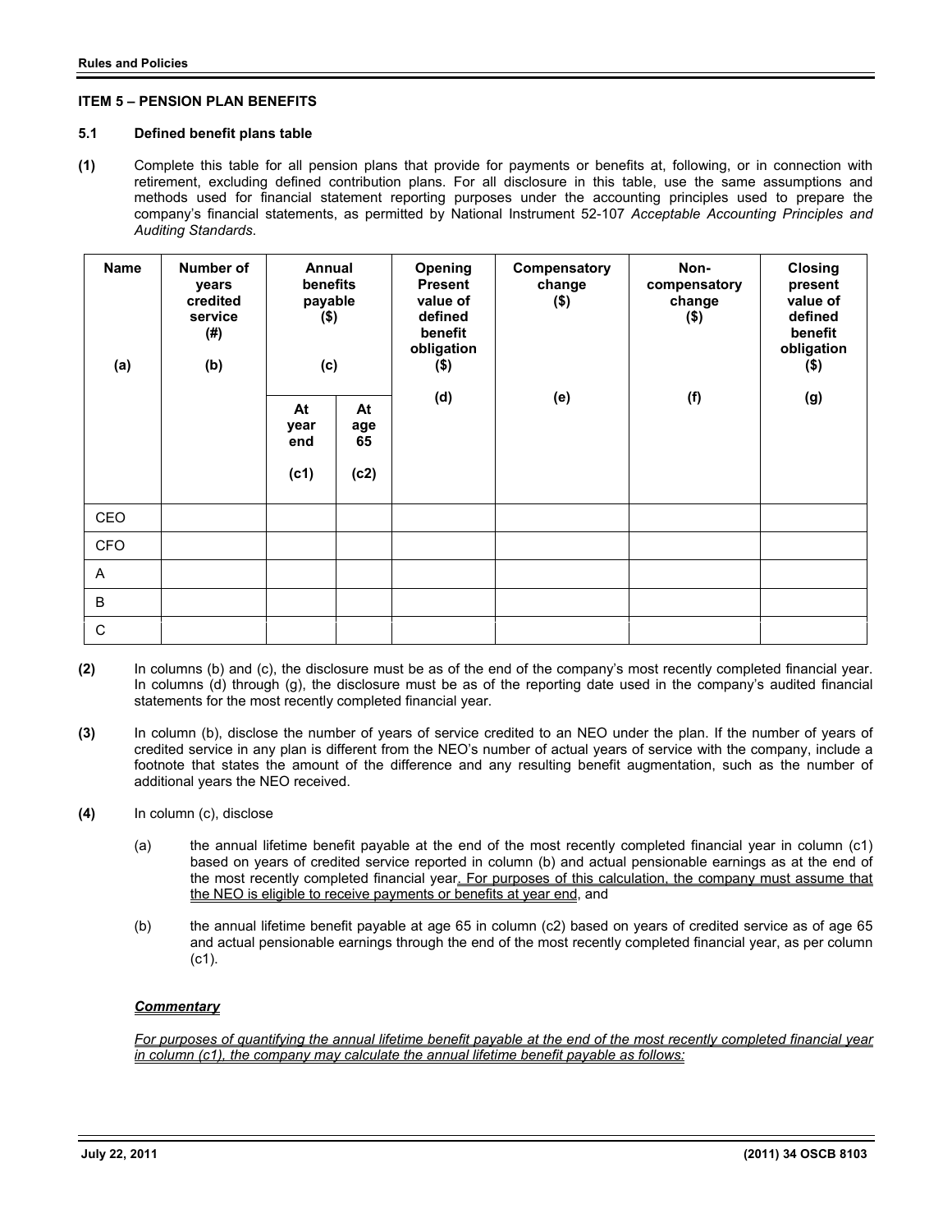### ITEM 5 – PENSION PLAN BENEFITS

#### 5.1 Defined benefit plans table

**(1)** Complete this table for all pension plans that provide for payments or benefits at, following, or in connection with retirement, excluding defined contribution plans. For all disclosure in this table, use the same assumptions and methods used for financial statement reporting purposes under the accounting principles used to prepare the company's financial statements, as permitted by National Instrument 52-107 *Acceptable Accounting Principles and Auditing Standards*.

| Name<br><br>(a) | Number of years credited service (#)<br><br>(b) | Annual benefits payable ($)<br><br>(c) | | Opening Present value of defined benefit obligation ($)<br><br>(d) | Compensatory change ($)<br><br>(e) | Non-compensatory change ($)<br><br>(f) | Closing present value of defined benefit obligation ($)<br><br>(g) |
|---|---|---|---|---|---|---|---|
| | | At year end<br><br>(c1) | At age 65<br><br>(c2) | | | | |
| CEO | | | | | | | |
| CFO | | | | | | | |
| A | | | | | | | |
| B | | | | | | | |
| C | | | | | | | |

**(2)** In columns (b) and (c), the disclosure must be as of the end of the company's most recently completed financial year. In columns (d) through (g), the disclosure must be as of the reporting date used in the company's audited financial statements for the most recently completed financial year.

**(3)** In column (b), disclose the number of years of service credited to an NEO under the plan. If the number of years of credited service in any plan is different from the NEO's number of actual years of service with the company, include a footnote that states the amount of the difference and any resulting benefit augmentation, such as the number of additional years the NEO received.

**(4)** In column (c), disclose

(a) the annual lifetime benefit payable at the end of the most recently completed financial year in column (c1) based on years of credited service reported in column (b) and actual pensionable earnings as at the end of the most recently completed financial year. For purposes of this calculation, the company must assume that the NEO is eligible to receive payments or benefits at year end, and

(b) the annual lifetime benefit payable at age 65 in column (c2) based on years of credited service as of age 65 and actual pensionable earnings through the end of the most recently completed financial year, as per column (c1).

***Commentary***

*For purposes of quantifying the annual lifetime benefit payable at the end of the most recently completed financial year in column (c1), the company may calculate the annual lifetime benefit payable as follows:*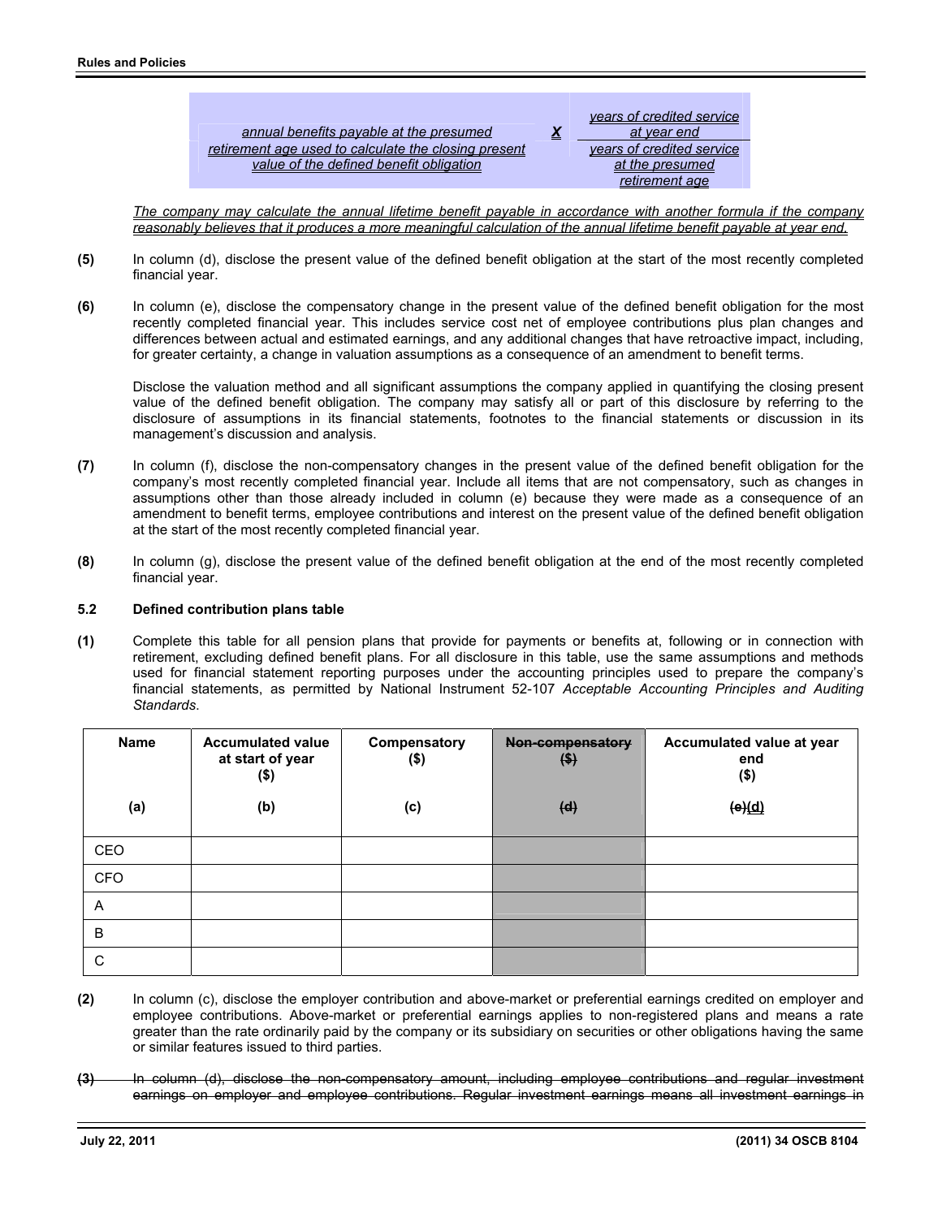$$\frac{\text{annual benefits payable at the presumed retirement age used to calculate the closing present value of the defined benefit obligation}}{} \times \frac{\text{years of credited service at year end}}{\text{years of credited service at the presumed retirement age}}$$

The company may calculate the annual lifetime benefit payable in accordance with another formula if the company reasonably believes that it produces a more meaningful calculation of the annual lifetime benefit payable at year end.

**(5)** In column (d), disclose the present value of the defined benefit obligation at the start of the most recently completed financial year.

**(6)** In column (e), disclose the compensatory change in the present value of the defined benefit obligation for the most recently completed financial year. This includes service cost net of employee contributions plus plan changes and differences between actual and estimated earnings, and any additional changes that have retroactive impact, including, for greater certainty, a change in valuation assumptions as a consequence of an amendment to benefit terms.

Disclose the valuation method and all significant assumptions the company applied in quantifying the closing present value of the defined benefit obligation. The company may satisfy all or part of this disclosure by referring to the disclosure of assumptions in its financial statements, footnotes to the financial statements or discussion in its management's discussion and analysis.

**(7)** In column (f), disclose the non-compensatory changes in the present value of the defined benefit obligation for the company's most recently completed financial year. Include all items that are not compensatory, such as changes in assumptions other than those already included in column (e) because they were made as a consequence of an amendment to benefit terms, employee contributions and interest on the present value of the defined benefit obligation at the start of the most recently completed financial year.

**(8)** In column (g), disclose the present value of the defined benefit obligation at the end of the most recently completed financial year.

### 5.2 Defined contribution plans table

**(1)** Complete this table for all pension plans that provide for payments or benefits at, following or in connection with retirement, excluding defined benefit plans. For all disclosure in this table, use the same assumptions and methods used for financial statement reporting purposes under the accounting principles used to prepare the company's financial statements, as permitted by National Instrument 52-107 *Acceptable Accounting Principles and Auditing Standards*.

| Name<br><br>(a) | Accumulated value at start of year ($)<br><br>(b) | Compensatory ($)<br><br>(c) | ~~Non-compensatory ($)~~<br><br>~~(d)~~ | Accumulated value at year end ($)<br><br>~~(e)~~(d) |
|---|---|---|---|---|
| CEO | | | | |
| CFO | | | | |
| A | | | | |
| B | | | | |
| C | | | | |

**(2)** In column (c), disclose the employer contribution and above-market or preferential earnings credited on employer and employee contributions. Above-market or preferential earnings applies to non-registered plans and means a rate greater than the rate ordinarily paid by the company or its subsidiary on securities or other obligations having the same or similar features issued to third parties.

~~**(3)** In column (d), disclose the non-compensatory amount, including employee contributions and regular investment earnings on employer and employee contributions. Regular investment earnings means all investment earnings in~~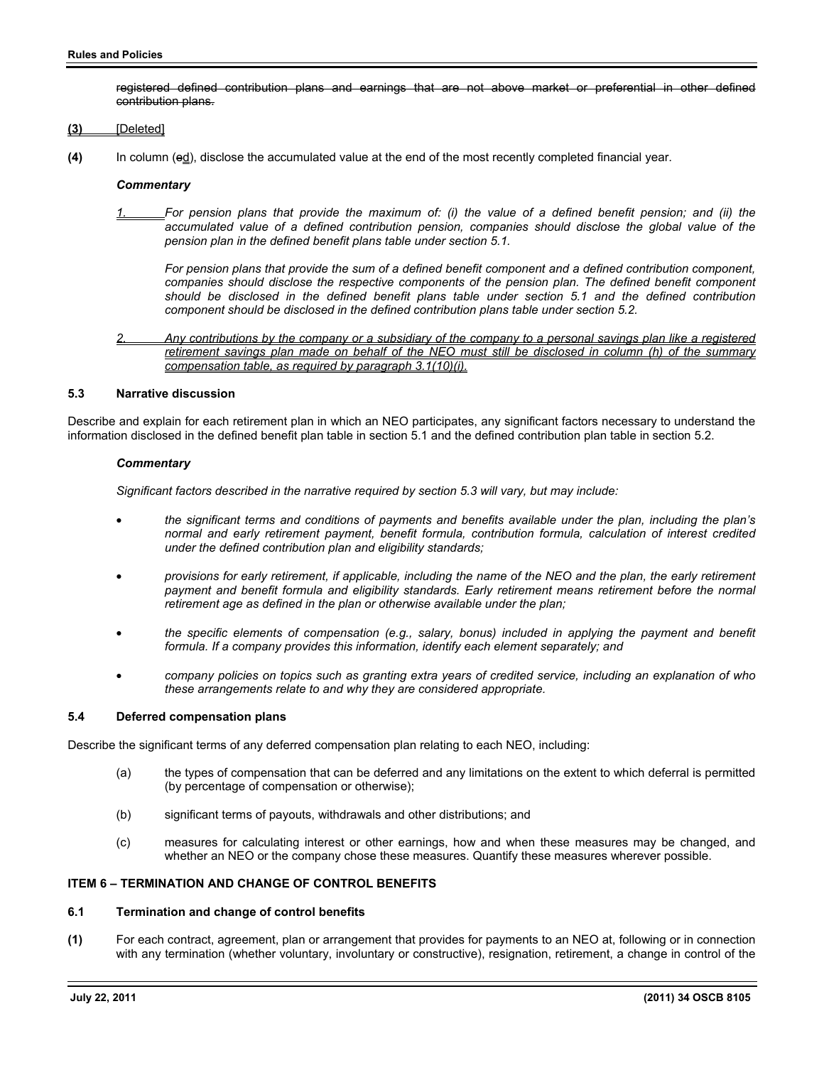~~registered defined contribution plans and earnings that are not above market or preferential in other defined contribution plans.~~

**(3)** [Deleted]

**(4)** In column (~~e~~d), disclose the accumulated value at the end of the most recently completed financial year.

***Commentary***

*1. For pension plans that provide the maximum of: (i) the value of a defined benefit pension; and (ii) the accumulated value of a defined contribution pension, companies should disclose the global value of the pension plan in the defined benefit plans table under section 5.1.*

*For pension plans that provide the sum of a defined benefit component and a defined contribution component, companies should disclose the respective components of the pension plan. The defined benefit component should be disclosed in the defined benefit plans table under section 5.1 and the defined contribution component should be disclosed in the defined contribution plans table under section 5.2.*

*2. Any contributions by the company or a subsidiary of the company to a personal savings plan like a registered retirement savings plan made on behalf of the NEO must still be disclosed in column (h) of the summary compensation table, as required by paragraph 3.1(10)(i).*

### 5.3 Narrative discussion

Describe and explain for each retirement plan in which an NEO participates, any significant factors necessary to understand the information disclosed in the defined benefit plan table in section 5.1 and the defined contribution plan table in section 5.2.

***Commentary***

*Significant factors described in the narrative required by section 5.3 will vary, but may include:*

- *the significant terms and conditions of payments and benefits available under the plan, including the plan's normal and early retirement payment, benefit formula, contribution formula, calculation of interest credited under the defined contribution plan and eligibility standards;*
- *provisions for early retirement, if applicable, including the name of the NEO and the plan, the early retirement payment and benefit formula and eligibility standards. Early retirement means retirement before the normal retirement age as defined in the plan or otherwise available under the plan;*
- *the specific elements of compensation (e.g., salary, bonus) included in applying the payment and benefit formula. If a company provides this information, identify each element separately; and*
- *company policies on topics such as granting extra years of credited service, including an explanation of who these arrangements relate to and why they are considered appropriate.*

### 5.4 Deferred compensation plans

Describe the significant terms of any deferred compensation plan relating to each NEO, including:

(a) the types of compensation that can be deferred and any limitations on the extent to which deferral is permitted (by percentage of compensation or otherwise);

(b) significant terms of payouts, withdrawals and other distributions; and

(c) measures for calculating interest or other earnings, how and when these measures may be changed, and whether an NEO or the company chose these measures. Quantify these measures wherever possible.

## ITEM 6 – TERMINATION AND CHANGE OF CONTROL BENEFITS

### 6.1 Termination and change of control benefits

**(1)** For each contract, agreement, plan or arrangement that provides for payments to an NEO at, following or in connection with any termination (whether voluntary, involuntary or constructive), resignation, retirement, a change in control of the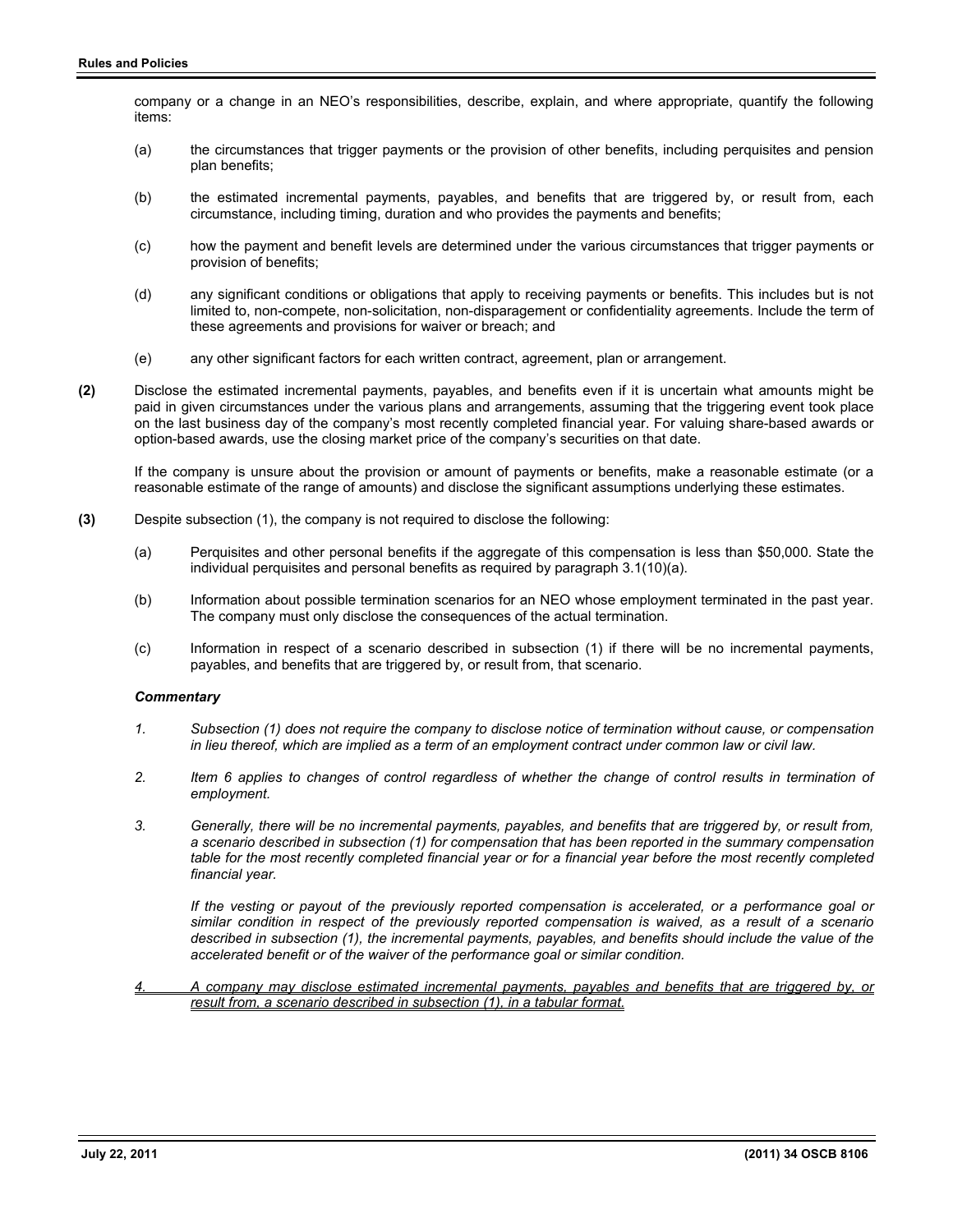company or a change in an NEO's responsibilities, describe, explain, and where appropriate, quantify the following items:

(a) the circumstances that trigger payments or the provision of other benefits, including perquisites and pension plan benefits;

(b) the estimated incremental payments, payables, and benefits that are triggered by, or result from, each circumstance, including timing, duration and who provides the payments and benefits;

(c) how the payment and benefit levels are determined under the various circumstances that trigger payments or provision of benefits;

(d) any significant conditions or obligations that apply to receiving payments or benefits. This includes but is not limited to, non-compete, non-solicitation, non-disparagement or confidentiality agreements. Include the term of these agreements and provisions for waiver or breach; and

(e) any other significant factors for each written contract, agreement, plan or arrangement.

**(2)** Disclose the estimated incremental payments, payables, and benefits even if it is uncertain what amounts might be paid in given circumstances under the various plans and arrangements, assuming that the triggering event took place on the last business day of the company's most recently completed financial year. For valuing share-based awards or option-based awards, use the closing market price of the company's securities on that date.

If the company is unsure about the provision or amount of payments or benefits, make a reasonable estimate (or a reasonable estimate of the range of amounts) and disclose the significant assumptions underlying these estimates.

**(3)** Despite subsection (1), the company is not required to disclose the following:

(a) Perquisites and other personal benefits if the aggregate of this compensation is less than $50,000. State the individual perquisites and personal benefits as required by paragraph 3.1(10)(a).

(b) Information about possible termination scenarios for an NEO whose employment terminated in the past year. The company must only disclose the consequences of the actual termination.

(c) Information in respect of a scenario described in subsection (1) if there will be no incremental payments, payables, and benefits that are triggered by, or result from, that scenario.

***Commentary***

*1. Subsection (1) does not require the company to disclose notice of termination without cause, or compensation in lieu thereof, which are implied as a term of an employment contract under common law or civil law.*

*2. Item 6 applies to changes of control regardless of whether the change of control results in termination of employment.*

*3. Generally, there will be no incremental payments, payables, and benefits that are triggered by, or result from, a scenario described in subsection (1) for compensation that has been reported in the summary compensation table for the most recently completed financial year or for a financial year before the most recently completed financial year.*

*If the vesting or payout of the previously reported compensation is accelerated, or a performance goal or similar condition in respect of the previously reported compensation is waived, as a result of a scenario described in subsection (1), the incremental payments, payables, and benefits should include the value of the accelerated benefit or of the waiver of the performance goal or similar condition.*

<u>*4. A company may disclose estimated incremental payments, payables and benefits that are triggered by, or result from, a scenario described in subsection (1), in a tabular format.*</u>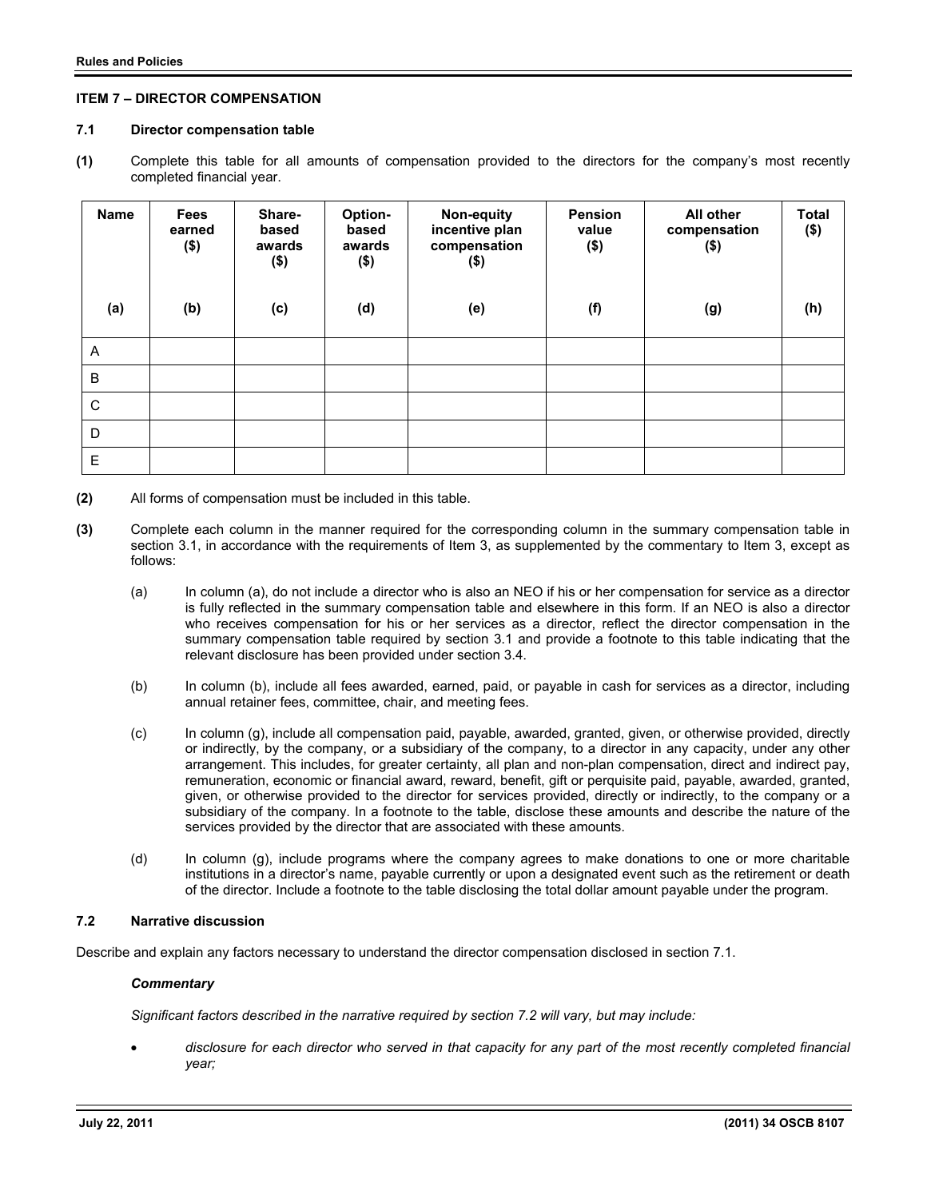### ITEM 7 – DIRECTOR COMPENSATION

#### 7.1 Director compensation table

**(1)** Complete this table for all amounts of compensation provided to the directors for the company's most recently completed financial year.

| Name<br><br>(a) | Fees earned ($)<br><br>(b) | Share-based awards ($)<br><br>(c) | Option-based awards ($)<br><br>(d) | Non-equity incentive plan compensation ($)<br><br>(e) | Pension value ($)<br><br>(f) | All other compensation ($)<br><br>(g) | Total ($)<br><br>(h) |
|---|---|---|---|---|---|---|---|
| A | | | | | | | |
| B | | | | | | | |
| C | | | | | | | |
| D | | | | | | | |
| E | | | | | | | |

**(2)** All forms of compensation must be included in this table.

**(3)** Complete each column in the manner required for the corresponding column in the summary compensation table in section 3.1, in accordance with the requirements of Item 3, as supplemented by the commentary to Item 3, except as follows:

(a) In column (a), do not include a director who is also an NEO if his or her compensation for service as a director is fully reflected in the summary compensation table and elsewhere in this form. If an NEO is also a director who receives compensation for his or her services as a director, reflect the director compensation in the summary compensation table required by section 3.1 and provide a footnote to this table indicating that the relevant disclosure has been provided under section 3.4.

(b) In column (b), include all fees awarded, earned, paid, or payable in cash for services as a director, including annual retainer fees, committee, chair, and meeting fees.

(c) In column (g), include all compensation paid, payable, awarded, granted, given, or otherwise provided, directly or indirectly, by the company, or a subsidiary of the company, to a director in any capacity, under any other arrangement. This includes, for greater certainty, all plan and non-plan compensation, direct and indirect pay, remuneration, economic or financial award, reward, benefit, gift or perquisite paid, payable, awarded, granted, given, or otherwise provided to the director for services provided, directly or indirectly, to the company or a subsidiary of the company. In a footnote to the table, disclose these amounts and describe the nature of the services provided by the director that are associated with these amounts.

(d) In column (g), include programs where the company agrees to make donations to one or more charitable institutions in a director's name, payable currently or upon a designated event such as the retirement or death of the director. Include a footnote to the table disclosing the total dollar amount payable under the program.

#### 7.2 Narrative discussion

Describe and explain any factors necessary to understand the director compensation disclosed in section 7.1.

***Commentary***

*Significant factors described in the narrative required by section 7.2 will vary, but may include:*

- *disclosure for each director who served in that capacity for any part of the most recently completed financial year;*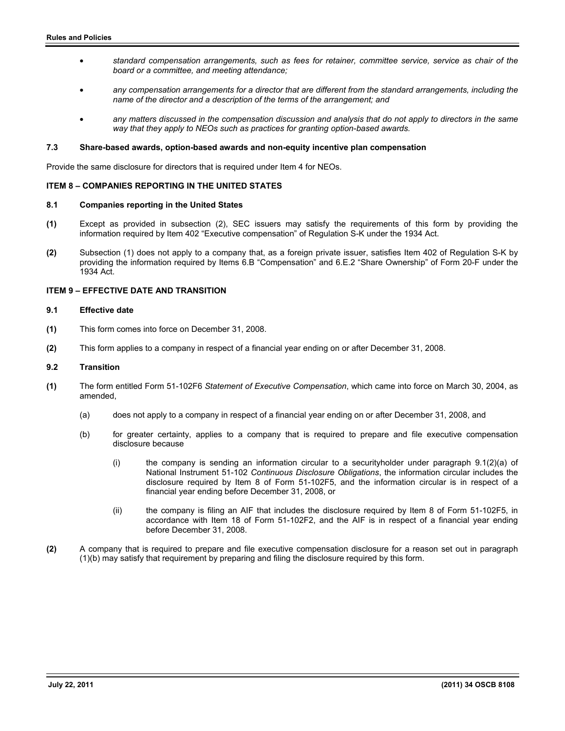- *standard compensation arrangements, such as fees for retainer, committee service, service as chair of the board or a committee, and meeting attendance;*
- *any compensation arrangements for a director that are different from the standard arrangements, including the name of the director and a description of the terms of the arrangement; and*
- *any matters discussed in the compensation discussion and analysis that do not apply to directors in the same way that they apply to NEOs such as practices for granting option-based awards.*

### 7.3 Share-based awards, option-based awards and non-equity incentive plan compensation

Provide the same disclosure for directors that is required under Item 4 for NEOs.

## ITEM 8 – COMPANIES REPORTING IN THE UNITED STATES

### 8.1 Companies reporting in the United States

**(1)** Except as provided in subsection (2), SEC issuers may satisfy the requirements of this form by providing the information required by Item 402 "Executive compensation" of Regulation S-K under the 1934 Act.

**(2)** Subsection (1) does not apply to a company that, as a foreign private issuer, satisfies Item 402 of Regulation S-K by providing the information required by Items 6.B "Compensation" and 6.E.2 "Share Ownership" of Form 20-F under the 1934 Act.

## ITEM 9 – EFFECTIVE DATE AND TRANSITION

### 9.1 Effective date

**(1)** This form comes into force on December 31, 2008.

**(2)** This form applies to a company in respect of a financial year ending on or after December 31, 2008.

### 9.2 Transition

**(1)** The form entitled Form 51-102F6 *Statement of Executive Compensation*, which came into force on March 30, 2004, as amended,

(a) does not apply to a company in respect of a financial year ending on or after December 31, 2008, and

(b) for greater certainty, applies to a company that is required to prepare and file executive compensation disclosure because

(i) the company is sending an information circular to a securityholder under paragraph 9.1(2)(a) of National Instrument 51-102 *Continuous Disclosure Obligations*, the information circular includes the disclosure required by Item 8 of Form 51-102F5, and the information circular is in respect of a financial year ending before December 31, 2008, or

(ii) the company is filing an AIF that includes the disclosure required by Item 8 of Form 51-102F5, in accordance with Item 18 of Form 51-102F2, and the AIF is in respect of a financial year ending before December 31, 2008.

**(2)** A company that is required to prepare and file executive compensation disclosure for a reason set out in paragraph (1)(b) may satisfy that requirement by preparing and filing the disclosure required by this form.